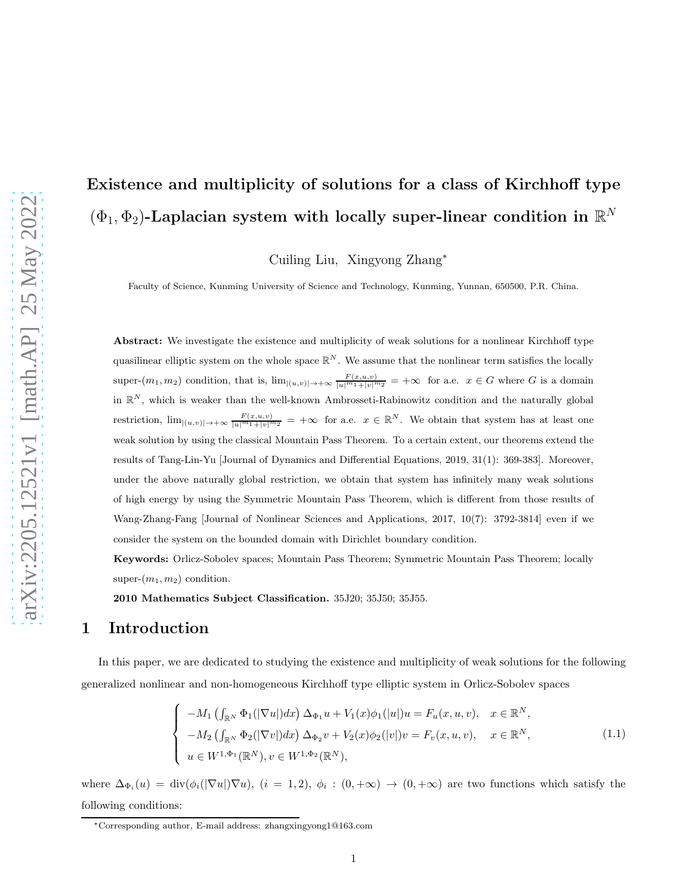# Existence and multiplicity of solutions for a class of Kirchhoff type $(\Phi_1, \Phi_2)$-Laplacian system with locally super-linear condition in $\mathbb{R}^N$

Cuiling Liu, Xingyong Zhang*

Faculty of Science, Kunming University of Science and Technology, Kunming, Yunnan, 650500, P.R. China.

**Abstract:** We investigate the existence and multiplicity of weak solutions for a nonlinear Kirchhoff type quasilinear elliptic system on the whole space $\mathbb{R}^N$. We assume that the nonlinear term satisfies the locally super-$(m_1, m_2)$ condition, that is, $\lim_{|(u,v)|\to+\infty} \frac{F(x,u,v)}{|u|^{m_1}+|v|^{m_2}} = +\infty$ for a.e. $x \in G$ where $G$ is a domain in $\mathbb{R}^N$, which is weaker than the well-known Ambrosseti-Rabinowitz condition and the naturally global restriction, $\lim_{|(u,v)|\to+\infty} \frac{F(x,u,v)}{|u|^{m_1}+|v|^{m_2}} = +\infty$ for a.e. $x \in \mathbb{R}^N$. We obtain that system has at least one weak solution by using the classical Mountain Pass Theorem. To a certain extent, our theorems extend the results of Tang-Lin-Yu [Journal of Dynamics and Differential Equations, 2019, 31(1): 369-383]. Moreover, under the above naturally global restriction, we obtain that system has infinitely many weak solutions of high energy by using the Symmetric Mountain Pass Theorem, which is different from those results of Wang-Zhang-Fang [Journal of Nonlinear Sciences and Applications, 2017, 10(7): 3792-3814] even if we consider the system on the bounded domain with Dirichlet boundary condition.

**Keywords:** Orlicz-Sobolev spaces; Mountain Pass Theorem; Symmetric Mountain Pass Theorem; locally super-$(m_1, m_2)$ condition.

**2010 Mathematics Subject Classification.** 35J20; 35J50; 35J55.

## 1 Introduction

In this paper, we are dedicated to studying the existence and multiplicity of weak solutions for the following generalized nonlinear and non-homogeneous Kirchhoff type elliptic system in Orlicz-Sobolev spaces

$$
\begin{cases}
-M_1\left(\int_{\mathbb{R}^N} \Phi_1(|\nabla u|)dx\right)\Delta_{\Phi_1} u + V_1(x)\phi_1(|u|)u = F_u(x,u,v), & x \in \mathbb{R}^N,\\
-M_2\left(\int_{\mathbb{R}^N} \Phi_2(|\nabla v|)dx\right)\Delta_{\Phi_2} v + V_2(x)\phi_2(|v|)v = F_v(x,u,v), & x \in \mathbb{R}^N,\\
u \in W^{1,\Phi_1}(\mathbb{R}^N), v \in W^{1,\Phi_2}(\mathbb{R}^N),
\end{cases}
\tag{1.1}
$$

where $\Delta_{\Phi_i}(u) = \operatorname{div}(\phi_i(|\nabla u|)\nabla u)$, $(i = 1,2)$, $\phi_i : (0,+\infty) \to (0,+\infty)$ are two functions which satisfy the following conditions:

*Corresponding author, E-mail address: zhangxingyong1@163.com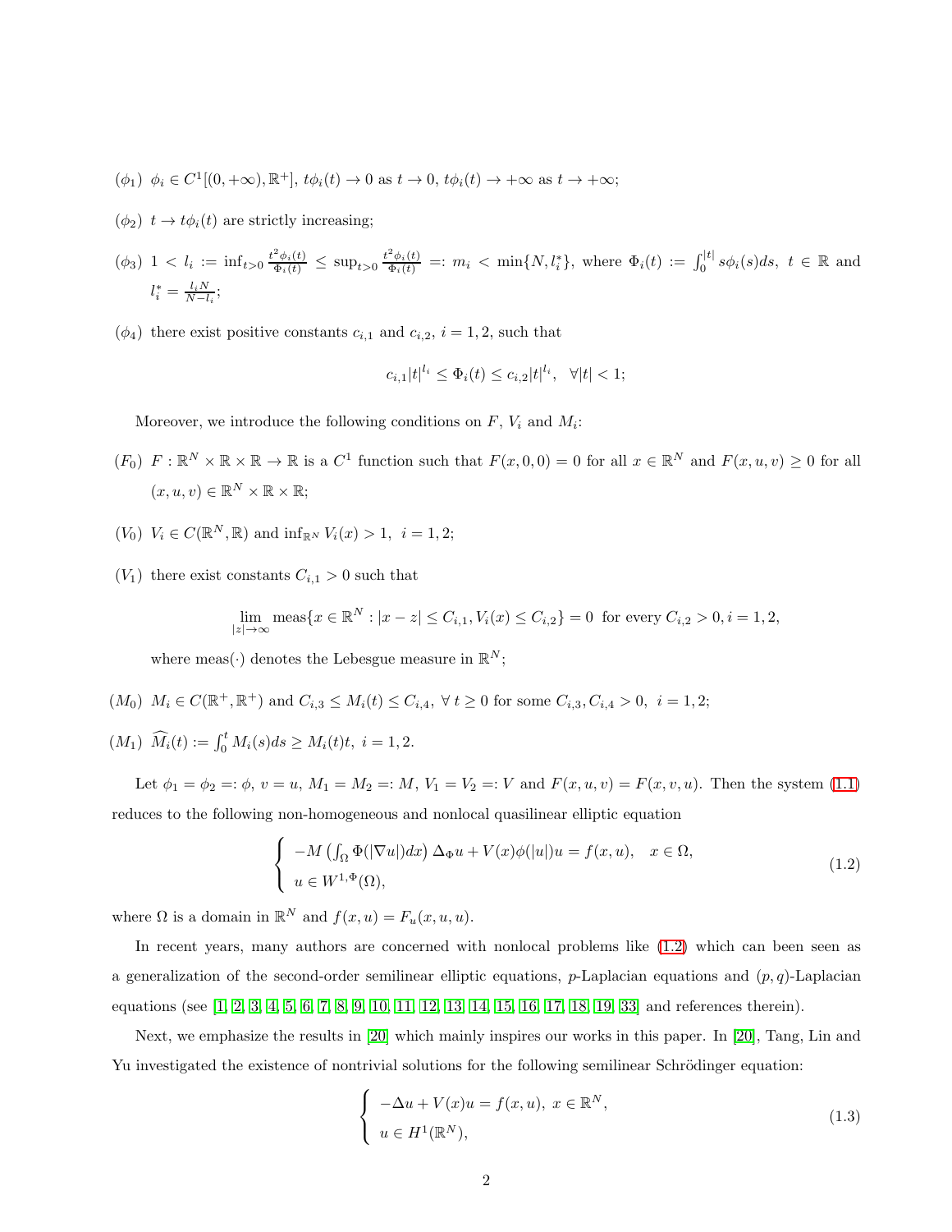($\phi_1$) $\phi_i \in C^1[(0,+\infty),\mathbb{R}^+]$, $t\phi_i(t) \to 0$ as $t \to 0$, $t\phi_i(t) \to +\infty$ as $t \to +\infty$;

($\phi_2$) $t \to t\phi_i(t)$ are strictly increasing;

($\phi_3$) $1 < l_i := \inf_{t>0} \frac{t^2\phi_i(t)}{\Phi_i(t)} \le \sup_{t>0} \frac{t^2\phi_i(t)}{\Phi_i(t)} =: m_i < \min\{N, l_i^*\}$, where $\Phi_i(t) := \int_0^{|t|} s\phi_i(s)ds$, $t \in \mathbb{R}$ and $l_i^* = \frac{l_i N}{N-l_i}$;

($\phi_4$) there exist positive constants $c_{i,1}$ and $c_{i,2}$, $i = 1, 2$, such that

$$c_{i,1}|t|^{l_i} \le \Phi_i(t) \le c_{i,2}|t|^{l_i}, \quad \forall |t| < 1;$$

Moreover, we introduce the following conditions on $F$, $V_i$ and $M_i$:

($F_0$) $F : \mathbb{R}^N \times \mathbb{R} \times \mathbb{R} \to \mathbb{R}$ is a $C^1$ function such that $F(x, 0, 0) = 0$ for all $x \in \mathbb{R}^N$ and $F(x, u, v) \ge 0$ for all $(x, u, v) \in \mathbb{R}^N \times \mathbb{R} \times \mathbb{R}$;

($V_0$) $V_i \in C(\mathbb{R}^N, \mathbb{R})$ and $\inf_{\mathbb{R}^N} V_i(x) > 1$, $i = 1, 2$;

($V_1$) there exist constants $C_{i,1} > 0$ such that

$$\lim_{|z|\to\infty} \text{meas}\{x \in \mathbb{R}^N : |x - z| \le C_{i,1}, V_i(x) \le C_{i,2}\} = 0 \text{ for every } C_{i,2} > 0, i = 1, 2,$$

where meas$(\cdot)$ denotes the Lebesgue measure in $\mathbb{R}^N$;

($M_0$) $M_i \in C(\mathbb{R}^+, \mathbb{R}^+)$ and $C_{i,3} \le M_i(t) \le C_{i,4}$, $\forall\, t \ge 0$ for some $C_{i,3}, C_{i,4} > 0$, $i = 1, 2$;

($M_1$) $\widehat{M_i}(t) := \int_0^t M_i(s)ds \ge M_i(t)t$, $i = 1, 2$.

Let $\phi_1 = \phi_2 =: \phi$, $v = u$, $M_1 = M_2 =: M$, $V_1 = V_2 =: V$ and $F(x, u, v) = F(x, v, u)$. Then the system (1.1) reduces to the following non-homogeneous and nonlocal quasilinear elliptic equation

$$\begin{cases} -M\left(\int_\Omega \Phi(|\nabla u|)dx\right)\Delta_\Phi u + V(x)\phi(|u|)u = f(x, u), & x \in \Omega, \\ u \in W^{1,\Phi}(\Omega), \end{cases} \tag{1.2}$$

where $\Omega$ is a domain in $\mathbb{R}^N$ and $f(x, u) = F_u(x, u, u)$.

In recent years, many authors are concerned with nonlocal problems like (1.2) which can been seen as a generalization of the second-order semilinear elliptic equations, $p$-Laplacian equations and $(p, q)$-Laplacian equations (see [1, 2, 3, 4, 5, 6, 7, 8, 9, 10, 11, 12, 13, 14, 15, 16, 17, 18, 19, 33] and references therein).

Next, we emphasize the results in [20] which mainly inspires our works in this paper. In [20], Tang, Lin and Yu investigated the existence of nontrivial solutions for the following semilinear Schrödinger equation:

$$\begin{cases} -\Delta u + V(x)u = f(x, u), \ x \in \mathbb{R}^N, \\ u \in H^1(\mathbb{R}^N), \end{cases} \tag{1.3}$$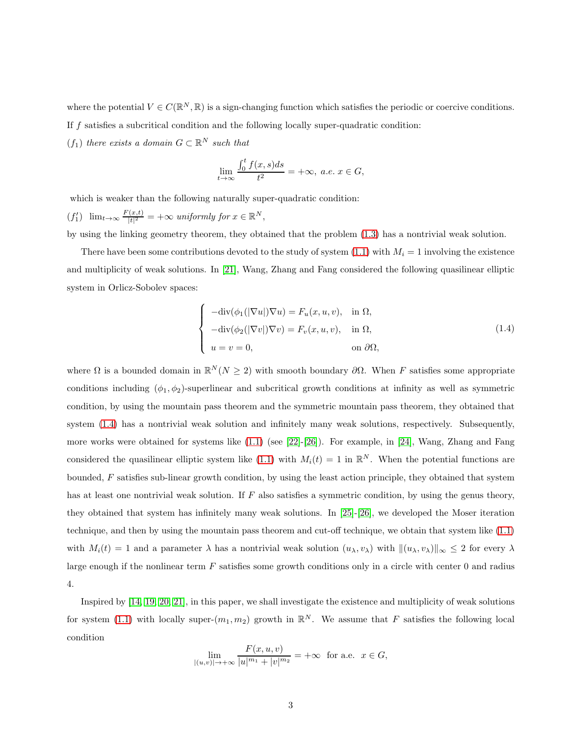where the potential $V \in C(\mathbb{R}^N, \mathbb{R})$ is a sign-changing function which satisfies the periodic or coercive conditions. If $f$ satisfies a subcritical condition and the following locally super-quadratic condition:

$(f_1)$ *there exists a domain $G \subset \mathbb{R}^N$ such that*

$$\lim_{t\to\infty} \frac{\int_0^t f(x,s)ds}{t^2} = +\infty, \text{ a.e. } x \in G,$$

which is weaker than the following naturally super-quadratic condition:

$(f_1')$ $\lim_{t\to\infty} \frac{F(x,t)}{|t|^2} = +\infty$ *uniformly for $x \in \mathbb{R}^N$,*

by using the linking geometry theorem, they obtained that the problem (1.3) has a nontrivial weak solution.

There have been some contributions devoted to the study of system (1.1) with $M_i = 1$ involving the existence and multiplicity of weak solutions. In [21], Wang, Zhang and Fang considered the following quasilinear elliptic system in Orlicz-Sobolev spaces:

$$\begin{cases} -\operatorname{div}(\phi_1(|\nabla u|)\nabla u) = F_u(x,u,v), & \text{in } \Omega, \\ -\operatorname{div}(\phi_2(|\nabla v|)\nabla v) = F_v(x,u,v), & \text{in } \Omega, \\ u = v = 0, & \text{on } \partial\Omega, \end{cases} \tag{1.4}$$

where $\Omega$ is a bounded domain in $\mathbb{R}^N (N \geq 2)$ with smooth boundary $\partial\Omega$. When $F$ satisfies some appropriate conditions including $(\phi_1, \phi_2)$-superlinear and subcritical growth conditions at infinity as well as symmetric condition, by using the mountain pass theorem and the symmetric mountain pass theorem, they obtained that system (1.4) has a nontrivial weak solution and infinitely many weak solutions, respectively. Subsequently, more works were obtained for systems like (1.1) (see [22]-[26]). For example, in [24], Wang, Zhang and Fang considered the quasilinear elliptic system like (1.1) with $M_i(t) = 1$ in $\mathbb{R}^N$. When the potential functions are bounded, $F$ satisfies sub-linear growth condition, by using the least action principle, they obtained that system has at least one nontrivial weak solution. If $F$ also satisfies a symmetric condition, by using the genus theory, they obtained that system has infinitely many weak solutions. In [25]-[26], we developed the Moser iteration technique, and then by using the mountain pass theorem and cut-off technique, we obtain that system like (1.1) with $M_i(t) = 1$ and a parameter $\lambda$ has a nontrivial weak solution $(u_\lambda, v_\lambda)$ with $\|(u_\lambda, v_\lambda)\|_\infty \leq 2$ for every $\lambda$ large enough if the nonlinear term $F$ satisfies some growth conditions only in a circle with center 0 and radius 4.

Inspired by [14, 19, 20, 21], in this paper, we shall investigate the existence and multiplicity of weak solutions for system (1.1) with locally super-$(m_1, m_2)$ growth in $\mathbb{R}^N$. We assume that $F$ satisfies the following local condition

$$\lim_{|(u,v)|\to+\infty} \frac{F(x,u,v)}{|u|^{m_1} + |v|^{m_2}} = +\infty \quad \text{for a.e. } \ x \in G,$$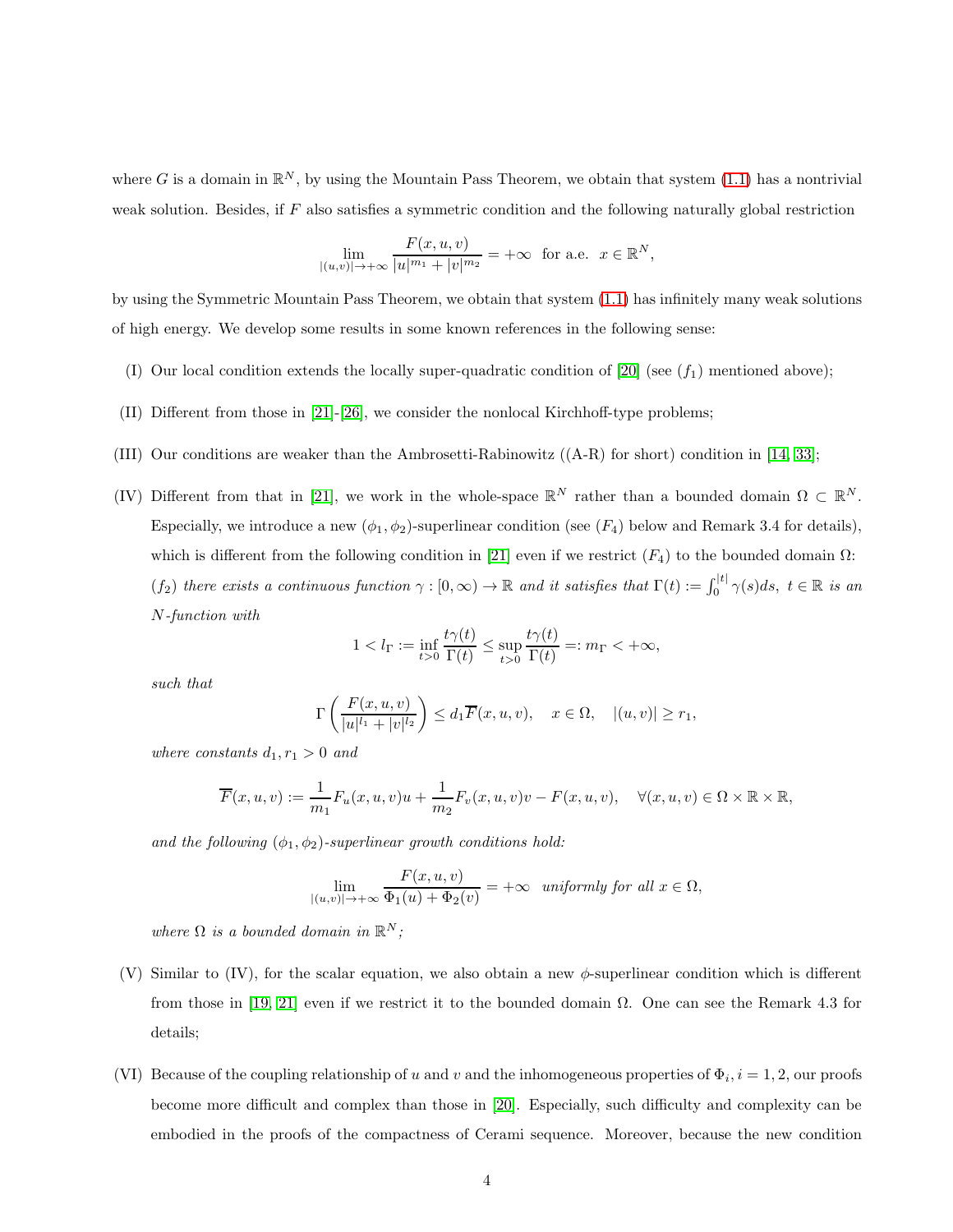where $G$ is a domain in $\mathbb{R}^N$, by using the Mountain Pass Theorem, we obtain that system (1.1) has a nontrivial weak solution. Besides, if $F$ also satisfies a symmetric condition and the following naturally global restriction

$$\lim_{|(u,v)|\to+\infty} \frac{F(x,u,v)}{|u|^{m_1}+|v|^{m_2}} = +\infty \quad \text{for a.e. } x \in \mathbb{R}^N,$$

by using the Symmetric Mountain Pass Theorem, we obtain that system (1.1) has infinitely many weak solutions of high energy. We develop some results in some known references in the following sense:

(I) Our local condition extends the locally super-quadratic condition of [20] (see $(f_1)$ mentioned above);

(II) Different from those in [21]-[26], we consider the nonlocal Kirchhoff-type problems;

(III) Our conditions are weaker than the Ambrosetti-Rabinowitz ((A-R) for short) condition in [14, 33];

(IV) Different from that in [21], we work in the whole-space $\mathbb{R}^N$ rather than a bounded domain $\Omega \subset \mathbb{R}^N$. Especially, we introduce a new $(\phi_1, \phi_2)$-superlinear condition (see $(F_4)$ below and Remark 3.4 for details), which is different from the following condition in [21] even if we restrict $(F_4)$ to the bounded domain $\Omega$:
$(f_2)$ *there exists a continuous function* $\gamma : [0, \infty) \to \mathbb{R}$ *and it satisfies that* $\Gamma(t) := \int_0^{|t|} \gamma(s)ds, \ t \in \mathbb{R}$ *is an* $N$*-function with*

$$1 < l_\Gamma := \inf_{t>0} \frac{t\gamma(t)}{\Gamma(t)} \leq \sup_{t>0} \frac{t\gamma(t)}{\Gamma(t)} =: m_\Gamma < +\infty,$$

*such that*

$$\Gamma\left(\frac{F(x,u,v)}{|u|^{l_1}+|v|^{l_2}}\right) \leq d_1 \overline{F}(x,u,v), \quad x \in \Omega, \quad |(u,v)| \geq r_1,$$

*where constants* $d_1, r_1 > 0$ *and*

$$\overline{F}(x,u,v) := \frac{1}{m_1} F_u(x,u,v)u + \frac{1}{m_2} F_v(x,u,v)v - F(x,u,v), \quad \forall (x,u,v) \in \Omega \times \mathbb{R} \times \mathbb{R},$$

*and the following* $(\phi_1, \phi_2)$*-superlinear growth conditions hold:*

$$\lim_{|(u,v)|\to+\infty} \frac{F(x,u,v)}{\Phi_1(u)+\Phi_2(v)} = +\infty \quad \text{uniformly for all } x \in \Omega,$$

*where* $\Omega$ *is a bounded domain in* $\mathbb{R}^N$*;*

(V) Similar to (IV), for the scalar equation, we also obtain a new $\phi$-superlinear condition which is different from those in [19, 21] even if we restrict it to the bounded domain $\Omega$. One can see the Remark 4.3 for details;

(VI) Because of the coupling relationship of $u$ and $v$ and the inhomogeneous properties of $\Phi_i, i = 1, 2$, our proofs become more difficult and complex than those in [20]. Especially, such difficulty and complexity can be embodied in the proofs of the compactness of Cerami sequence. Moreover, because the new condition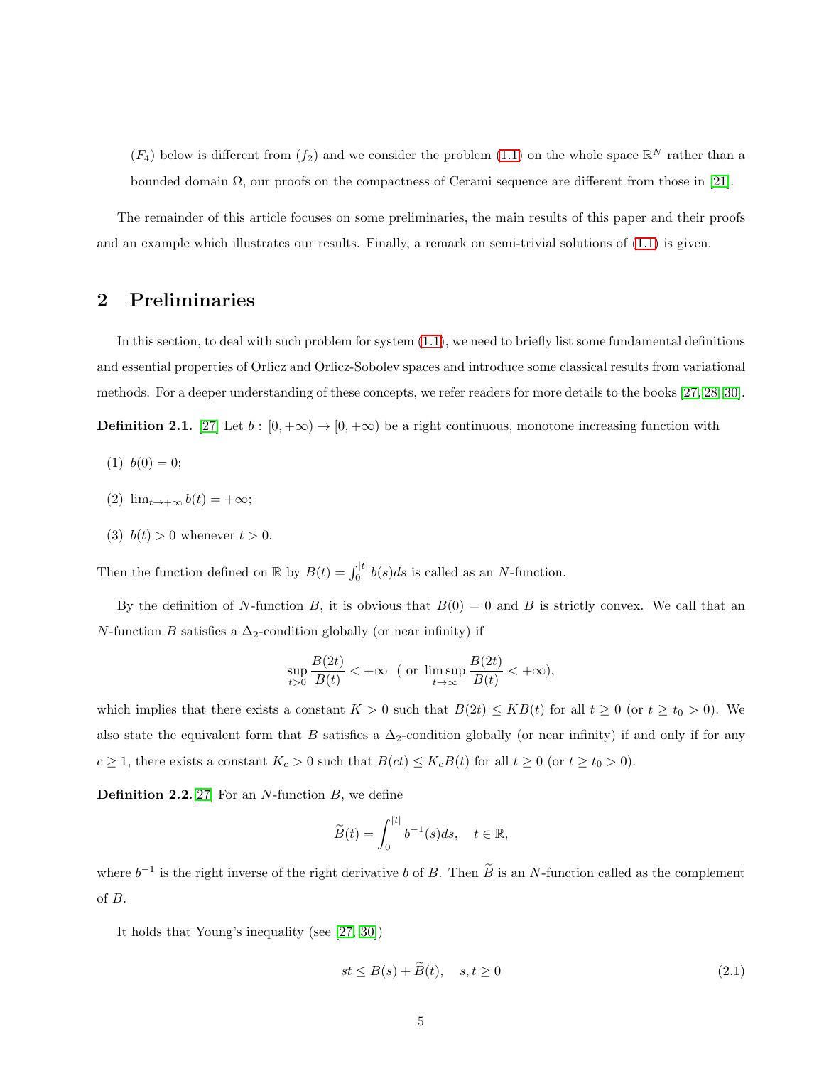$(F_4)$ below is different from $(f_2)$ and we consider the problem (1.1) on the whole space $\mathbb{R}^N$ rather than a bounded domain $\Omega$, our proofs on the compactness of Cerami sequence are different from those in [21].

The remainder of this article focuses on some preliminaries, the main results of this paper and their proofs and an example which illustrates our results. Finally, a remark on semi-trivial solutions of (1.1) is given.

## 2 Preliminaries

In this section, to deal with such problem for system (1.1), we need to briefly list some fundamental definitions and essential properties of Orlicz and Orlicz-Sobolev spaces and introduce some classical results from variational methods. For a deeper understanding of these concepts, we refer readers for more details to the books [27, 28, 30].

**Definition 2.1.** [27] Let $b : [0, +\infty) \to [0, +\infty)$ be a right continuous, monotone increasing function with

(1) $b(0) = 0$;

(2) $\lim_{t\to+\infty} b(t) = +\infty$;

(3) $b(t) > 0$ whenever $t > 0$.

Then the function defined on $\mathbb{R}$ by $B(t) = \int_0^{|t|} b(s)ds$ is called as an $N$-function.

By the definition of $N$-function $B$, it is obvious that $B(0) = 0$ and $B$ is strictly convex. We call that an $N$-function $B$ satisfies a $\Delta_2$-condition globally (or near infinity) if

$$\sup_{t>0} \frac{B(2t)}{B(t)} < +\infty \quad (\text{ or } \limsup_{t\to\infty} \frac{B(2t)}{B(t)} < +\infty),$$

which implies that there exists a constant $K > 0$ such that $B(2t) \le KB(t)$ for all $t \ge 0$ (or $t \ge t_0 > 0$). We also state the equivalent form that $B$ satisfies a $\Delta_2$-condition globally (or near infinity) if and only if for any $c \ge 1$, there exists a constant $K_c > 0$ such that $B(ct) \le K_c B(t)$ for all $t \ge 0$ (or $t \ge t_0 > 0$).

**Definition 2.2.** [27] For an $N$-function $B$, we define

$$\widetilde{B}(t) = \int_0^{|t|} b^{-1}(s)ds, \quad t \in \mathbb{R},$$

where $b^{-1}$ is the right inverse of the right derivative $b$ of $B$. Then $\widetilde{B}$ is an $N$-function called as the complement of $B$.

It holds that Young's inequality (see [27, 30])

$$st \le B(s) + \widetilde{B}(t), \quad s, t \ge 0 \tag{2.1}$$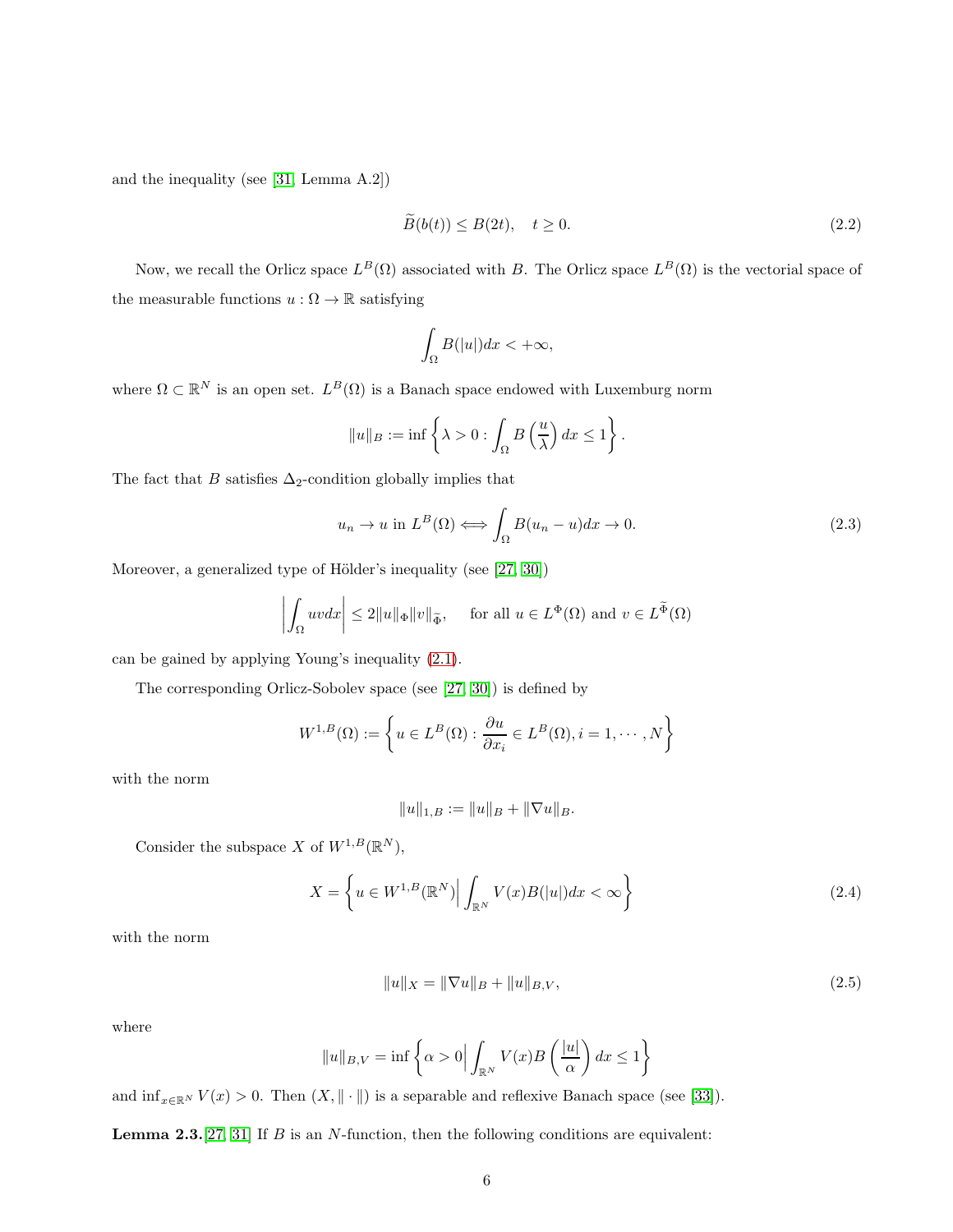and the inequality (see [31, Lemma A.2])

$$\widetilde{B}(b(t)) \le B(2t), \quad t \ge 0. \tag{2.2}$$

Now, we recall the Orlicz space $L^B(\Omega)$ associated with $B$. The Orlicz space $L^B(\Omega)$ is the vectorial space of the measurable functions $u : \Omega \to \mathbb{R}$ satisfying

$$\int_\Omega B(|u|)dx < +\infty,$$

where $\Omega \subset \mathbb{R}^N$ is an open set. $L^B(\Omega)$ is a Banach space endowed with Luxemburg norm

$$\|u\|_B := \inf\left\{\lambda > 0 : \int_\Omega B\left(\frac{u}{\lambda}\right)dx \le 1\right\}.$$

The fact that $B$ satisfies $\Delta_2$-condition globally implies that

$$u_n \to u \text{ in } L^B(\Omega) \Longleftrightarrow \int_\Omega B(u_n - u)dx \to 0. \tag{2.3}$$

Moreover, a generalized type of Hölder's inequality (see [27, 30])

$$\left|\int_\Omega uvdx\right| \le 2\|u\|_\Phi \|v\|_{\widetilde{\Phi}}, \quad \text{for all } u \in L^\Phi(\Omega) \text{ and } v \in L^{\widetilde{\Phi}}(\Omega)$$

can be gained by applying Young's inequality (2.1).

The corresponding Orlicz-Sobolev space (see [27, 30]) is defined by

$$W^{1,B}(\Omega) := \left\{u \in L^B(\Omega) : \frac{\partial u}{\partial x_i} \in L^B(\Omega), i = 1, \cdots, N\right\}$$

with the norm

$$\|u\|_{1,B} := \|u\|_B + \|\nabla u\|_B.$$

Consider the subspace $X$ of $W^{1,B}(\mathbb{R}^N)$,

$$X = \left\{u \in W^{1,B}(\mathbb{R}^N) \Big| \int_{\mathbb{R}^N} V(x)B(|u|)dx < \infty\right\} \tag{2.4}$$

with the norm

$$\|u\|_X = \|\nabla u\|_B + \|u\|_{B,V}, \tag{2.5}$$

where

$$\|u\|_{B,V} = \inf\left\{\alpha > 0 \Big| \int_{\mathbb{R}^N} V(x)B\left(\frac{|u|}{\alpha}\right)dx \le 1\right\}$$

and $\inf_{x\in\mathbb{R}^N} V(x) > 0$. Then $(X, \|\cdot\|)$ is a separable and reflexive Banach space (see [33]).

**Lemma 2.3.** [27, 31] If $B$ is an $N$-function, then the following conditions are equivalent: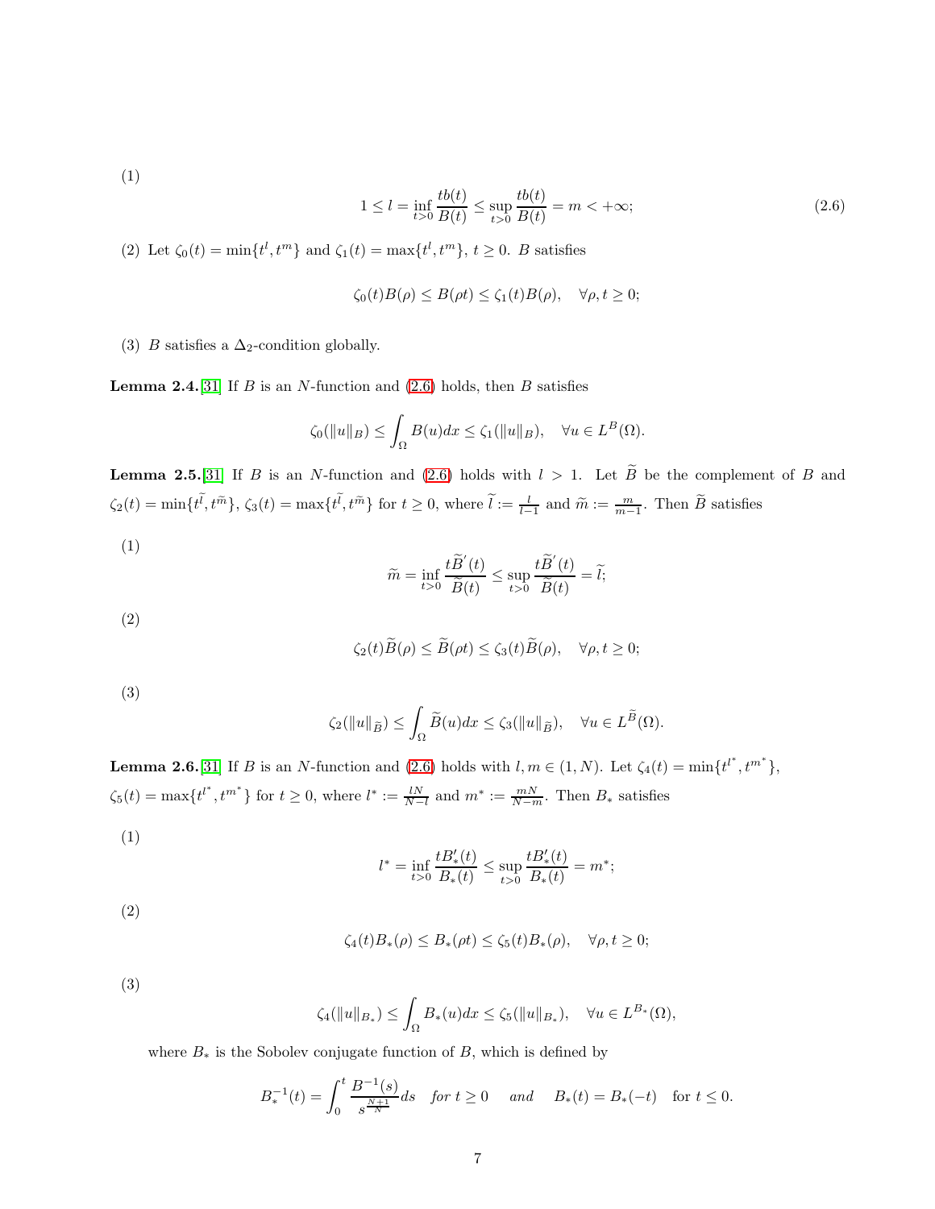(1)

$$1 \leq l = \inf_{t>0} \frac{tb(t)}{B(t)} \leq \sup_{t>0} \frac{tb(t)}{B(t)} = m < +\infty; \tag{2.6}$$

(2) Let $\zeta_0(t) = \min\{t^l, t^m\}$ and $\zeta_1(t) = \max\{t^l, t^m\}$, $t \geq 0$. $B$ satisfies

$$\zeta_0(t)B(\rho) \leq B(\rho t) \leq \zeta_1(t)B(\rho), \quad \forall \rho, t \geq 0;$$

(3) $B$ satisfies a $\Delta_2$-condition globally.

**Lemma 2.4.**[31] If $B$ is an $N$-function and (2.6) holds, then $B$ satisfies

$$\zeta_0(\|u\|_B) \leq \int_\Omega B(u)dx \leq \zeta_1(\|u\|_B), \quad \forall u \in L^B(\Omega).$$

**Lemma 2.5.**[31] If $B$ is an $N$-function and (2.6) holds with $l > 1$. Let $\widetilde{B}$ be the complement of $B$ and $\zeta_2(t) = \min\{t^{\widetilde{l}}, t^{\widetilde{m}}\}$, $\zeta_3(t) = \max\{t^{\widetilde{l}}, t^{\widetilde{m}}\}$ for $t \geq 0$, where $\widetilde{l} := \frac{l}{l-1}$ and $\widetilde{m} := \frac{m}{m-1}$. Then $\widetilde{B}$ satisfies

(1)

$$\widetilde{m} = \inf_{t>0} \frac{t\widetilde{B}'(t)}{\widetilde{B}(t)} \leq \sup_{t>0} \frac{t\widetilde{B}'(t)}{\widetilde{B}(t)} = \widetilde{l};$$

(2)

$$\zeta_2(t)\widetilde{B}(\rho) \leq \widetilde{B}(\rho t) \leq \zeta_3(t)\widetilde{B}(\rho), \quad \forall \rho, t \geq 0;$$

(3)

$$\zeta_2(\|u\|_{\widetilde{B}}) \leq \int_\Omega \widetilde{B}(u)dx \leq \zeta_3(\|u\|_{\widetilde{B}}), \quad \forall u \in L^{\widetilde{B}}(\Omega).$$

**Lemma 2.6.**[31] If $B$ is an $N$-function and (2.6) holds with $l, m \in (1, N)$. Let $\zeta_4(t) = \min\{t^{l^*}, t^{m^*}\}$, $\zeta_5(t) = \max\{t^{l^*}, t^{m^*}\}$ for $t \geq 0$, where $l^* := \frac{lN}{N-l}$ and $m^* := \frac{mN}{N-m}$. Then $B_*$ satisfies

(1)

$$l^* = \inf_{t>0} \frac{tB_*'(t)}{B_*(t)} \leq \sup_{t>0} \frac{tB_*'(t)}{B_*(t)} = m^*;$$

(2)

$$\zeta_4(t)B_*(\rho) \leq B_*(\rho t) \leq \zeta_5(t)B_*(\rho), \quad \forall \rho, t \geq 0;$$

(3)

$$\zeta_4(\|u\|_{B_*}) \leq \int_\Omega B_*(u)dx \leq \zeta_5(\|u\|_{B_*}), \quad \forall u \in L^{B_*}(\Omega),$$

where $B_*$ is the Sobolev conjugate function of $B$, which is defined by

$$B_*^{-1}(t) = \int_0^t \frac{B^{-1}(s)}{s^{\frac{N+1}{N}}} ds \quad \textit{for } t \geq 0 \quad \textit{and} \quad B_*(t) = B_*(-t) \quad \text{for } t \leq 0.$$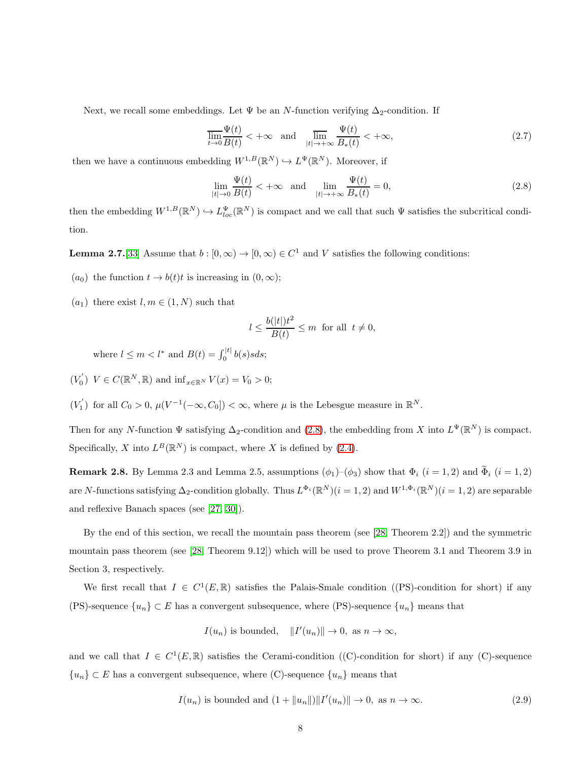Next, we recall some embeddings. Let $\Psi$ be an $N$-function verifying $\Delta_2$-condition. If

$$\overline{\lim_{t\to 0}}\frac{\Psi(t)}{B(t)} < +\infty \quad \text{and} \quad \overline{\lim_{|t|\to +\infty}}\frac{\Psi(t)}{B_*(t)} < +\infty, \tag{2.7}$$

then we have a continuous embedding $W^{1,B}(\mathbb{R}^N) \hookrightarrow L^{\Psi}(\mathbb{R}^N)$. Moreover, if

$$\lim_{|t|\to 0}\frac{\Psi(t)}{B(t)} < +\infty \quad \text{and} \quad \lim_{|t|\to +\infty}\frac{\Psi(t)}{B_*(t)} = 0, \tag{2.8}$$

then the embedding $W^{1,B}(\mathbb{R}^N) \hookrightarrow L^{\Psi}_{loc}(\mathbb{R}^N)$ is compact and we call that such $\Psi$ satisfies the subcritical condition.

**Lemma 2.7.**[33] Assume that $b : [0,\infty) \to [0,\infty) \in C^1$ and $V$ satisfies the following conditions:

$(a_0)$ the function $t \to b(t)t$ is increasing in $(0,\infty)$;

$(a_1)$ there exist $l, m \in (1,N)$ such that

$$l \leq \frac{b(|t|)t^2}{B(t)} \leq m \ \text{ for all } \ t \neq 0,$$

where $l \leq m < l^*$ and $B(t) = \int_0^{|t|} b(s)sds$;

$(V_0^{'})$ $V \in C(\mathbb{R}^N,\mathbb{R})$ and $\inf_{x\in\mathbb{R}^N} V(x) = V_0 > 0$;

$(V_1^{'})$ for all $C_0 > 0$, $\mu(V^{-1}(-\infty, C_0]) < \infty$, where $\mu$ is the Lebesgue measure in $\mathbb{R}^N$.

Then for any $N$-function $\Psi$ satisfying $\Delta_2$-condition and (2.8), the embedding from $X$ into $L^{\Psi}(\mathbb{R}^N)$ is compact. Specifically, $X$ into $L^B(\mathbb{R}^N)$ is compact, where $X$ is defined by (2.4).

**Remark 2.8.** By Lemma 2.3 and Lemma 2.5, assumptions $(\phi_1)$–$(\phi_3)$ show that $\Phi_i$ $(i = 1, 2)$ and $\widetilde{\Phi}_i$ $(i = 1, 2)$ are $N$-functions satisfying $\Delta_2$-condition globally. Thus $L^{\Phi_i}(\mathbb{R}^N)(i = 1, 2)$ and $W^{1,\Phi_i}(\mathbb{R}^N)(i = 1, 2)$ are separable and reflexive Banach spaces (see [27, 30]).

By the end of this section, we recall the mountain pass theorem (see [28, Theorem 2.2]) and the symmetric mountain pass theorem (see [28, Theorem 9.12]) which will be used to prove Theorem 3.1 and Theorem 3.9 in Section 3, respectively.

We first recall that $I \in C^1(E,\mathbb{R})$ satisfies the Palais-Smale condition ((PS)-condition for short) if any (PS)-sequence $\{u_n\} \subset E$ has a convergent subsequence, where (PS)-sequence $\{u_n\}$ means that

$$I(u_n) \text{ is bounded}, \quad \|I'(u_n)\| \to 0, \text{ as } n \to \infty,$$

and we call that $I \in C^1(E,\mathbb{R})$ satisfies the Cerami-condition ((C)-condition for short) if any (C)-sequence $\{u_n\} \subset E$ has a convergent subsequence, where (C)-sequence $\{u_n\}$ means that

$$I(u_n) \text{ is bounded and } (1 + \|u_n\|)\|I'(u_n)\| \to 0, \text{ as } n \to \infty. \tag{2.9}$$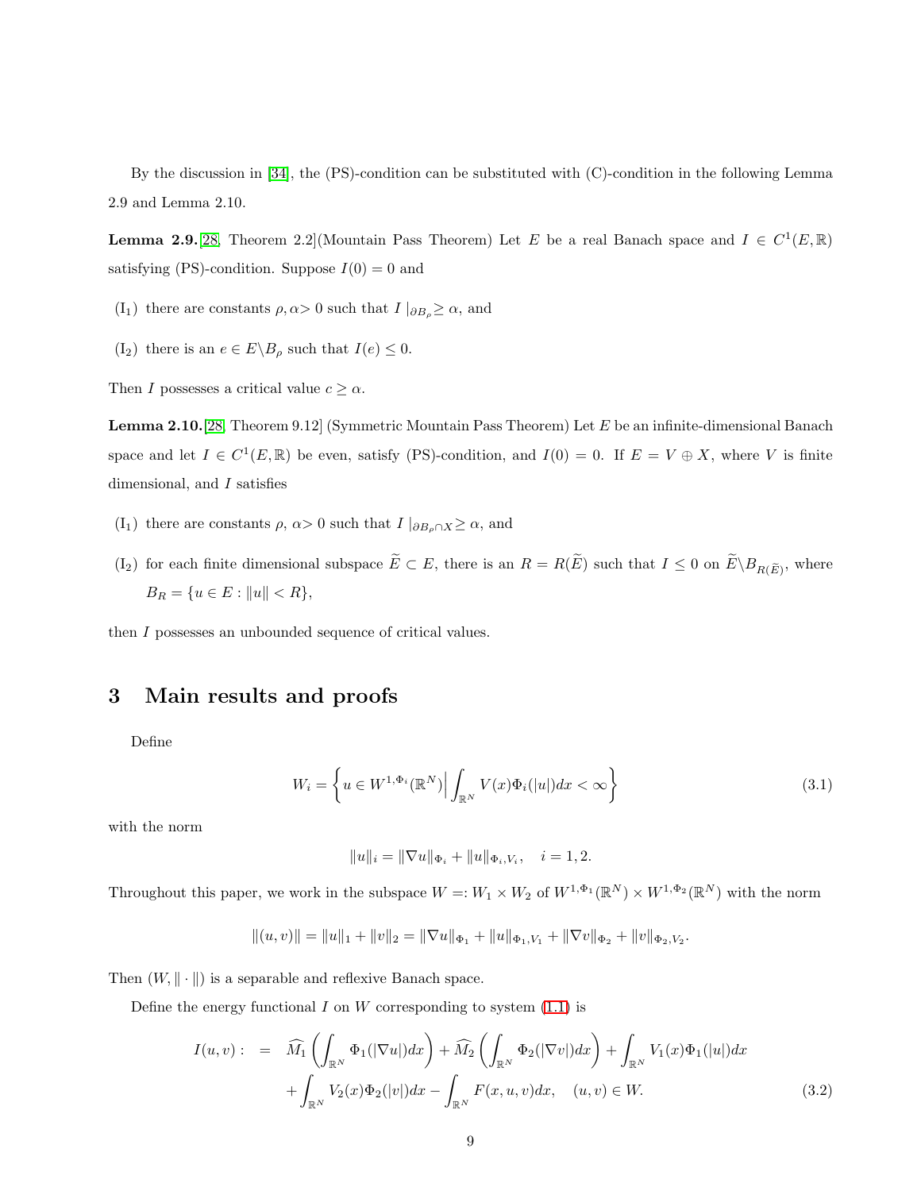By the discussion in [34], the (PS)-condition can be substituted with (C)-condition in the following Lemma 2.9 and Lemma 2.10.

**Lemma 2.9.**[28, Theorem 2.2](Mountain Pass Theorem) Let $E$ be a real Banach space and $I \in C^1(E,\mathbb{R})$ satisfying (PS)-condition. Suppose $I(0) = 0$ and

- ($\mathrm{I}_1$) there are constants $\rho, \alpha > 0$ such that $I\mid_{\partial B_\rho} \geq \alpha$, and
- ($\mathrm{I}_2$) there is an $e \in E \backslash B_\rho$ such that $I(e) \leq 0$.

Then $I$ possesses a critical value $c \geq \alpha$.

**Lemma 2.10.**[28, Theorem 9.12] (Symmetric Mountain Pass Theorem) Let $E$ be an infinite-dimensional Banach space and let $I \in C^1(E,\mathbb{R})$ be even, satisfy (PS)-condition, and $I(0) = 0$. If $E = V \oplus X$, where $V$ is finite dimensional, and $I$ satisfies

- ($\mathrm{I}_1$) there are constants $\rho$, $\alpha > 0$ such that $I\mid_{\partial B_\rho \cap X} \geq \alpha$, and
- ($\mathrm{I}_2$) for each finite dimensional subspace $\widetilde{E} \subset E$, there is an $R = R(\widetilde{E})$ such that $I \leq 0$ on $\widetilde{E} \backslash B_{R(\widetilde{E})}$, where $B_R = \{u \in E : \|u\| < R\}$,

then $I$ possesses an unbounded sequence of critical values.

# 3 Main results and proofs

Define

$$W_i = \left\{ u \in W^{1,\Phi_i}(\mathbb{R}^N) \Big| \int_{\mathbb{R}^N} V(x)\Phi_i(|u|)dx < \infty \right\} \tag{3.1}$$

with the norm

$$\|u\|_i = \|\nabla u\|_{\Phi_i} + \|u\|_{\Phi_i, V_i}, \quad i = 1, 2.$$

Throughout this paper, we work in the subspace $W =: W_1 \times W_2$ of $W^{1,\Phi_1}(\mathbb{R}^N) \times W^{1,\Phi_2}(\mathbb{R}^N)$ with the norm

$$\|(u,v)\| = \|u\|_1 + \|v\|_2 = \|\nabla u\|_{\Phi_1} + \|u\|_{\Phi_1,V_1} + \|\nabla v\|_{\Phi_2} + \|v\|_{\Phi_2,V_2}.$$

Then $(W, \|\cdot\|)$ is a separable and reflexive Banach space.

Define the energy functional $I$ on $W$ corresponding to system (1.1) is

$$\begin{aligned} I(u,v) : \ = \ & \widehat{M_1}\left(\int_{\mathbb{R}^N} \Phi_1(|\nabla u|)dx\right) + \widehat{M_2}\left(\int_{\mathbb{R}^N} \Phi_2(|\nabla v|)dx\right) + \int_{\mathbb{R}^N} V_1(x)\Phi_1(|u|)dx \\ & + \int_{\mathbb{R}^N} V_2(x)\Phi_2(|v|)dx - \int_{\mathbb{R}^N} F(x,u,v)dx, \quad (u,v) \in W. \end{aligned} \tag{3.2}$$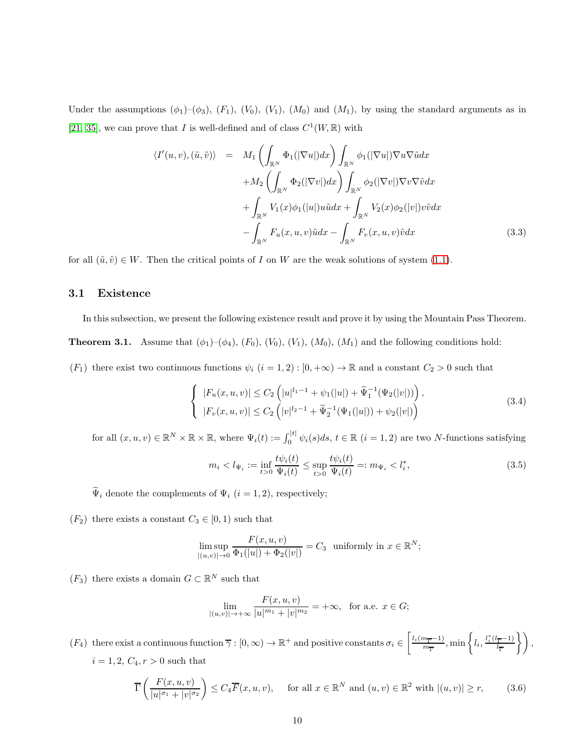Under the assumptions $(\phi_1)$–$(\phi_3)$, $(F_1)$, $(V_0)$, $(V_1)$, $(M_0)$ and $(M_1)$, by using the standard arguments as in [21, 35], we can prove that $I$ is well-defined and of class $C^1(W,\mathbb{R})$ with

$$
\begin{aligned}
\langle I'(u,v),(\tilde{u},\tilde{v})\rangle \;=\;& M_1\left(\int_{\mathbb{R}^N}\Phi_1(|\nabla u|)dx\right)\int_{\mathbb{R}^N}\phi_1(|\nabla u|)\nabla u\nabla\tilde{u}dx \\
&+M_2\left(\int_{\mathbb{R}^N}\Phi_2(|\nabla v|)dx\right)\int_{\mathbb{R}^N}\phi_2(|\nabla v|)\nabla v\nabla\tilde{v}dx \\
&+\int_{\mathbb{R}^N}V_1(x)\phi_1(|u|)u\tilde{u}dx+\int_{\mathbb{R}^N}V_2(x)\phi_2(|v|)v\tilde{v}dx \\
&-\int_{\mathbb{R}^N}F_u(x,u,v)\tilde{u}dx-\int_{\mathbb{R}^N}F_v(x,u,v)\tilde{v}dx \qquad (3.3)
\end{aligned}
$$

for all $(\tilde{u},\tilde{v})\in W$. Then the critical points of $I$ on $W$ are the weak solutions of system (1.1).

## 3.1 Existence

In this subsection, we present the following existence result and prove it by using the Mountain Pass Theorem.

**Theorem 3.1.** Assume that $(\phi_1)$–$(\phi_4)$, $(F_0)$, $(V_0)$, $(V_1)$, $(M_0)$, $(M_1)$ and the following conditions hold:

$(F_1)$ there exist two continuous functions $\psi_i$ $(i=1,2):[0,+\infty)\to\mathbb{R}$ and a constant $C_2>0$ such that

$$
\begin{cases}
|F_u(x,u,v)|\le C_2\left(|u|^{l_1-1}+\psi_1(|u|)+\widetilde{\Psi}_1^{-1}(\Psi_2(|v|))\right),\\
|F_v(x,u,v)|\le C_2\left(|v|^{l_2-1}+\widetilde{\Psi}_2^{-1}(\Psi_1(|u|))+\psi_2(|v|)\right)
\end{cases} \qquad (3.4)
$$

for all $(x,u,v)\in\mathbb{R}^N\times\mathbb{R}\times\mathbb{R}$, where $\Psi_i(t):=\int_0^{|t|}\psi_i(s)ds$, $t\in\mathbb{R}$ $(i=1,2)$ are two $N$-functions satisfying

$$
m_i<l_{\Psi_i}:=\inf_{t>0}\frac{t\psi_i(t)}{\Psi_i(t)}\le\sup_{t>0}\frac{t\psi_i(t)}{\Psi_i(t)}=:m_{\Psi_i}<l_i^*, \qquad (3.5)
$$

$\widetilde{\Psi}_i$ denote the complements of $\Psi_i$ $(i=1,2)$, respectively;

$(F_2)$ there exists a constant $C_3\in[0,1)$ such that

$$
\limsup_{|(u,v)|\to 0}\frac{F(x,u,v)}{\Phi_1(|u|)+\Phi_2(|v|)}=C_3 \ \text{ uniformly in } x\in\mathbb{R}^N;
$$

$(F_3)$ there exists a domain $G\subset\mathbb{R}^N$ such that

$$
\lim_{|(u,v)|\to+\infty}\frac{F(x,u,v)}{|u|^{m_1}+|v|^{m_2}}=+\infty, \quad \text{for a.e. } x\in G;
$$

$(F_4)$ there exist a continuous function $\overline{\gamma}:[0,\infty)\to\mathbb{R}^+$ and positive constants $\sigma_i\in\left[\frac{l_i(m_{\overline{\Gamma}}-1)}{m_{\overline{\Gamma}}},\min\left\{l_i,\frac{l_i^*(l_{\overline{\Gamma}}-1)}{l_{\overline{\Gamma}}}\right\}\right)$, $i=1,2$, $C_4,r>0$ such that

$$
\overline{\Gamma}\left(\frac{F(x,u,v)}{|u|^{\sigma_1}+|v|^{\sigma_2}}\right)\le C_4\overline{F}(x,u,v), \quad \text{for all } x\in\mathbb{R}^N \text{ and } (u,v)\in\mathbb{R}^2 \text{ with } |(u,v)|\ge r, \qquad (3.6)
$$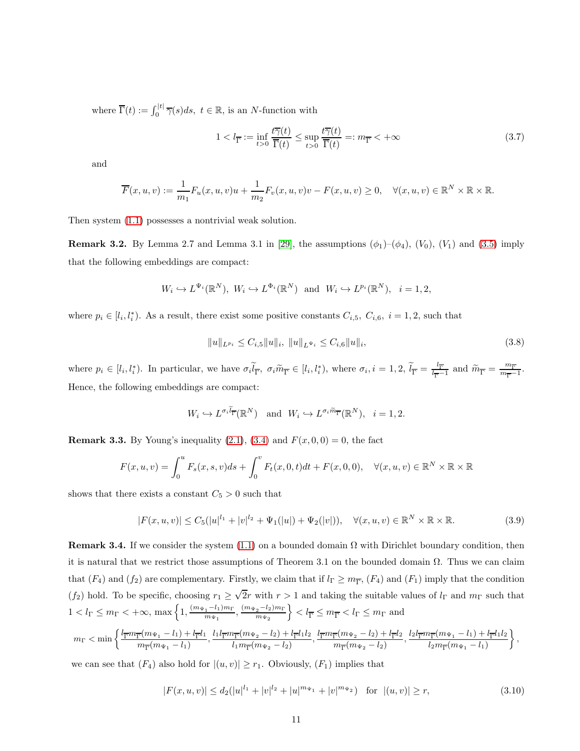where $\overline{\Gamma}(t) := \int_0^{|t|} \overline{\gamma}(s)ds,\ t \in \mathbb{R}$, is an $N$-function with

$$1 < l_{\overline{\Gamma}} := \inf_{t>0} \frac{t\overline{\gamma}(t)}{\overline{\Gamma}(t)} \le \sup_{t>0} \frac{t\overline{\gamma}(t)}{\overline{\Gamma}(t)} =: m_{\overline{\Gamma}} < +\infty \tag{3.7}$$

and

$$\overline{F}(x,u,v) := \frac{1}{m_1} F_u(x,u,v)u + \frac{1}{m_2} F_v(x,u,v)v - F(x,u,v) \ge 0, \quad \forall (x,u,v) \in \mathbb{R}^N \times \mathbb{R} \times \mathbb{R}.$$

Then system (1.1) possesses a nontrivial weak solution.

**Remark 3.2.** By Lemma 2.7 and Lemma 3.1 in [29], the assumptions $(\phi_1)$–$(\phi_4)$, $(V_0)$, $(V_1)$ and (3.5) imply that the following embeddings are compact:

$$W_i \hookrightarrow L^{\Psi_i}(\mathbb{R}^N),\ W_i \hookrightarrow L^{\Phi_i}(\mathbb{R}^N) \ \text{ and } \ W_i \hookrightarrow L^{p_i}(\mathbb{R}^N), \quad i = 1, 2,$$

where $p_i \in [l_i, l_i^*)$. As a result, there exist some positive constants $C_{i,5},\ C_{i,6},\ i = 1, 2$, such that

$$\|u\|_{L^{p_i}} \le C_{i,5}\|u\|_i,\ \|u\|_{L^{\Psi_i}} \le C_{i,6}\|u\|_i, \tag{3.8}$$

where $p_i \in [l_i, l_i^*)$. In particular, we have $\sigma_i \widetilde{l}_{\overline{\Gamma}},\ \sigma_i \widetilde{m}_{\overline{\Gamma}} \in [l_i, l_i^*)$, where $\sigma_i, i = 1, 2$, $\widetilde{l}_{\overline{\Gamma}} = \frac{l_{\overline{\Gamma}}}{l_{\overline{\Gamma}}-1}$ and $\widetilde{m}_{\overline{\Gamma}} = \frac{m_{\overline{\Gamma}}}{m_{\overline{\Gamma}}-1}$. Hence, the following embeddings are compact:

$$W_i \hookrightarrow L^{\sigma_i \widetilde{l}_{\overline{\Gamma}}}(\mathbb{R}^N) \quad \text{and} \quad W_i \hookrightarrow L^{\sigma_i \widetilde{m}_{\overline{\Gamma}}}(\mathbb{R}^N), \quad i = 1, 2.$$

**Remark 3.3.** By Young's inequality (2.1), (3.4) and $F(x, 0, 0) = 0$, the fact

$$F(x,u,v) = \int_0^u F_s(x,s,v)ds + \int_0^v F_t(x,0,t)dt + F(x,0,0), \quad \forall (x,u,v) \in \mathbb{R}^N \times \mathbb{R} \times \mathbb{R}$$

shows that there exists a constant $C_5 > 0$ such that

$$|F(x,u,v)| \le C_5(|u|^{l_1} + |v|^{l_2} + \Psi_1(|u|) + \Psi_2(|v|)), \quad \forall (x,u,v) \in \mathbb{R}^N \times \mathbb{R} \times \mathbb{R}. \tag{3.9}$$

**Remark 3.4.** If we consider the system (1.1) on a bounded domain $\Omega$ with Dirichlet boundary condition, then it is natural that we restrict those assumptions of Theorem 3.1 on the bounded domain $\Omega$. Thus we can claim that $(F_4)$ and $(f_2)$ are complementary. Firstly, we claim that if $l_\Gamma \ge m_{\overline{\Gamma}}$, $(F_4)$ and $(F_1)$ imply that the condition $(f_2)$ hold. To be specific, choosing $r_1 \ge \sqrt{2}r$ with $r > 1$ and taking the suitable values of $l_\Gamma$ and $m_\Gamma$ such that $1 < l_\Gamma \le m_\Gamma < +\infty$, $\max\left\{1, \frac{(m_{\Psi_1}-l_1)m_\Gamma}{m_{\Psi_1}}, \frac{(m_{\Psi_2}-l_2)m_\Gamma}{m_{\Psi_2}}\right\} < l_{\overline{\Gamma}} \le m_{\overline{\Gamma}} < l_\Gamma \le m_\Gamma$ and

$$m_\Gamma < \min\left\{\frac{l_{\overline{\Gamma}} m_{\overline{\Gamma}}(m_{\Psi_1}-l_1) + l_{\overline{\Gamma}} l_1}{m_{\overline{\Gamma}}(m_{\Psi_1}-l_1)}, \frac{l_1 l_{\overline{\Gamma}} m_{\overline{\Gamma}}(m_{\Psi_2}-l_2) + l_{\overline{\Gamma}} l_1 l_2}{l_1 m_{\overline{\Gamma}}(m_{\Psi_2}-l_2)}, \frac{l_{\overline{\Gamma}} m_{\overline{\Gamma}}(m_{\Psi_2}-l_2) + l_{\overline{\Gamma}} l_2}{m_{\overline{\Gamma}}(m_{\Psi_2}-l_2)}, \frac{l_2 l_{\overline{\Gamma}} m_{\overline{\Gamma}}(m_{\Psi_1}-l_1) + l_{\overline{\Gamma}} l_1 l_2}{l_2 m_{\overline{\Gamma}}(m_{\Psi_1}-l_1)}\right\},$$

we can see that $(F_4)$ also hold for $|(u,v)| \ge r_1$. Obviously, $(F_1)$ implies that

$$|F(x,u,v)| \le d_2(|u|^{l_1} + |v|^{l_2} + |u|^{m_{\Psi_1}} + |v|^{m_{\Psi_2}}) \quad \text{for} \ \ |(u,v)| \ge r, \tag{3.10}$$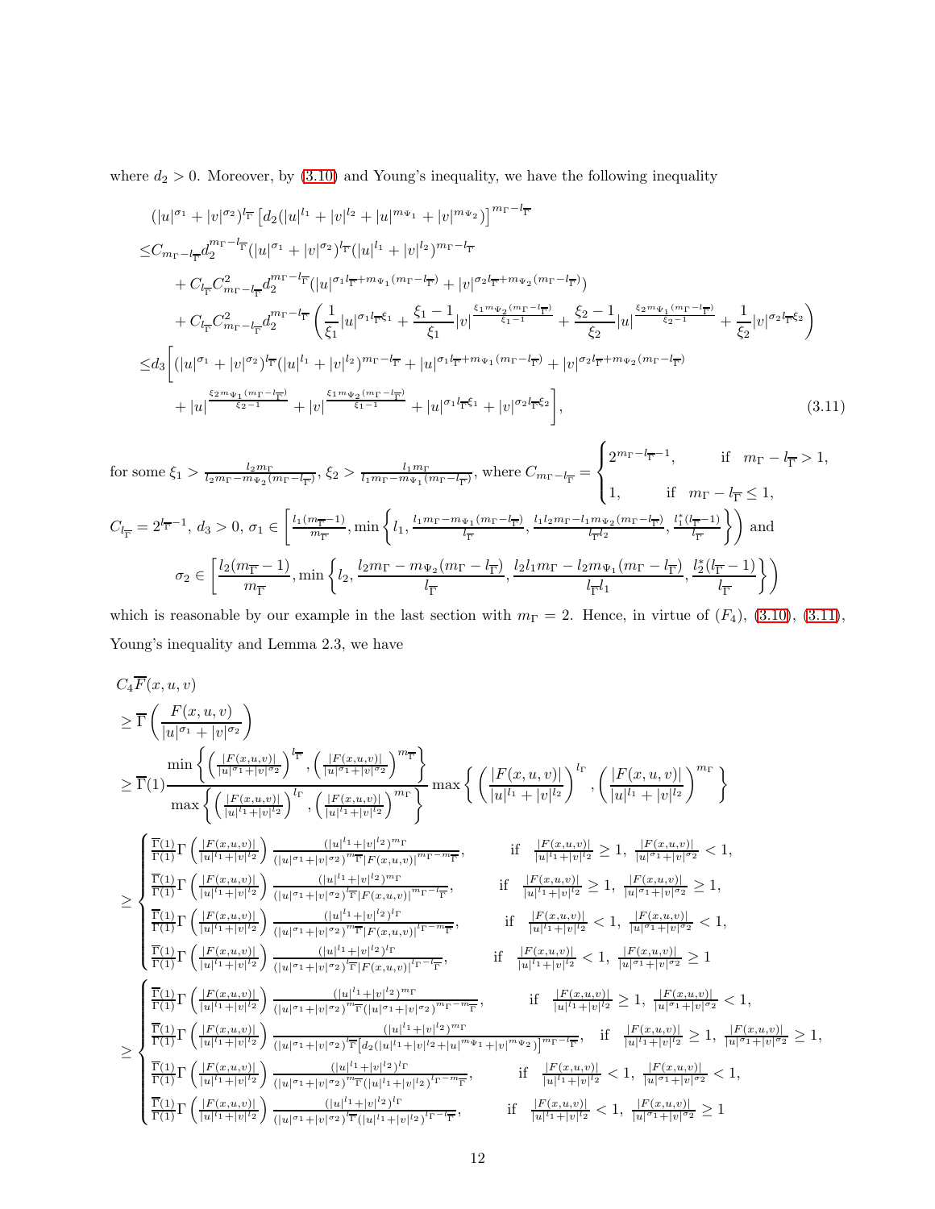where $d_2 > 0$. Moreover, by (3.10) and Young's inequality, we have the following inequality

$$
\begin{aligned}
&(|u|^{\sigma_1}+|v|^{\sigma_2})^{l_{\overline{\Gamma}}}\left[d_2(|u|^{l_1}+|v|^{l_2}+|u|^{m_{\Psi_1}}+|v|^{m_{\Psi_2}})\right]^{m_\Gamma-l_{\overline{\Gamma}}}\\
\leq& C_{m_\Gamma-l_{\overline{\Gamma}}}d_2^{m_\Gamma-l_{\overline{\Gamma}}}(|u|^{\sigma_1}+|v|^{\sigma_2})^{l_{\overline{\Gamma}}}(|u|^{l_1}+|v|^{l_2})^{m_\Gamma-l_{\overline{\Gamma}}}\\
&+C_{l_{\overline{\Gamma}}}C^2_{m_\Gamma-l_{\overline{\Gamma}}}d_2^{m_\Gamma-l_{\overline{\Gamma}}}(|u|^{\sigma_1 l_{\overline{\Gamma}}+m_{\Psi_1}(m_\Gamma-l_{\overline{\Gamma}})}+|v|^{\sigma_2 l_{\overline{\Gamma}}+m_{\Psi_2}(m_\Gamma-l_{\overline{\Gamma}})})\\
&+C_{l_{\overline{\Gamma}}}C^2_{m_\Gamma-l_{\overline{\Gamma}}}d_2^{m_\Gamma-l_{\overline{\Gamma}}}\left(\frac{1}{\xi_1}|u|^{\sigma_1 l_{\overline{\Gamma}}\xi_1}+\frac{\xi_1-1}{\xi_1}|v|^{\frac{\xi_1 m_{\Psi_2}(m_\Gamma-l_{\overline{\Gamma}})}{\xi_1-1}}+\frac{\xi_2-1}{\xi_2}|u|^{\frac{\xi_2 m_{\Psi_1}(m_\Gamma-l_{\overline{\Gamma}})}{\xi_2-1}}+\frac{1}{\xi_2}|v|^{\sigma_2 l_{\overline{\Gamma}}\xi_2}\right)\\
\leq& d_3\bigg[(|u|^{\sigma_1}+|v|^{\sigma_2})^{l_{\overline{\Gamma}}}(|u|^{l_1}+|v|^{l_2})^{m_\Gamma-l_{\overline{\Gamma}}}+|u|^{\sigma_1 l_{\overline{\Gamma}}+m_{\Psi_1}(m_\Gamma-l_{\overline{\Gamma}})}+|v|^{\sigma_2 l_{\overline{\Gamma}}+m_{\Psi_2}(m_\Gamma-l_{\overline{\Gamma}})}\\
&+|u|^{\frac{\xi_2 m_{\Psi_1}(m_\Gamma-l_{\overline{\Gamma}})}{\xi_2-1}}+|v|^{\frac{\xi_1 m_{\Psi_2}(m_\Gamma-l_{\overline{\Gamma}})}{\xi_1-1}}+|u|^{\sigma_1 l_{\overline{\Gamma}}\xi_1}+|v|^{\sigma_2 l_{\overline{\Gamma}}\xi_2}\bigg],
\end{aligned}
\tag{3.11}
$$

for some $\xi_1 > \frac{l_2 m_\Gamma}{l_2 m_\Gamma - m_{\Psi_2}(m_\Gamma - l_{\overline{\Gamma}})}$, $\xi_2 > \frac{l_1 m_\Gamma}{l_1 m_\Gamma - m_{\Psi_1}(m_\Gamma - l_{\overline{\Gamma}})}$, where $C_{m_\Gamma-l_{\overline{\Gamma}}}=\begin{cases}2^{m_\Gamma-l_{\overline{\Gamma}}-1}, & \text{if } \ m_\Gamma-l_{\overline{\Gamma}}>1,\\ 1, & \text{if } \ m_\Gamma-l_{\overline{\Gamma}}\leq 1,\end{cases}$

$C_{l_{\overline{\Gamma}}}=2^{l_{\overline{\Gamma}}-1}$, $d_3>0$, $\sigma_1 \in \left[\frac{l_1(m_{\overline{\Gamma}}-1)}{m_{\overline{\Gamma}}}, \min\left\{l_1, \frac{l_1 m_\Gamma - m_{\Psi_1}(m_\Gamma-l_{\overline{\Gamma}})}{l_{\overline{\Gamma}}}, \frac{l_1 l_2 m_\Gamma - l_1 m_{\Psi_2}(m_\Gamma - l_{\overline{\Gamma}})}{l_{\overline{\Gamma}} l_2}, \frac{l_1^*(l_{\overline{\Gamma}}-1)}{l_{\overline{\Gamma}}}\right\}\right)$ and

$$\sigma_2 \in \left[\frac{l_2(m_{\overline{\Gamma}}-1)}{m_{\overline{\Gamma}}}, \min\left\{l_2, \frac{l_2 m_\Gamma - m_{\Psi_2}(m_\Gamma-l_{\overline{\Gamma}})}{l_{\overline{\Gamma}}}, \frac{l_2 l_1 m_\Gamma - l_2 m_{\Psi_1}(m_\Gamma - l_{\overline{\Gamma}})}{l_{\overline{\Gamma}} l_1}, \frac{l_2^*(l_{\overline{\Gamma}}-1)}{l_{\overline{\Gamma}}}\right\}\right)$$

which is reasonable by our example in the last section with $m_\Gamma = 2$. Hence, in virtue of $(F_4)$, (3.10), (3.11), Young's inequality and Lemma 2.3, we have

$$
\begin{aligned}
&C_4\overline{F}(x,u,v)\\
\geq& \overline{\Gamma}\left(\frac{F(x,u,v)}{|u|^{\sigma_1}+|v|^{\sigma_2}}\right)\\
\geq& \overline{\Gamma}(1)\frac{\min\left\{\left(\frac{|F(x,u,v)|}{|u|^{\sigma_1}+|v|^{\sigma_2}}\right)^{l_{\overline{\Gamma}}},\left(\frac{|F(x,u,v)|}{|u|^{\sigma_1}+|v|^{\sigma_2}}\right)^{m_{\overline{\Gamma}}}\right\}}{\max\left\{\left(\frac{|F(x,u,v)|}{|u|^{l_1}+|v|^{l_2}}\right)^{l_\Gamma},\left(\frac{|F(x,u,v)|}{|u|^{l_1}+|v|^{l_2}}\right)^{m_\Gamma}\right\}}\max\left\{\left(\frac{|F(x,u,v)|}{|u|^{l_1}+|v|^{l_2}}\right)^{l_\Gamma},\left(\frac{|F(x,u,v)|}{|u|^{l_1}+|v|^{l_2}}\right)^{m_\Gamma}\right\}\\
\geq&\begin{cases}
\frac{\overline{\Gamma}(1)}{\Gamma(1)}\Gamma\left(\frac{|F(x,u,v)|}{|u|^{l_1}+|v|^{l_2}}\right)\frac{(|u|^{l_1}+|v|^{l_2})^{m_\Gamma}}{(|u|^{\sigma_1}+|v|^{\sigma_2})^{m_{\overline{\Gamma}}}|F(x,u,v)|^{m_\Gamma-m_{\overline{\Gamma}}}}, & \text{if } \ \frac{|F(x,u,v)|}{|u|^{l_1}+|v|^{l_2}}\geq 1,\ \frac{|F(x,u,v)|}{|u|^{\sigma_1}+|v|^{\sigma_2}}<1,\\
\frac{\overline{\Gamma}(1)}{\Gamma(1)}\Gamma\left(\frac{|F(x,u,v)|}{|u|^{l_1}+|v|^{l_2}}\right)\frac{(|u|^{l_1}+|v|^{l_2})^{m_\Gamma}}{(|u|^{\sigma_1}+|v|^{\sigma_2})^{l_{\overline{\Gamma}}}|F(x,u,v)|^{m_\Gamma-l_{\overline{\Gamma}}}}, & \text{if } \ \frac{|F(x,u,v)|}{|u|^{l_1}+|v|^{l_2}}\geq 1,\ \frac{|F(x,u,v)|}{|u|^{\sigma_1}+|v|^{\sigma_2}}\geq 1,\\
\frac{\overline{\Gamma}(1)}{\Gamma(1)}\Gamma\left(\frac{|F(x,u,v)|}{|u|^{l_1}+|v|^{l_2}}\right)\frac{(|u|^{l_1}+|v|^{l_2})^{l_\Gamma}}{(|u|^{\sigma_1}+|v|^{\sigma_2})^{m_{\overline{\Gamma}}}|F(x,u,v)|^{l_\Gamma-m_{\overline{\Gamma}}}}, & \text{if } \ \frac{|F(x,u,v)|}{|u|^{l_1}+|v|^{l_2}}< 1,\ \frac{|F(x,u,v)|}{|u|^{\sigma_1}+|v|^{\sigma_2}}<1,\\
\frac{\overline{\Gamma}(1)}{\Gamma(1)}\Gamma\left(\frac{|F(x,u,v)|}{|u|^{l_1}+|v|^{l_2}}\right)\frac{(|u|^{l_1}+|v|^{l_2})^{l_\Gamma}}{(|u|^{\sigma_1}+|v|^{\sigma_2})^{l_{\overline{\Gamma}}}|F(x,u,v)|^{l_\Gamma-l_{\overline{\Gamma}}}}, & \text{if } \ \frac{|F(x,u,v)|}{|u|^{l_1}+|v|^{l_2}}< 1,\ \frac{|F(x,u,v)|}{|u|^{\sigma_1}+|v|^{\sigma_2}}\geq 1
\end{cases}\\
\geq&\begin{cases}
\frac{\overline{\Gamma}(1)}{\Gamma(1)}\Gamma\left(\frac{|F(x,u,v)|}{|u|^{l_1}+|v|^{l_2}}\right)\frac{(|u|^{l_1}+|v|^{l_2})^{m_\Gamma}}{(|u|^{\sigma_1}+|v|^{\sigma_2})^{m_{\overline{\Gamma}}}(|u|^{\sigma_1}+|v|^{\sigma_2})^{m_\Gamma-m_{\overline{\Gamma}}}}, & \text{if } \ \frac{|F(x,u,v)|}{|u|^{l_1}+|v|^{l_2}}\geq 1,\ \frac{|F(x,u,v)|}{|u|^{\sigma_1}+|v|^{\sigma_2}}<1,\\
\frac{\overline{\Gamma}(1)}{\Gamma(1)}\Gamma\left(\frac{|F(x,u,v)|}{|u|^{l_1}+|v|^{l_2}}\right)\frac{(|u|^{l_1}+|v|^{l_2})^{m_\Gamma}}{(|u|^{\sigma_1}+|v|^{\sigma_2})^{l_{\overline{\Gamma}}}\left[d_2(|u|^{l_1}+|v|^{l_2}+|u|^{m_{\Psi_1}}+|v|^{m_{\Psi_2}})\right]^{m_\Gamma-l_{\overline{\Gamma}}}}, & \text{if } \ \frac{|F(x,u,v)|}{|u|^{l_1}+|v|^{l_2}}\geq 1,\ \frac{|F(x,u,v)|}{|u|^{\sigma_1}+|v|^{\sigma_2}}\geq 1,\\
\frac{\overline{\Gamma}(1)}{\Gamma(1)}\Gamma\left(\frac{|F(x,u,v)|}{|u|^{l_1}+|v|^{l_2}}\right)\frac{(|u|^{l_1}+|v|^{l_2})^{l_\Gamma}}{(|u|^{\sigma_1}+|v|^{\sigma_2})^{m_{\overline{\Gamma}}}(|u|^{l_1}+|v|^{l_2})^{l_\Gamma-m_{\overline{\Gamma}}}}, & \text{if } \ \frac{|F(x,u,v)|}{|u|^{l_1}+|v|^{l_2}}< 1,\ \frac{|F(x,u,v)|}{|u|^{\sigma_1}+|v|^{\sigma_2}}<1,\\
\frac{\overline{\Gamma}(1)}{\Gamma(1)}\Gamma\left(\frac{|F(x,u,v)|}{|u|^{l_1}+|v|^{l_2}}\right)\frac{(|u|^{l_1}+|v|^{l_2})^{l_\Gamma}}{(|u|^{\sigma_1}+|v|^{\sigma_2})^{l_{\overline{\Gamma}}}(|u|^{l_1}+|v|^{l_2})^{l_\Gamma-l_{\overline{\Gamma}}}}, & \text{if } \ \frac{|F(x,u,v)|}{|u|^{l_1}+|v|^{l_2}}< 1,\ \frac{|F(x,u,v)|}{|u|^{\sigma_1}+|v|^{\sigma_2}}\geq 1
\end{cases}
\end{aligned}
$$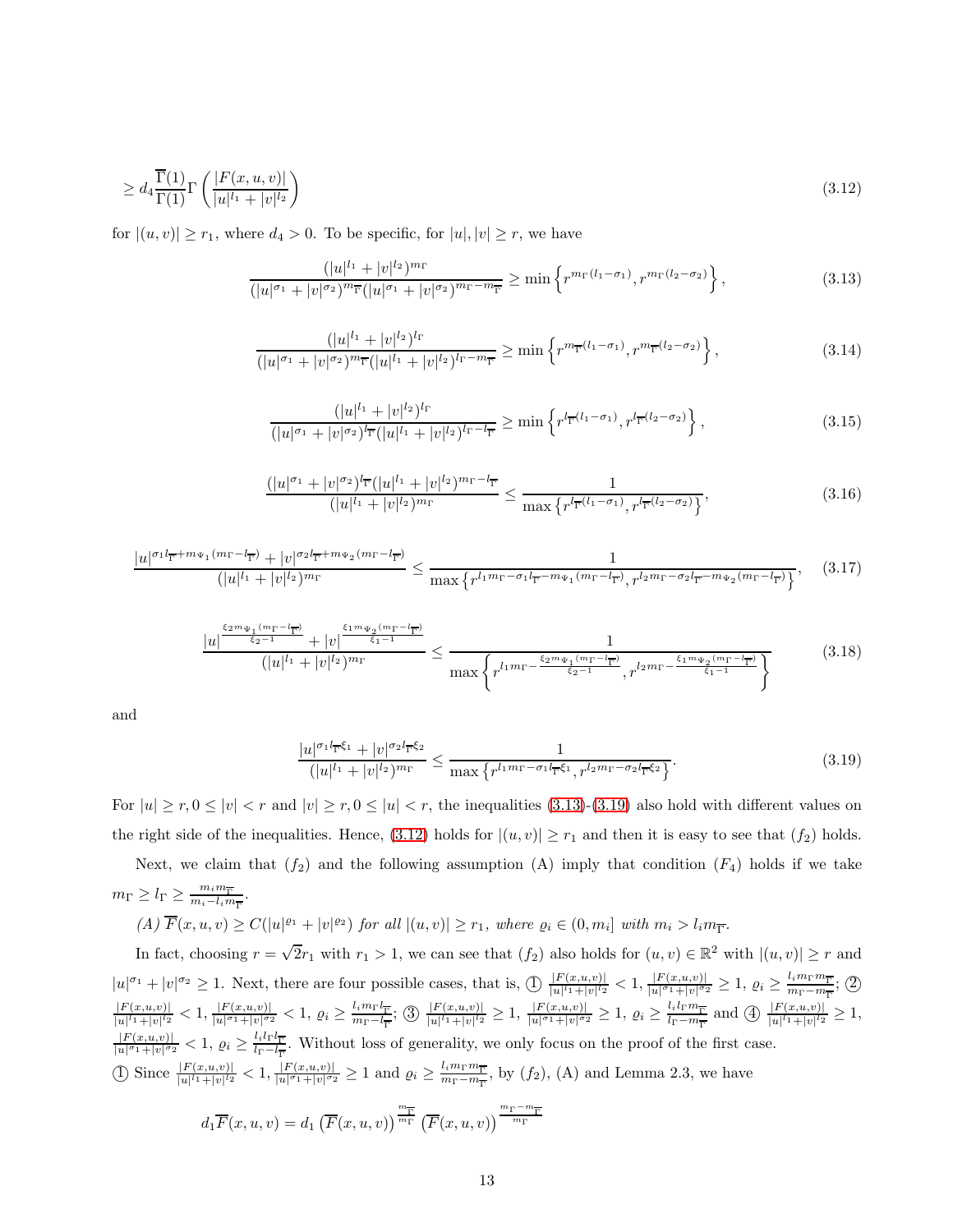$$\geq d_4 \frac{\overline{\Gamma}(1)}{\Gamma(1)} \Gamma\left(\frac{|F(x,u,v)|}{|u|^{l_1}+|v|^{l_2}}\right) \tag{3.12}$$

for $|(u,v)| \geq r_1$, where $d_4 > 0$. To be specific, for $|u|,|v| \geq r$, we have

$$\frac{(|u|^{l_1}+|v|^{l_2})^{m_\Gamma}}{(|u|^{\sigma_1}+|v|^{\sigma_2})^{m_{\overline{\Gamma}}}(|u|^{\sigma_1}+|v|^{\sigma_2})^{m_\Gamma - m_{\overline{\Gamma}}}} \geq \min\left\{r^{m_\Gamma(l_1-\sigma_1)}, r^{m_\Gamma(l_2-\sigma_2)}\right\}, \tag{3.13}$$

$$\frac{(|u|^{l_1}+|v|^{l_2})^{l_\Gamma}}{(|u|^{\sigma_1}+|v|^{\sigma_2})^{m_{\overline{\Gamma}}}(|u|^{l_1}+|v|^{l_2})^{l_\Gamma - m_{\overline{\Gamma}}}} \geq \min\left\{r^{m_{\overline{\Gamma}}(l_1-\sigma_1)}, r^{m_{\overline{\Gamma}}(l_2-\sigma_2)}\right\}, \tag{3.14}$$

$$\frac{(|u|^{l_1}+|v|^{l_2})^{l_\Gamma}}{(|u|^{\sigma_1}+|v|^{\sigma_2})^{l_{\overline{\Gamma}}}(|u|^{l_1}+|v|^{l_2})^{l_\Gamma - l_{\overline{\Gamma}}}} \geq \min\left\{r^{l_{\overline{\Gamma}}(l_1-\sigma_1)}, r^{l_{\overline{\Gamma}}(l_2-\sigma_2)}\right\}, \tag{3.15}$$

$$\frac{(|u|^{\sigma_1}+|v|^{\sigma_2})^{l_{\overline{\Gamma}}}(|u|^{l_1}+|v|^{l_2})^{m_\Gamma - l_{\overline{\Gamma}}}}{(|u|^{l_1}+|v|^{l_2})^{m_\Gamma}} \leq \frac{1}{\max\left\{r^{l_{\overline{\Gamma}}(l_1-\sigma_1)}, r^{l_{\overline{\Gamma}}(l_2-\sigma_2)}\right\}}, \tag{3.16}$$

$$\frac{|u|^{\sigma_1 l_{\overline{\Gamma}}+m_{\Psi_1}(m_\Gamma - l_{\overline{\Gamma}})}+|v|^{\sigma_2 l_{\overline{\Gamma}}+m_{\Psi_2}(m_\Gamma - l_{\overline{\Gamma}})}}{(|u|^{l_1}+|v|^{l_2})^{m_\Gamma}} \leq \frac{1}{\max\left\{r^{l_1 m_\Gamma - \sigma_1 l_{\overline{\Gamma}} - m_{\Psi_1}(m_\Gamma - l_{\overline{\Gamma}})}, r^{l_2 m_\Gamma - \sigma_2 l_{\overline{\Gamma}} - m_{\Psi_2}(m_\Gamma - l_{\overline{\Gamma}})}\right\}}, \tag{3.17}$$

$$\frac{|u|^{\frac{\xi_2 m_{\Psi_1}(m_\Gamma - l_{\overline{\Gamma}})}{\xi_2 - 1}}+|v|^{\frac{\xi_1 m_{\Psi_2}(m_\Gamma - l_{\overline{\Gamma}})}{\xi_1 - 1}}}{(|u|^{l_1}+|v|^{l_2})^{m_\Gamma}} \leq \frac{1}{\max\left\{r^{l_1 m_\Gamma - \frac{\xi_2 m_{\Psi_1}(m_\Gamma - l_{\overline{\Gamma}})}{\xi_2 - 1}}, r^{l_2 m_\Gamma - \frac{\xi_1 m_{\Psi_2}(m_\Gamma - l_{\overline{\Gamma}})}{\xi_1 - 1}}\right\}} \tag{3.18}$$

and

$$\frac{|u|^{\sigma_1 l_{\overline{\Gamma}}\xi_1}+|v|^{\sigma_2 l_{\overline{\Gamma}}\xi_2}}{(|u|^{l_1}+|v|^{l_2})^{m_\Gamma}} \leq \frac{1}{\max\left\{r^{l_1 m_\Gamma - \sigma_1 l_{\overline{\Gamma}}\xi_1}, r^{l_2 m_\Gamma - \sigma_2 l_{\overline{\Gamma}}\xi_2}\right\}}. \tag{3.19}$$

For $|u| \geq r, 0 \leq |v| < r$ and $|v| \geq r, 0 \leq |u| < r$, the inequalities (3.13)-(3.19) also hold with different values on the right side of the inequalities. Hence, (3.12) holds for $|(u,v)| \geq r_1$ and then it is easy to see that $(f_2)$ holds.

Next, we claim that $(f_2)$ and the following assumption (A) imply that condition $(F_4)$ holds if we take $m_\Gamma \geq l_\Gamma \geq \frac{m_i m_{\overline{\Gamma}}}{m_i - l_i m_{\overline{\Gamma}}}$.

*(A) $\overline{F}(x,u,v) \geq C(|u|^{\varrho_1}+|v|^{\varrho_2})$ for all $|(u,v)| \geq r_1$, where $\varrho_i \in (0, m_i]$ with $m_i > l_i m_{\overline{\Gamma}}$.*

In fact, choosing $r = \sqrt{2} r_1$ with $r_1 > 1$, we can see that $(f_2)$ also holds for $(u,v) \in \mathbb{R}^2$ with $|(u,v)| \geq r$ and $|u|^{\sigma_1}+|v|^{\sigma_2} \geq 1$. Next, there are four possible cases, that is, ① $\frac{|F(x,u,v)|}{|u|^{l_1}+|v|^{l_2}} < 1$, $\frac{|F(x,u,v)|}{|u|^{\sigma_1}+|v|^{\sigma_2}} \geq 1$, $\varrho_i \geq \frac{l_i m_\Gamma m_{\overline{\Gamma}}}{m_\Gamma - m_{\overline{\Gamma}}}$; ② $\frac{|F(x,u,v)|}{|u|^{l_1}+|v|^{l_2}} < 1$, $\frac{|F(x,u,v)|}{|u|^{\sigma_1}+|v|^{\sigma_2}} < 1$, $\varrho_i \geq \frac{l_i m_\Gamma l_{\overline{\Gamma}}}{m_\Gamma - l_{\overline{\Gamma}}}$; ③ $\frac{|F(x,u,v)|}{|u|^{l_1}+|v|^{l_2}} \geq 1$, $\frac{|F(x,u,v)|}{|u|^{\sigma_1}+|v|^{\sigma_2}} \geq 1$, $\varrho_i \geq \frac{l_i l_\Gamma m_{\overline{\Gamma}}}{l_\Gamma - m_{\overline{\Gamma}}}$ and ④ $\frac{|F(x,u,v)|}{|u|^{l_1}+|v|^{l_2}} \geq 1$, $\frac{|F(x,u,v)|}{|u|^{\sigma_1}+|v|^{\sigma_2}} < 1$, $\varrho_i \geq \frac{l_i l_\Gamma l_{\overline{\Gamma}}}{l_\Gamma - l_{\overline{\Gamma}}}$. Without loss of generality, we only focus on the proof of the first case.

① Since $\frac{|F(x,u,v)|}{|u|^{l_1}+|v|^{l_2}} < 1$, $\frac{|F(x,u,v)|}{|u|^{\sigma_1}+|v|^{\sigma_2}} \geq 1$ and $\varrho_i \geq \frac{l_i m_\Gamma m_{\overline{\Gamma}}}{m_\Gamma - m_{\overline{\Gamma}}}$, by $(f_2)$, (A) and Lemma 2.3, we have

$$d_1 \overline{F}(x,u,v) = d_1 \left(\overline{F}(x,u,v)\right)^{\frac{m_{\overline{\Gamma}}}{m_\Gamma}} \left(\overline{F}(x,u,v)\right)^{\frac{m_\Gamma - m_{\overline{\Gamma}}}{m_\Gamma}}$$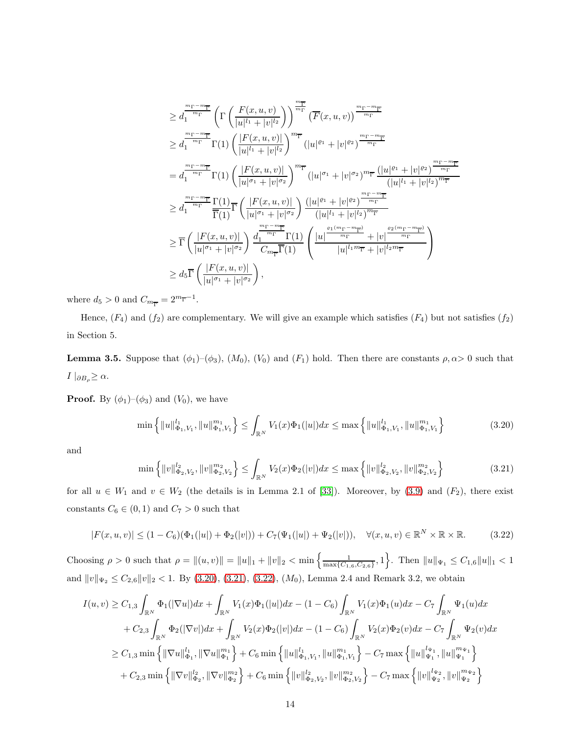$$
\begin{aligned}
&\geq d_1^{\frac{m_\Gamma - m_{\overline{\Gamma}}}{m_\Gamma}} \left( \Gamma\left( \frac{F(x,u,v)}{|u|^{l_1}+|v|^{l_2}} \right) \right)^{\frac{m_{\overline{\Gamma}}}{m_\Gamma}} \left( \overline{F}(x,u,v) \right)^{\frac{m_\Gamma - m_{\overline{\Gamma}}}{m_\Gamma}} \\
&\geq d_1^{\frac{m_\Gamma - m_{\overline{\Gamma}}}{m_\Gamma}} \Gamma(1) \left( \frac{|F(x,u,v)|}{|u|^{l_1}+|v|^{l_2}} \right)^{m_{\overline{\Gamma}}} \left( |u|^{\varrho_1}+|v|^{\varrho_2} \right)^{\frac{m_\Gamma - m_{\overline{\Gamma}}}{m_\Gamma}} \\
&= d_1^{\frac{m_\Gamma - m_{\overline{\Gamma}}}{m_\Gamma}} \Gamma(1) \left( \frac{|F(x,u,v)|}{|u|^{\sigma_1}+|v|^{\sigma_2}} \right)^{m_{\overline{\Gamma}}} \left( |u|^{\sigma_1}+|v|^{\sigma_2} \right)^{m_{\overline{\Gamma}}} \frac{\left( |u|^{\varrho_1}+|v|^{\varrho_2} \right)^{\frac{m_\Gamma - m_{\overline{\Gamma}}}{m_\Gamma}}}{\left( |u|^{l_1}+|v|^{l_2} \right)^{m_{\overline{\Gamma}}}} \\
&\geq d_1^{\frac{m_\Gamma - m_{\overline{\Gamma}}}{m_\Gamma}} \frac{\Gamma(1)}{\overline{\Gamma}(1)} \overline{\Gamma}\left( \frac{|F(x,u,v)|}{|u|^{\sigma_1}+|v|^{\sigma_2}} \right) \frac{\left( |u|^{\varrho_1}+|v|^{\varrho_2} \right)^{\frac{m_\Gamma - m_{\overline{\Gamma}}}{m_\Gamma}}}{\left( |u|^{l_1}+|v|^{l_2} \right)^{m_{\overline{\Gamma}}}} \\
&\geq \overline{\Gamma}\left( \frac{|F(x,u,v)|}{|u|^{\sigma_1}+|v|^{\sigma_2}} \right) \frac{d_1^{\frac{m_\Gamma - m_{\overline{\Gamma}}}{m_\Gamma}} \Gamma(1)}{C_{m_{\overline{\Gamma}}} \overline{\Gamma}(1)} \left( \frac{|u|^{\frac{\varrho_1(m_\Gamma - m_{\overline{\Gamma}})}{m_\Gamma}} + |v|^{\frac{\varrho_2(m_\Gamma - m_{\overline{\Gamma}})}{m_\Gamma}}}{|u|^{l_1 m_{\overline{\Gamma}}} + |v|^{l_2 m_{\overline{\Gamma}}}} \right) \\
&\geq d_5 \overline{\Gamma}\left( \frac{|F(x,u,v)|}{|u|^{\sigma_1}+|v|^{\sigma_2}} \right),
\end{aligned}
$$

where $d_5 > 0$ and $C_{m_{\overline{\Gamma}}} = 2^{m_{\overline{\Gamma}}-1}$.

Hence, $(F_4)$ and $(f_2)$ are complementary. We will give an example which satisfies $(F_4)$ but not satisfies $(f_2)$ in Section 5.

**Lemma 3.5.** Suppose that $(\phi_1)$–$(\phi_3)$, $(M_0)$, $(V_0)$ and $(F_1)$ hold. Then there are constants $\rho, \alpha > 0$ such that $I\,|_{\partial B_\rho} \geq \alpha$.

**Proof.** By $(\phi_1)$–$(\phi_3)$ and $(V_0)$, we have

$$
\min\left\{ \|u\|_{\Phi_1,V_1}^{l_1}, \|u\|_{\Phi_1,V_1}^{m_1} \right\} \leq \int_{\mathbb{R}^N} V_1(x)\Phi_1(|u|)dx \leq \max\left\{ \|u\|_{\Phi_1,V_1}^{l_1}, \|u\|_{\Phi_1,V_1}^{m_1} \right\} \tag{3.20}
$$

and

$$
\min\left\{ \|v\|_{\Phi_2,V_2}^{l_2}, \|v\|_{\Phi_2,V_2}^{m_2} \right\} \leq \int_{\mathbb{R}^N} V_2(x)\Phi_2(|v|)dx \leq \max\left\{ \|v\|_{\Phi_2,V_2}^{l_2}, \|v\|_{\Phi_2,V_2}^{m_2} \right\} \tag{3.21}
$$

for all $u \in W_1$ and $v \in W_2$ (the details is in Lemma 2.1 of [33]). Moreover, by (3.9) and $(F_2)$, there exist constants $C_6 \in (0,1)$ and $C_7 > 0$ such that

$$
|F(x,u,v)| \leq (1-C_6)(\Phi_1(|u|)+\Phi_2(|v|)) + C_7(\Psi_1(|u|)+\Psi_2(|v|)), \quad \forall (x,u,v) \in \mathbb{R}^N \times \mathbb{R} \times \mathbb{R}. \tag{3.22}
$$

Choosing $\rho > 0$ such that $\rho = \|(u,v)\| = \|u\|_1 + \|v\|_2 < \min\left\{ \frac{1}{\max\{C_{1,6}, C_{2,6}\}}, 1 \right\}$. Then $\|u\|_{\Psi_1} \leq C_{1,6}\|u\|_1 < 1$ and $\|v\|_{\Psi_2} \leq C_{2,6}\|v\|_2 < 1$. By (3.20), (3.21), (3.22), $(M_0)$, Lemma 2.4 and Remark 3.2, we obtain

$$
\begin{aligned}
I(u,v) \geq\; & C_{1,3} \int_{\mathbb{R}^N} \Phi_1(|\nabla u|)dx + \int_{\mathbb{R}^N} V_1(x)\Phi_1(|u|)dx - (1-C_6)\int_{\mathbb{R}^N} V_1(x)\Phi_1(u)dx - C_7 \int_{\mathbb{R}^N} \Psi_1(u)dx \\
& + C_{2,3} \int_{\mathbb{R}^N} \Phi_2(|\nabla v|)dx + \int_{\mathbb{R}^N} V_2(x)\Phi_2(|v|)dx - (1-C_6)\int_{\mathbb{R}^N} V_2(x)\Phi_2(v)dx - C_7 \int_{\mathbb{R}^N} \Psi_2(v)dx \\
\geq\; & C_{1,3} \min\left\{ \|\nabla u\|_{\Phi_1}^{l_1}, \|\nabla u\|_{\Phi_1}^{m_1} \right\} + C_6 \min\left\{ \|u\|_{\Phi_1,V_1}^{l_1}, \|u\|_{\Phi_1,V_1}^{m_1} \right\} - C_7 \max\left\{ \|u\|_{\Psi_1}^{l_{\Psi_1}}, \|u\|_{\Psi_1}^{m_{\Psi_1}} \right\} \\
& + C_{2,3} \min\left\{ \|\nabla v\|_{\Phi_2}^{l_2}, \|\nabla v\|_{\Phi_2}^{m_2} \right\} + C_6 \min\left\{ \|v\|_{\Phi_2,V_2}^{l_2}, \|v\|_{\Phi_2,V_2}^{m_2} \right\} - C_7 \max\left\{ \|v\|_{\Psi_2}^{l_{\Psi_2}}, \|v\|_{\Psi_2}^{m_{\Psi_2}} \right\}
\end{aligned}
$$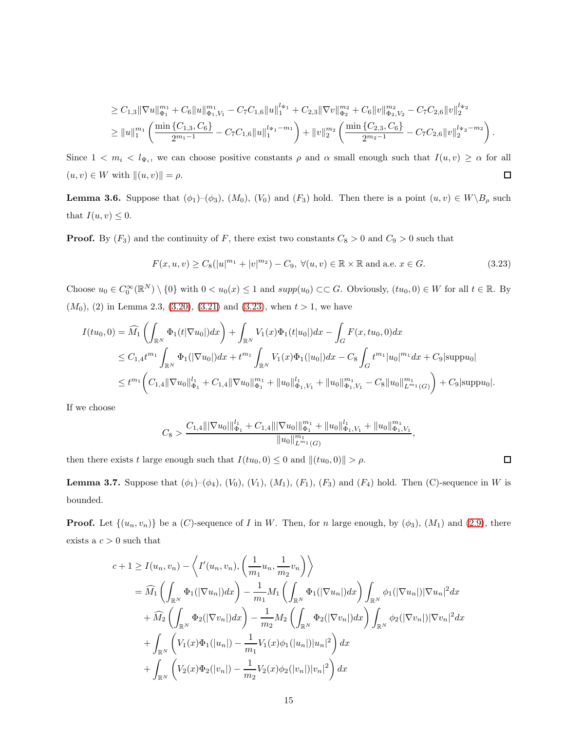$$
\begin{aligned}
&\geq C_{1,3}\|\nabla u\|_{\Phi_1}^{m_1} + C_6\|u\|_{\Phi_1,V_1}^{m_1} - C_7C_{1,6}\|u\|_1^{l_{\Psi_1}} + C_{2,3}\|\nabla v\|_{\Phi_2}^{m_2} + C_6\|v\|_{\Phi_2,V_2}^{m_2} - C_7C_{2,6}\|v\|_2^{l_{\Psi_2}} \\
&\geq \|u\|_1^{m_1}\left(\frac{\min\{C_{1,3}, C_6\}}{2^{m_1-1}} - C_7C_{1,6}\|u\|_1^{l_{\Psi_1}-m_1}\right) + \|v\|_2^{m_2}\left(\frac{\min\{C_{2,3}, C_6\}}{2^{m_2-1}} - C_7C_{2,6}\|v\|_2^{l_{\Psi_2}-m_2}\right).
\end{aligned}
$$

Since $1 < m_i < l_{\Psi_i}$, we can choose positive constants $\rho$ and $\alpha$ small enough such that $I(u,v) \geq \alpha$ for all $(u,v) \in W$ with $\|(u,v)\| = \rho$. □

**Lemma 3.6.** Suppose that $(\phi_1)$–$(\phi_3)$, $(M_0)$, $(V_0)$ and $(F_3)$ hold. Then there is a point $(u,v) \in W \backslash B_\rho$ such that $I(u,v) \leq 0$.

**Proof.** By $(F_3)$ and the continuity of $F$, there exist two constants $C_8 > 0$ and $C_9 > 0$ such that

$$
F(x,u,v) \geq C_8(|u|^{m_1} + |v|^{m_2}) - C_9, \ \forall (u,v) \in \mathbb{R} \times \mathbb{R} \text{ and a.e. } x \in G. \tag{3.23}
$$

Choose $u_0 \in C_0^\infty(\mathbb{R}^N) \setminus \{0\}$ with $0 < u_0(x) \leq 1$ and $supp(u_0) \subset\subset G$. Obviously, $(tu_0, 0) \in W$ for all $t \in \mathbb{R}$. By $(M_0)$, (2) in Lemma 2.3, (3.20), (3.21) and (3.23), when $t > 1$, we have

$$
\begin{aligned}
I(tu_0, 0) &= \widehat{M_1}\left(\int_{\mathbb{R}^N} \Phi_1(t|\nabla u_0|)dx\right) + \int_{\mathbb{R}^N} V_1(x)\Phi_1(t|u_0|)dx - \int_G F(x, tu_0, 0)dx \\
&\leq C_{1,4}t^{m_1}\int_{\mathbb{R}^N} \Phi_1(|\nabla u_0|)dx + t^{m_1}\int_{\mathbb{R}^N} V_1(x)\Phi_1(|u_0|)dx - C_8\int_G t^{m_1}|u_0|^{m_1}dx + C_9|\text{supp}u_0| \\
&\leq t^{m_1}\left(C_{1,4}\|\nabla u_0\|_{\Phi_1}^{l_1} + C_{1,4}\|\nabla u_0\|_{\Phi_1}^{m_1} + \|u_0\|_{\Phi_1,V_1}^{l_1} + \|u_0\|_{\Phi_1,V_1}^{m_1} - C_8\|u_0\|_{L^{m_1}(G)}^{m_1}\right) + C_9|\text{supp}u_0|.
\end{aligned}
$$

If we choose

$$
C_8 > \frac{C_{1,4}\||\nabla u_0|\|_{\Phi_1}^{l_1} + C_{1,4}\||\nabla u_0|\|_{\Phi_1}^{m_1} + \|u_0\|_{\Phi_1,V_1}^{l_1} + \|u_0\|_{\Phi_1,V_1}^{m_1}}{\|u_0\|_{L^{m_1}(G)}^{m_1}},
$$

then there exists $t$ large enough such that $I(tu_0, 0) \leq 0$ and $\|(tu_0, 0)\| > \rho$. □

**Lemma 3.7.** Suppose that $(\phi_1)$–$(\phi_4)$, $(V_0)$, $(V_1)$, $(M_1)$, $(F_1)$, $(F_3)$ and $(F_4)$ hold. Then (C)-sequence in $W$ is bounded.

**Proof.** Let $\{(u_n, v_n)\}$ be a $(C)$-sequence of $I$ in $W$. Then, for $n$ large enough, by $(\phi_3)$, $(M_1)$ and (2.9), there exists a $c > 0$ such that

$$
\begin{aligned}
c + 1 &\geq I(u_n, v_n) - \left\langle I'(u_n, v_n), \left(\frac{1}{m_1}u_n, \frac{1}{m_2}v_n\right)\right\rangle \\
&= \widehat{M_1}\left(\int_{\mathbb{R}^N} \Phi_1(|\nabla u_n|)dx\right) - \frac{1}{m_1}M_1\left(\int_{\mathbb{R}^N} \Phi_1(|\nabla u_n|)dx\right)\int_{\mathbb{R}^N} \phi_1(|\nabla u_n|)|\nabla u_n|^2dx \\
&\quad + \widehat{M_2}\left(\int_{\mathbb{R}^N} \Phi_2(|\nabla v_n|)dx\right) - \frac{1}{m_2}M_2\left(\int_{\mathbb{R}^N} \Phi_2(|\nabla v_n|)dx\right)\int_{\mathbb{R}^N} \phi_2(|\nabla v_n|)|\nabla v_n|^2dx \\
&\quad + \int_{\mathbb{R}^N}\left(V_1(x)\Phi_1(|u_n|) - \frac{1}{m_1}V_1(x)\phi_1(|u_n|)|u_n|^2\right)dx \\
&\quad + \int_{\mathbb{R}^N}\left(V_2(x)\Phi_2(|v_n|) - \frac{1}{m_2}V_2(x)\phi_2(|v_n|)|v_n|^2\right)dx
\end{aligned}
$$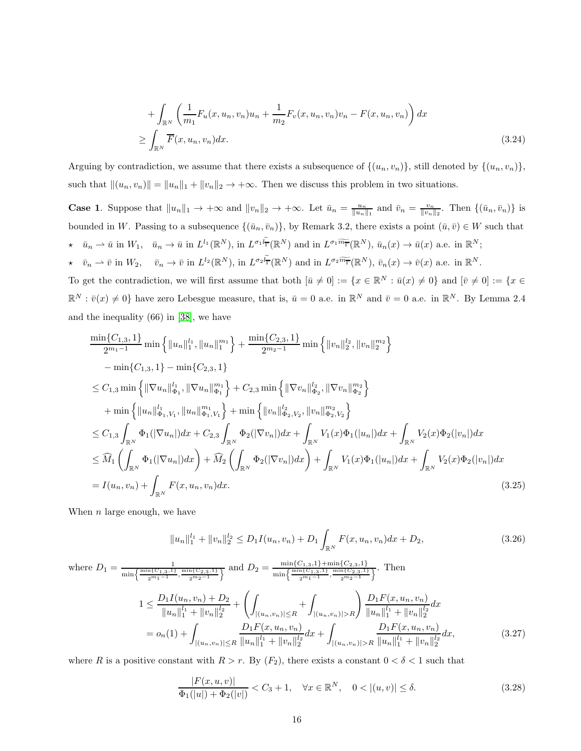$$
\begin{aligned}
&+\int_{\mathbb{R}^N}\left(\frac{1}{m_1}F_u(x,u_n,v_n)u_n+\frac{1}{m_2}F_v(x,u_n,v_n)v_n-F(x,u_n,v_n)\right)dx\\
&\geq \int_{\mathbb{R}^N}\overline{F}(x,u_n,v_n)dx. 
\end{aligned}\tag{3.24}
$$

Arguing by contradiction, we assume that there exists a subsequence of $\{(u_n,v_n)\}$, still denoted by $\{(u_n,v_n)\}$, such that $\|(u_n,v_n)\|=\|u_n\|_1+\|v_n\|_2\to+\infty$. Then we discuss this problem in two situations.

**Case 1**. Suppose that $\|u_n\|_1\to+\infty$ and $\|v_n\|_2\to+\infty$. Let $\bar{u}_n=\frac{u_n}{\|u_n\|_1}$ and $\bar{v}_n=\frac{v_n}{\|v_n\|_2}$. Then $\{(\bar{u}_n,\bar{v}_n)\}$ is bounded in $W$. Passing to a subsequence $\{(\bar{u}_n,\bar{v}_n)\}$, by Remark 3.2, there exists a point $(\bar{u},\bar{v})\in W$ such that

- ⋆ $\bar{u}_n\rightharpoonup\bar{u}$ in $W_1$, $\bar{u}_n\to\bar{u}$ in $L^{l_1}(\mathbb{R}^N)$, in $L^{\sigma_1\widetilde{l_1}}(\mathbb{R}^N)$ and in $L^{\sigma_1\widetilde{m_1}}(\mathbb{R}^N)$, $\bar{u}_n(x)\to\bar{u}(x)$ a.e. in $\mathbb{R}^N$;
- ⋆ $\bar{v}_n\rightharpoonup\bar{v}$ in $W_2$, $\bar{v}_n\to\bar{v}$ in $L^{l_2}(\mathbb{R}^N)$, in $L^{\sigma_2\widetilde{l_1}}(\mathbb{R}^N)$ and in $L^{\sigma_2\widetilde{m_1}}(\mathbb{R}^N)$, $\bar{v}_n(x)\to\bar{v}(x)$ a.e. in $\mathbb{R}^N$.

To get the contradiction, we will first assume that both $[\bar{u}\neq 0]:=\{x\in\mathbb{R}^N:\bar{u}(x)\neq 0\}$ and $[\bar{v}\neq 0]:=\{x\in\mathbb{R}^N:\bar{v}(x)\neq 0\}$ have zero Lebesgue measure, that is, $\bar{u}=0$ a.e. in $\mathbb{R}^N$ and $\bar{v}=0$ a.e. in $\mathbb{R}^N$. By Lemma 2.4 and the inequality (66) in [38], we have

$$
\begin{aligned}
&\frac{\min\{C_{1,3},1\}}{2^{m_1-1}}\min\left\{\|u_n\|_1^{l_1},\|u_n\|_1^{m_1}\right\}+\frac{\min\{C_{2,3},1\}}{2^{m_2-1}}\min\left\{\|v_n\|_2^{l_2},\|v_n\|_2^{m_2}\right\}\\
&\quad-\min\{C_{1,3},1\}-\min\{C_{2,3},1\}\\
&\leq C_{1,3}\min\left\{\|\nabla u_n\|_{\Phi_1}^{l_1},\|\nabla u_n\|_{\Phi_1}^{m_1}\right\}+C_{2,3}\min\left\{\|\nabla v_n\|_{\Phi_2}^{l_2},\|\nabla v_n\|_{\Phi_2}^{m_2}\right\}\\
&\quad+\min\left\{\|u_n\|_{\Phi_1,V_1}^{l_1},\|u_n\|_{\Phi_1,V_1}^{m_1}\right\}+\min\left\{\|v_n\|_{\Phi_2,V_2}^{l_2},\|v_n\|_{\Phi_2,V_2}^{m_2}\right\}\\
&\leq C_{1,3}\int_{\mathbb{R}^N}\Phi_1(|\nabla u_n|)dx+C_{2,3}\int_{\mathbb{R}^N}\Phi_2(|\nabla v_n|)dx+\int_{\mathbb{R}^N}V_1(x)\Phi_1(|u_n|)dx+\int_{\mathbb{R}^N}V_2(x)\Phi_2(|v_n|)dx\\
&\leq \widehat{M}_1\left(\int_{\mathbb{R}^N}\Phi_1(|\nabla u_n|)dx\right)+\widehat{M}_2\left(\int_{\mathbb{R}^N}\Phi_2(|\nabla v_n|)dx\right)+\int_{\mathbb{R}^N}V_1(x)\Phi_1(|u_n|)dx+\int_{\mathbb{R}^N}V_2(x)\Phi_2(|v_n|)dx\\
&=I(u_n,v_n)+\int_{\mathbb{R}^N}F(x,u_n,v_n)dx.
\end{aligned}\tag{3.25}
$$

When $n$ large enough, we have

$$
\|u_n\|_1^{l_1}+\|v_n\|_2^{l_2}\leq D_1I(u_n,v_n)+D_1\int_{\mathbb{R}^N}F(x,u_n,v_n)dx+D_2, \tag{3.26}
$$

where $D_1=\frac{1}{\min\left\{\frac{\min\{C_{1,3},1\}}{2^{m_1-1}},\frac{\min\{C_{2,3},1\}}{2^{m_2-1}}\right\}}$ and $D_2=\frac{\min\{C_{1,3},1\}+\min\{C_{2,3},1\}}{\min\left\{\frac{\min\{C_{1,3},1\}}{2^{m_1-1}},\frac{\min\{C_{2,3},1\}}{2^{m_2-1}}\right\}}$. Then

$$
\begin{aligned}
1&\leq\frac{D_1I(u_n,v_n)+D_2}{\|u_n\|_1^{l_1}+\|v_n\|_2^{l_2}}+\left(\int_{|(u_n,v_n)|\leq R}+\int_{|(u_n,v_n)|>R}\right)\frac{D_1F(x,u_n,v_n)}{\|u_n\|_1^{l_1}+\|v_n\|_2^{l_2}}dx\\
&=o_n(1)+\int_{|(u_n,v_n)|\leq R}\frac{D_1F(x,u_n,v_n)}{\|u_n\|_1^{l_1}+\|v_n\|_2^{l_2}}dx+\int_{|(u_n,v_n)|>R}\frac{D_1F(x,u_n,v_n)}{\|u_n\|_1^{l_1}+\|v_n\|_2^{l_2}}dx,
\end{aligned}\tag{3.27}
$$

where $R$ is a positive constant with $R>r$. By $(F_2)$, there exists a constant $0<\delta<1$ such that

$$
\frac{|F(x,u,v)|}{\Phi_1(|u|)+\Phi_2(|v|)}<C_3+1,\quad\forall x\in\mathbb{R}^N,\quad 0<|(u,v)|\leq\delta. \tag{3.28}
$$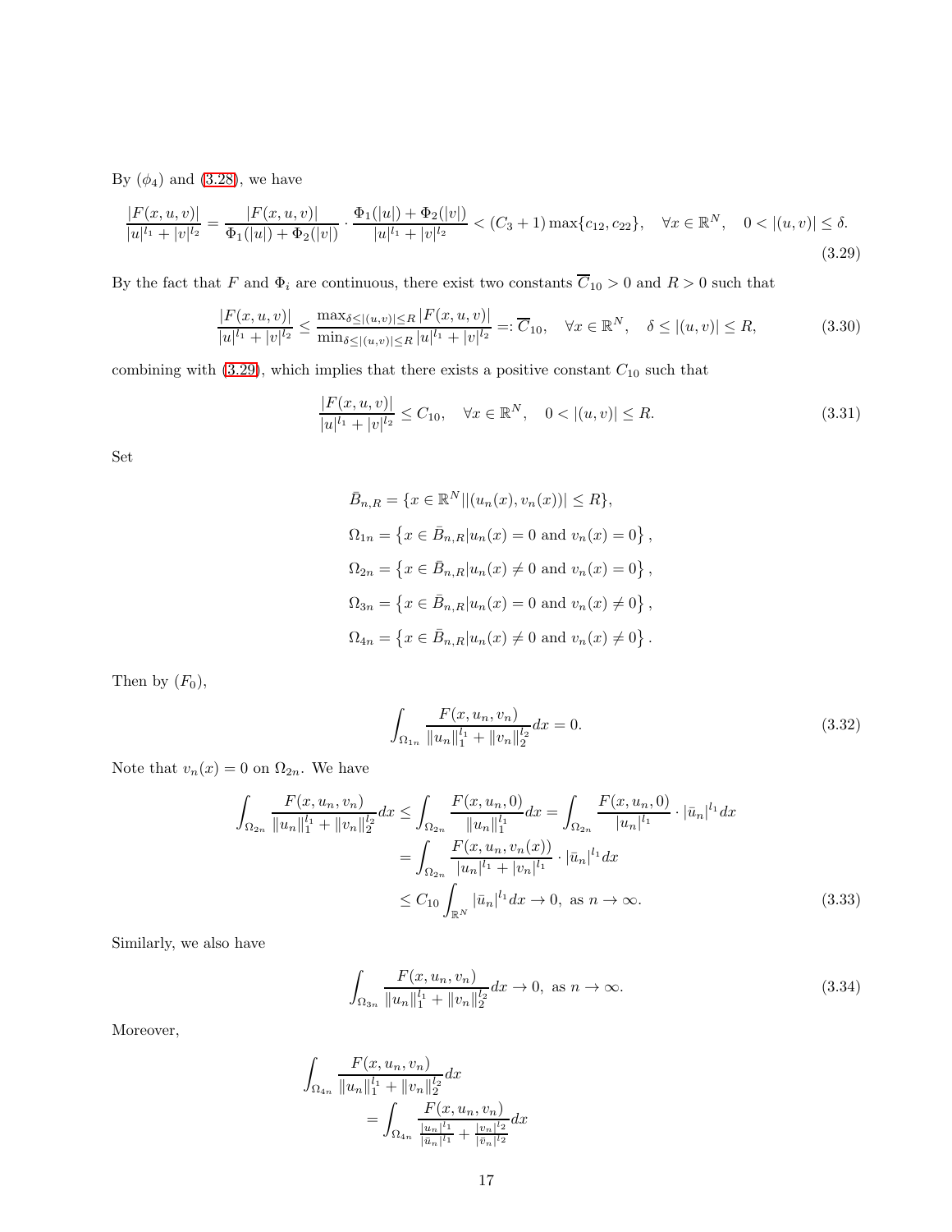By $(\phi_4)$ and (3.28), we have

$$\frac{|F(x,u,v)|}{|u|^{l_1}+|v|^{l_2}} = \frac{|F(x,u,v)|}{\Phi_1(|u|)+\Phi_2(|v|)} \cdot \frac{\Phi_1(|u|)+\Phi_2(|v|)}{|u|^{l_1}+|v|^{l_2}} < (C_3+1)\max\{c_{12},c_{22}\}, \quad \forall x \in \mathbb{R}^N, \quad 0<|(u,v)|\le \delta. \tag{3.29}$$

By the fact that $F$ and $\Phi_i$ are continuous, there exist two constants $\overline{C}_{10}>0$ and $R>0$ such that

$$\frac{|F(x,u,v)|}{|u|^{l_1}+|v|^{l_2}} \le \frac{\max_{\delta\le|(u,v)|\le R}|F(x,u,v)|}{\min_{\delta\le|(u,v)|\le R}|u|^{l_1}+|v|^{l_2}} =: \overline{C}_{10}, \quad \forall x \in \mathbb{R}^N, \quad \delta \le |(u,v)| \le R, \tag{3.30}$$

combining with (3.29), which implies that there exists a positive constant $C_{10}$ such that

$$\frac{|F(x,u,v)|}{|u|^{l_1}+|v|^{l_2}} \le C_{10}, \quad \forall x \in \mathbb{R}^N, \quad 0<|(u,v)|\le R. \tag{3.31}$$

Set

$$\bar{B}_{n,R} = \{x \in \mathbb{R}^N | |(u_n(x),v_n(x))| \le R\},$$

$$\Omega_{1n} = \left\{x \in \bar{B}_{n,R} | u_n(x)=0 \text{ and } v_n(x)=0\right\},$$

$$\Omega_{2n} = \left\{x \in \bar{B}_{n,R} | u_n(x)\neq 0 \text{ and } v_n(x)=0\right\},$$

$$\Omega_{3n} = \left\{x \in \bar{B}_{n,R} | u_n(x)=0 \text{ and } v_n(x)\neq 0\right\},$$

$$\Omega_{4n} = \left\{x \in \bar{B}_{n,R} | u_n(x)\neq 0 \text{ and } v_n(x)\neq 0\right\}.$$

Then by $(F_0)$,

$$\int_{\Omega_{1n}} \frac{F(x,u_n,v_n)}{\|u_n\|_1^{l_1}+\|v_n\|_2^{l_2}}dx = 0. \tag{3.32}$$

Note that $v_n(x)=0$ on $\Omega_{2n}$. We have

$$\begin{aligned}
\int_{\Omega_{2n}} \frac{F(x,u_n,v_n)}{\|u_n\|_1^{l_1}+\|v_n\|_2^{l_2}}dx &\le \int_{\Omega_{2n}} \frac{F(x,u_n,0)}{\|u_n\|_1^{l_1}}dx = \int_{\Omega_{2n}} \frac{F(x,u_n,0)}{|u_n|^{l_1}} \cdot |\bar{u}_n|^{l_1}dx \\
&= \int_{\Omega_{2n}} \frac{F(x,u_n,v_n(x))}{|u_n|^{l_1}+|v_n|^{l_1}} \cdot |\bar{u}_n|^{l_1}dx \\
&\le C_{10}\int_{\mathbb{R}^N} |\bar{u}_n|^{l_1}dx \to 0, \text{ as } n\to\infty.
\end{aligned} \tag{3.33}$$

Similarly, we also have

$$\int_{\Omega_{3n}} \frac{F(x,u_n,v_n)}{\|u_n\|_1^{l_1}+\|v_n\|_2^{l_2}}dx \to 0, \text{ as } n\to\infty. \tag{3.34}$$

Moreover,

$$\begin{aligned}
&\int_{\Omega_{4n}} \frac{F(x,u_n,v_n)}{\|u_n\|_1^{l_1}+\|v_n\|_2^{l_2}}dx \\
&\quad = \int_{\Omega_{4n}} \frac{F(x,u_n,v_n)}{\frac{|u_n|^{l_1}}{|\bar{u}_n|^{l_1}}+\frac{|v_n|^{l_2}}{|\bar{v}_n|^{l_2}}}dx
\end{aligned}$$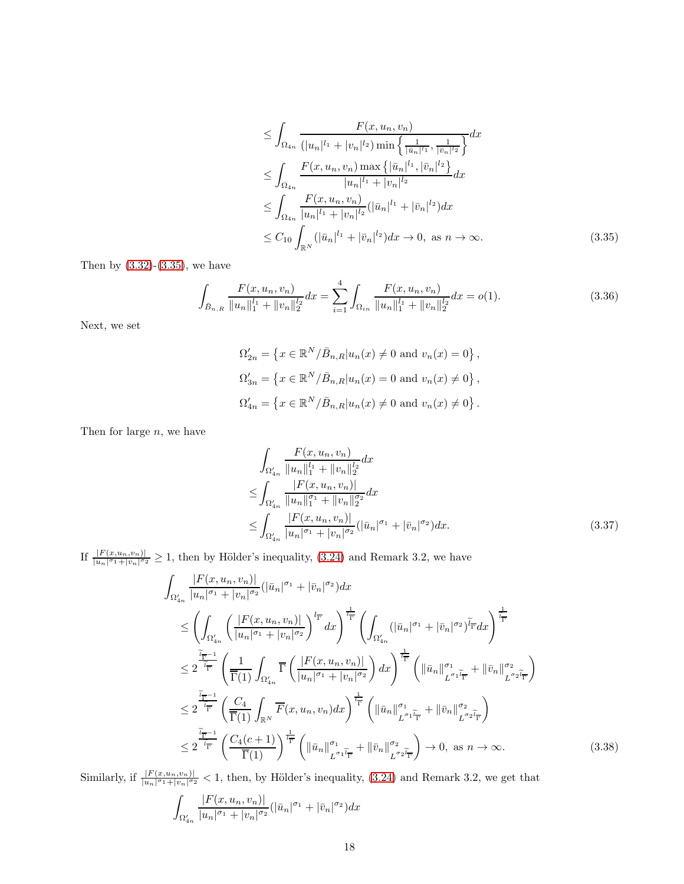$$
\begin{aligned}
&\leq \int_{\Omega_{4n}} \frac{F(x,u_n,v_n)}{(|u_n|^{l_1}+|v_n|^{l_2})\min\left\{\frac{1}{|\bar{u}_n|^{l_1}},\frac{1}{|\bar{v}_n|^{l_2}}\right\}}dx \\
&\leq \int_{\Omega_{4n}} \frac{F(x,u_n,v_n)\max\left\{|\bar{u}_n|^{l_1},|\bar{v}_n|^{l_2}\right\}}{|u_n|^{l_1}+|v_n|^{l_2}}dx \\
&\leq \int_{\Omega_{4n}} \frac{F(x,u_n,v_n)}{|u_n|^{l_1}+|v_n|^{l_2}}(|\bar{u}_n|^{l_1}+|\bar{v}_n|^{l_2})dx \\
&\leq C_{10}\int_{\mathbb{R}^N}(|\bar{u}_n|^{l_1}+|\bar{v}_n|^{l_2})dx \to 0, \text{ as } n\to\infty. \qquad (3.35)
\end{aligned}
$$

Then by (3.32)-(3.35), we have

$$
\int_{\bar{B}_{n,R}} \frac{F(x,u_n,v_n)}{\|u_n\|_1^{l_1}+\|v_n\|_2^{l_2}}dx = \sum_{i=1}^{4}\int_{\Omega_{in}} \frac{F(x,u_n,v_n)}{\|u_n\|_1^{l_1}+\|v_n\|_2^{l_2}}dx = o(1). \qquad (3.36)
$$

Next, we set

$$
\Omega'_{2n} = \left\{x\in\mathbb{R}^N/\bar{B}_{n,R} | u_n(x)\neq 0 \text{ and } v_n(x)=0\right\},
$$

$$
\Omega'_{3n} = \left\{x\in\mathbb{R}^N/\bar{B}_{n,R} | u_n(x)= 0 \text{ and } v_n(x)\neq 0\right\},
$$

$$
\Omega'_{4n} = \left\{x\in\mathbb{R}^N/\bar{B}_{n,R} | u_n(x)\neq 0 \text{ and } v_n(x)\neq 0\right\}.
$$

Then for large $n$, we have

$$
\begin{aligned}
&\int_{\Omega'_{4n}} \frac{F(x,u_n,v_n)}{\|u_n\|_1^{l_1}+\|v_n\|_2^{l_2}}dx \\
\leq &\int_{\Omega'_{4n}} \frac{|F(x,u_n,v_n)|}{\|u_n\|_1^{\sigma_1}+\|v_n\|_2^{\sigma_2}}dx \\
\leq &\int_{\Omega'_{4n}} \frac{|F(x,u_n,v_n)|}{|u_n|^{\sigma_1}+|v_n|^{\sigma_2}}(|\bar{u}_n|^{\sigma_1}+|\bar{v}_n|^{\sigma_2})dx. \qquad (3.37)
\end{aligned}
$$

If $\frac{|F(x,u_n,v_n)|}{|u_n|^{\sigma_1}+|v_n|^{\sigma_2}}\geq 1$, then by Hölder's inequality, (3.24) and Remark 3.2, we have

$$
\begin{aligned}
&\int_{\Omega'_{4n}} \frac{|F(x,u_n,v_n)|}{|u_n|^{\sigma_1}+|v_n|^{\sigma_2}}(|\bar{u}_n|^{\sigma_1}+|\bar{v}_n|^{\sigma_2})dx \\
&\leq \left(\int_{\Omega'_{4n}}\left(\frac{|F(x,u_n,v_n)|}{|u_n|^{\sigma_1}+|v_n|^{\sigma_2}}\right)^{l_{\overline{\Gamma}}}dx\right)^{\frac{1}{l_{\overline{\Gamma}}}}\left(\int_{\Omega'_{4n}}(|\bar{u}_n|^{\sigma_1}+|\bar{v}_n|^{\sigma_2})^{\widetilde{l}_{\overline{\Gamma}}}dx\right)^{\frac{1}{\widetilde{l}_{\overline{\Gamma}}}} \\
&\leq 2^{\frac{\widetilde{l}_{\overline{\Gamma}}-1}{\widetilde{l}_{\overline{\Gamma}}}}\left(\frac{1}{\overline{\Gamma}(1)}\int_{\Omega'_{4n}}\overline{\Gamma}\left(\frac{|F(x,u_n,v_n)|}{|u_n|^{\sigma_1}+|v_n|^{\sigma_2}}\right)dx\right)^{\frac{1}{l_{\overline{\Gamma}}}}\left(\|\bar{u}_n\|^{\sigma_1}_{L^{\sigma_1\widetilde{l}_{\overline{\Gamma}}}}+\|\bar{v}_n\|^{\sigma_2}_{L^{\sigma_2\widetilde{l}_{\overline{\Gamma}}}}\right) \\
&\leq 2^{\frac{\widetilde{l}_{\overline{\Gamma}}-1}{\widetilde{l}_{\overline{\Gamma}}}}\left(\frac{C_4}{\overline{\Gamma}(1)}\int_{\mathbb{R}^N}\overline{F}(x,u_n,v_n)dx\right)^{\frac{1}{l_{\overline{\Gamma}}}}\left(\|\bar{u}_n\|^{\sigma_1}_{L^{\sigma_1\widetilde{l}_{\overline{\Gamma}}}}+\|\bar{v}_n\|^{\sigma_2}_{L^{\sigma_2\widetilde{l}_{\overline{\Gamma}}}}\right) \\
&\leq 2^{\frac{\widetilde{l}_{\overline{\Gamma}}-1}{\widetilde{l}_{\overline{\Gamma}}}}\left(\frac{C_4(c+1)}{\overline{\Gamma}(1)}\right)^{\frac{1}{l_{\overline{\Gamma}}}}\left(\|\bar{u}_n\|^{\sigma_1}_{L^{\sigma_1\widetilde{l}_{\overline{\Gamma}}}}+\|\bar{v}_n\|^{\sigma_2}_{L^{\sigma_2\widetilde{l}_{\overline{\Gamma}}}}\right)\to 0, \text{ as } n\to\infty. \qquad (3.38)
\end{aligned}
$$

Similarly, if $\frac{|F(x,u_n,v_n)|}{|u_n|^{\sigma_1}+|v_n|^{\sigma_2}}<1$, then, by Hölder's inequality, (3.24) and Remark 3.2, we get that

$$
\int_{\Omega'_{4n}} \frac{|F(x,u_n,v_n)|}{|u_n|^{\sigma_1}+|v_n|^{\sigma_2}}(|\bar{u}_n|^{\sigma_1}+|\bar{v}_n|^{\sigma_2})dx
$$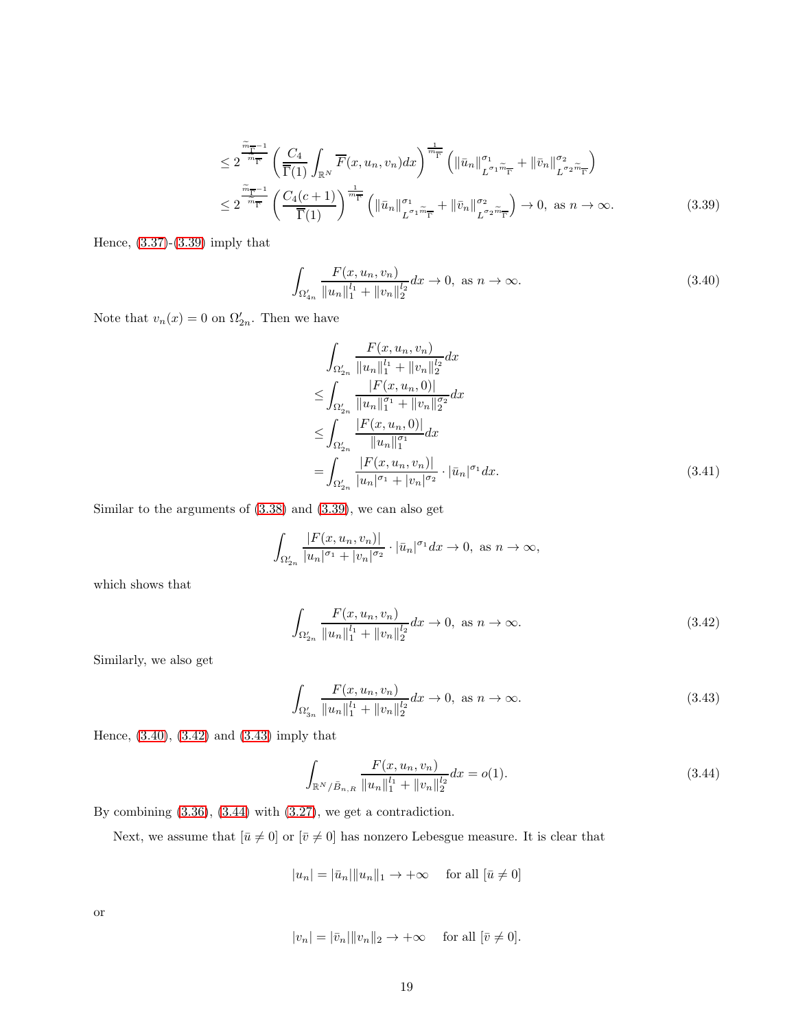$$
\begin{aligned}
&\leq 2^{\frac{\frac{\widetilde{m}_{\overline{\Gamma}}-1}{\overline{\Gamma}}}{m_{\overline{\Gamma}}}} \left( \frac{C_4}{\overline{\Gamma}(1)} \int_{\mathbb{R}^N} \overline{F}(x, u_n, v_n) dx \right)^{\frac{1}{m_{\overline{\Gamma}}}} \left( \|\bar{u}_n\|^{\sigma_1}_{L^{\sigma_1 \widetilde{m}_{\overline{\Gamma}}}} + \|\bar{v}_n\|^{\sigma_2}_{L^{\sigma_2 \widetilde{m}_{\overline{\Gamma}}}} \right) \\
&\leq 2^{\frac{\frac{\widetilde{m}_{\overline{\Gamma}}-1}{\overline{\Gamma}}}{m_{\overline{\Gamma}}}} \left( \frac{C_4(c+1)}{\overline{\Gamma}(1)} \right)^{\frac{1}{m_{\overline{\Gamma}}}} \left( \|\bar{u}_n\|^{\sigma_1}_{L^{\sigma_1 \widetilde{m}_{\overline{\Gamma}}}} + \|\bar{v}_n\|^{\sigma_2}_{L^{\sigma_2 \widetilde{m}_{\overline{\Gamma}}}} \right) \to 0, \text{ as } n \to \infty. \qquad (3.39)
\end{aligned}
$$

Hence, (3.37)-(3.39) imply that

$$
\int_{\Omega'_{4n}} \frac{F(x, u_n, v_n)}{\|u_n\|_1^{l_1} + \|v_n\|_2^{l_2}} dx \to 0, \text{ as } n \to \infty. \qquad (3.40)
$$

Note that $v_n(x) = 0$ on $\Omega'_{2n}$. Then we have

$$
\begin{aligned}
&\int_{\Omega'_{2n}} \frac{F(x, u_n, v_n)}{\|u_n\|_1^{l_1} + \|v_n\|_2^{l_2}} dx \\
\leq &\int_{\Omega'_{2n}} \frac{|F(x, u_n, 0)|}{\|u_n\|_1^{\sigma_1} + \|v_n\|_2^{\sigma_2}} dx \\
\leq &\int_{\Omega'_{2n}} \frac{|F(x, u_n, 0)|}{\|u_n\|_1^{\sigma_1}} dx \\
= &\int_{\Omega'_{2n}} \frac{|F(x, u_n, v_n)|}{|u_n|^{\sigma_1} + |v_n|^{\sigma_2}} \cdot |\bar{u}_n|^{\sigma_1} dx. \qquad (3.41)
\end{aligned}
$$

Similar to the arguments of (3.38) and (3.39), we can also get

$$
\int_{\Omega'_{2n}} \frac{|F(x, u_n, v_n)|}{|u_n|^{\sigma_1} + |v_n|^{\sigma_2}} \cdot |\bar{u}_n|^{\sigma_1} dx \to 0, \text{ as } n \to \infty,
$$

which shows that

$$
\int_{\Omega'_{2n}} \frac{F(x, u_n, v_n)}{\|u_n\|_1^{l_1} + \|v_n\|_2^{l_2}} dx \to 0, \text{ as } n \to \infty. \qquad (3.42)
$$

Similarly, we also get

$$
\int_{\Omega'_{3n}} \frac{F(x, u_n, v_n)}{\|u_n\|_1^{l_1} + \|v_n\|_2^{l_2}} dx \to 0, \text{ as } n \to \infty. \qquad (3.43)
$$

Hence, (3.40), (3.42) and (3.43) imply that

$$
\int_{\mathbb{R}^N / \bar{B}_{n,R}} \frac{F(x, u_n, v_n)}{\|u_n\|_1^{l_1} + \|v_n\|_2^{l_2}} dx = o(1). \qquad (3.44)
$$

By combining (3.36), (3.44) with (3.27), we get a contradiction.

Next, we assume that $[\bar{u} \neq 0]$ or $[\bar{v} \neq 0]$ has nonzero Lebesgue measure. It is clear that

$$
|u_n| = |\bar{u}_n| \|u_n\|_1 \to +\infty \quad \text{for all } [\bar{u} \neq 0]
$$

or

$$
|v_n| = |\bar{v}_n| \|v_n\|_2 \to +\infty \quad \text{for all } [\bar{v} \neq 0].
$$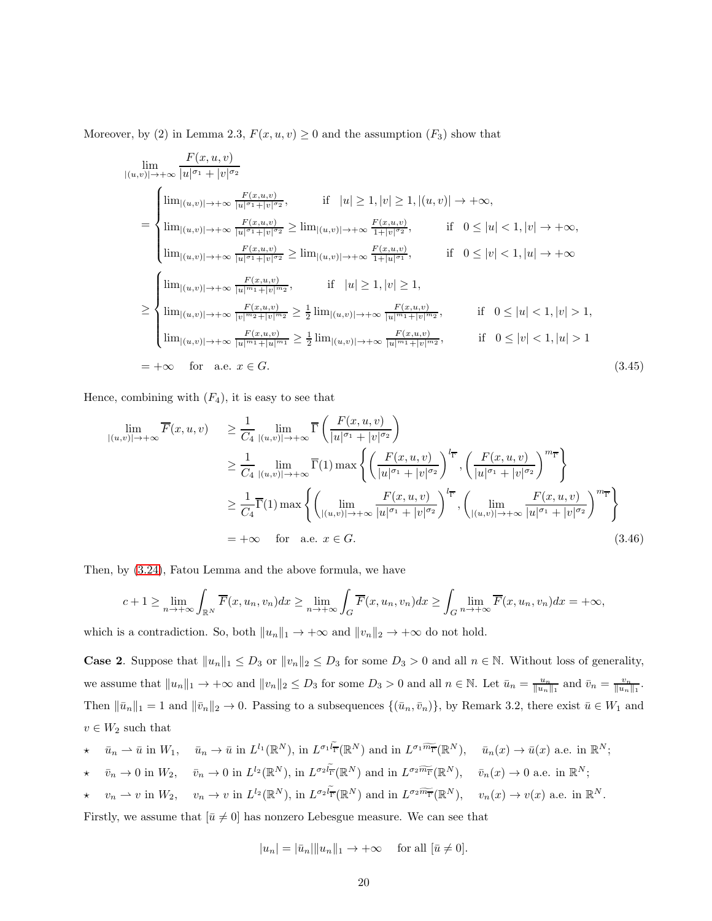Moreover, by (2) in Lemma 2.3, $F(x,u,v) \geq 0$ and the assumption $(F_3)$ show that

$$
\begin{aligned}
&\lim_{|(u,v)|\to+\infty} \frac{F(x,u,v)}{|u|^{\sigma_1}+|v|^{\sigma_2}} \\
&= \begin{cases}
\lim_{|(u,v)|\to+\infty} \frac{F(x,u,v)}{|u|^{\sigma_1}+|v|^{\sigma_2}}, & \text{if} \quad |u|\geq 1, |v|\geq 1, |(u,v)|\to+\infty, \\
\lim_{|(u,v)|\to+\infty} \frac{F(x,u,v)}{|u|^{\sigma_1}+|v|^{\sigma_2}} \geq \lim_{|(u,v)|\to+\infty} \frac{F(x,u,v)}{1+|v|^{\sigma_2}}, & \text{if} \quad 0\leq |u|<1, |v|\to+\infty, \\
\lim_{|(u,v)|\to+\infty} \frac{F(x,u,v)}{|u|^{\sigma_1}+|v|^{\sigma_2}} \geq \lim_{|(u,v)|\to+\infty} \frac{F(x,u,v)}{1+|u|^{\sigma_1}}, & \text{if} \quad 0\leq |v|<1, |u|\to+\infty
\end{cases} \\
&\geq \begin{cases}
\lim_{|(u,v)|\to+\infty} \frac{F(x,u,v)}{|u|^{m_1}+|v|^{m_2}}, & \text{if} \quad |u|\geq 1, |v|\geq 1, \\
\lim_{|(u,v)|\to+\infty} \frac{F(x,u,v)}{|v|^{m_2}+|v|^{m_2}} \geq \frac{1}{2}\lim_{|(u,v)|\to+\infty} \frac{F(x,u,v)}{|u|^{m_1}+|v|^{m_2}}, & \text{if} \quad 0\leq |u|<1, |v|>1, \\
\lim_{|(u,v)|\to+\infty} \frac{F(x,u,v)}{|u|^{m_1}+|u|^{m_1}} \geq \frac{1}{2}\lim_{|(u,v)|\to+\infty} \frac{F(x,u,v)}{|u|^{m_1}+|v|^{m_2}}, & \text{if} \quad 0\leq |v|<1, |u|>1
\end{cases} \\
&= +\infty \quad \text{for} \quad \text{a.e. } x\in G.
\end{aligned}
\tag{3.45}
$$

Hence, combining with $(F_4)$, it is easy to see that

$$
\begin{aligned}
\lim_{|(u,v)|\to+\infty} \overline{F}(x,u,v) \quad &\geq \frac{1}{C_4} \lim_{|(u,v)|\to+\infty} \overline{\Gamma}\left(\frac{F(x,u,v)}{|u|^{\sigma_1}+|v|^{\sigma_2}}\right) \\
&\geq \frac{1}{C_4} \lim_{|(u,v)|\to+\infty} \overline{\Gamma}(1) \max\left\{\left(\frac{F(x,u,v)}{|u|^{\sigma_1}+|v|^{\sigma_2}}\right)^{l_{\overline{\Gamma}}}, \left(\frac{F(x,u,v)}{|u|^{\sigma_1}+|v|^{\sigma_2}}\right)^{m_{\overline{\Gamma}}}\right\} \\
&\geq \frac{1}{C_4} \overline{\Gamma}(1) \max\left\{\left(\lim_{|(u,v)|\to+\infty} \frac{F(x,u,v)}{|u|^{\sigma_1}+|v|^{\sigma_2}}\right)^{l_{\overline{\Gamma}}}, \left(\lim_{|(u,v)|\to+\infty} \frac{F(x,u,v)}{|u|^{\sigma_1}+|v|^{\sigma_2}}\right)^{m_{\overline{\Gamma}}}\right\} \\
&= +\infty \quad \text{for} \quad \text{a.e. } x\in G.
\end{aligned}
\tag{3.46}
$$

Then, by (3.24), Fatou Lemma and the above formula, we have

$$
c+1 \geq \lim_{n\to+\infty} \int_{\mathbb{R}^N} \overline{F}(x,u_n,v_n)dx \geq \lim_{n\to+\infty} \int_G \overline{F}(x,u_n,v_n)dx \geq \int_G \lim_{n\to+\infty} \overline{F}(x,u_n,v_n)dx = +\infty,
$$

which is a contradiction. So, both $\|u_n\|_1 \to +\infty$ and $\|v_n\|_2 \to +\infty$ do not hold.

**Case 2**. Suppose that $\|u_n\|_1 \leq D_3$ or $\|v_n\|_2 \leq D_3$ for some $D_3 > 0$ and all $n\in\mathbb{N}$. Without loss of generality, we assume that $\|u_n\|_1 \to +\infty$ and $\|v_n\|_2 \leq D_3$ for some $D_3 > 0$ and all $n \in \mathbb{N}$. Let $\bar{u}_n = \frac{u_n}{\|u_n\|_1}$ and $\bar{v}_n = \frac{v_n}{\|u_n\|_1}$. Then $\|\bar{u}_n\|_1 = 1$ and $\|\bar{v}_n\|_2 \to 0$. Passing to a subsequences $\{(\bar{u}_n, \bar{v}_n)\}$, by Remark 3.2, there exist $\bar{u} \in W_1$ and $v \in W_2$ such that

- ⋆ $\bar{u}_n \rightharpoonup \bar{u}$ in $W_1$, $\quad \bar{u}_n \to \bar{u}$ in $L^{l_1}(\mathbb{R}^N)$, in $L^{\sigma_1 \widetilde{l_{\overline{\Gamma}}}}(\mathbb{R}^N)$ and in $L^{\sigma_1 \widetilde{m_{\overline{\Gamma}}}}(\mathbb{R}^N)$, $\quad \bar{u}_n(x) \to \bar{u}(x)$ a.e. in $\mathbb{R}^N$;
- ⋆ $\bar{v}_n \to 0$ in $W_2$, $\quad \bar{v}_n \to 0$ in $L^{l_2}(\mathbb{R}^N)$, in $L^{\sigma_2 \widetilde{l_{\overline{\Gamma}}}}(\mathbb{R}^N)$ and in $L^{\sigma_2 \widetilde{m_{\overline{\Gamma}}}}(\mathbb{R}^N)$, $\quad \bar{v}_n(x) \to 0$ a.e. in $\mathbb{R}^N$;
- ⋆ $v_n \rightharpoonup v$ in $W_2$, $\quad v_n \to v$ in $L^{l_2}(\mathbb{R}^N)$, in $L^{\sigma_2 \widetilde{l_{\overline{\Gamma}}}}(\mathbb{R}^N)$ and in $L^{\sigma_2 \widetilde{m_{\overline{\Gamma}}}}(\mathbb{R}^N)$, $\quad v_n(x) \to v(x)$ a.e. in $\mathbb{R}^N$.

Firstly, we assume that $[\bar{u} \neq 0]$ has nonzero Lebesgue measure. We can see that

$$
|u_n| = |\bar{u}_n| \|u_n\|_1 \to +\infty \quad \text{for all } [\bar{u} \neq 0].
$$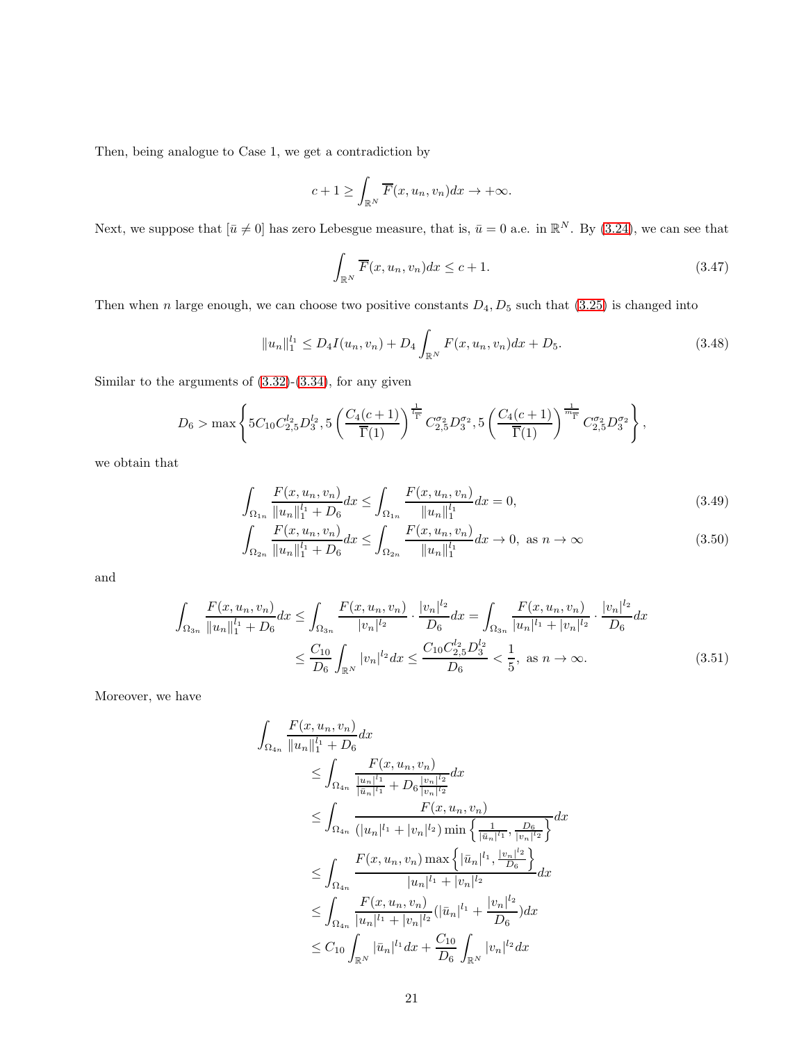Then, being analogue to Case 1, we get a contradiction by

$$c+1 \geq \int_{\mathbb{R}^N} \overline{F}(x,u_n,v_n)dx \to +\infty.$$

Next, we suppose that $[\bar{u} \neq 0]$ has zero Lebesgue measure, that is, $\bar{u} = 0$ a.e. in $\mathbb{R}^N$. By (3.24), we can see that

$$\int_{\mathbb{R}^N} \overline{F}(x,u_n,v_n)dx \leq c+1. \tag{3.47}$$

Then when $n$ large enough, we can choose two positive constants $D_4, D_5$ such that (3.25) is changed into

$$\|u_n\|_1^{l_1} \leq D_4 I(u_n,v_n) + D_4 \int_{\mathbb{R}^N} F(x,u_n,v_n)dx + D_5. \tag{3.48}$$

Similar to the arguments of (3.32)-(3.34), for any given

$$D_6 > \max\left\{5C_{10}C_{2,5}^{l_2}D_3^{l_2}, 5\left(\frac{C_4(c+1)}{\overline{\Gamma}(1)}\right)^{\frac{1}{l_{\Gamma}}} C_{2,5}^{\sigma_2}D_3^{\sigma_2}, 5\left(\frac{C_4(c+1)}{\overline{\Gamma}(1)}\right)^{\frac{1}{m_{\Gamma}}} C_{2,5}^{\sigma_2}D_3^{\sigma_2}\right\},$$

we obtain that

$$\int_{\Omega_{1n}} \frac{F(x,u_n,v_n)}{\|u_n\|_1^{l_1}+D_6}dx \leq \int_{\Omega_{1n}} \frac{F(x,u_n,v_n)}{\|u_n\|_1^{l_1}}dx = 0, \tag{3.49}$$

$$\int_{\Omega_{2n}} \frac{F(x,u_n,v_n)}{\|u_n\|_1^{l_1}+D_6}dx \leq \int_{\Omega_{2n}} \frac{F(x,u_n,v_n)}{\|u_n\|_1^{l_1}}dx \to 0, \text{ as } n\to\infty \tag{3.50}$$

and

$$\begin{aligned}
\int_{\Omega_{3n}} \frac{F(x,u_n,v_n)}{\|u_n\|_1^{l_1}+D_6}dx &\leq \int_{\Omega_{3n}} \frac{F(x,u_n,v_n)}{|v_n|^{l_2}}\cdot\frac{|v_n|^{l_2}}{D_6}dx = \int_{\Omega_{3n}} \frac{F(x,u_n,v_n)}{|u_n|^{l_1}+|v_n|^{l_2}}\cdot\frac{|v_n|^{l_2}}{D_6}dx \\
&\leq \frac{C_{10}}{D_6}\int_{\mathbb{R}^N}|v_n|^{l_2}dx \leq \frac{C_{10}C_{2,5}^{l_2}D_3^{l_2}}{D_6} < \frac{1}{5}, \text{ as } n\to\infty. 
\end{aligned} \tag{3.51}$$

Moreover, we have

$$\begin{aligned}
&\int_{\Omega_{4n}} \frac{F(x,u_n,v_n)}{\|u_n\|_1^{l_1}+D_6}dx \\
&\quad\leq \int_{\Omega_{4n}} \frac{F(x,u_n,v_n)}{\frac{|u_n|^{l_1}}{|\bar{u}_n|^{l_1}}+D_6\frac{|v_n|^{l_2}}{|v_n|^{l_2}}}dx \\
&\quad\leq \int_{\Omega_{4n}} \frac{F(x,u_n,v_n)}{(|u_n|^{l_1}+|v_n|^{l_2})\min\left\{\frac{1}{|\bar{u}_n|^{l_1}},\frac{D_6}{|v_n|^{l_2}}\right\}}dx \\
&\quad\leq \int_{\Omega_{4n}} \frac{F(x,u_n,v_n)\max\left\{|\bar{u}_n|^{l_1},\frac{|v_n|^{l_2}}{D_6}\right\}}{|u_n|^{l_1}+|v_n|^{l_2}}dx \\
&\quad\leq \int_{\Omega_{4n}} \frac{F(x,u_n,v_n)}{|u_n|^{l_1}+|v_n|^{l_2}}(|\bar{u}_n|^{l_1}+\frac{|v_n|^{l_2}}{D_6})dx \\
&\quad\leq C_{10}\int_{\mathbb{R}^N}|\bar{u}_n|^{l_1}dx + \frac{C_{10}}{D_6}\int_{\mathbb{R}^N}|v_n|^{l_2}dx
\end{aligned}$$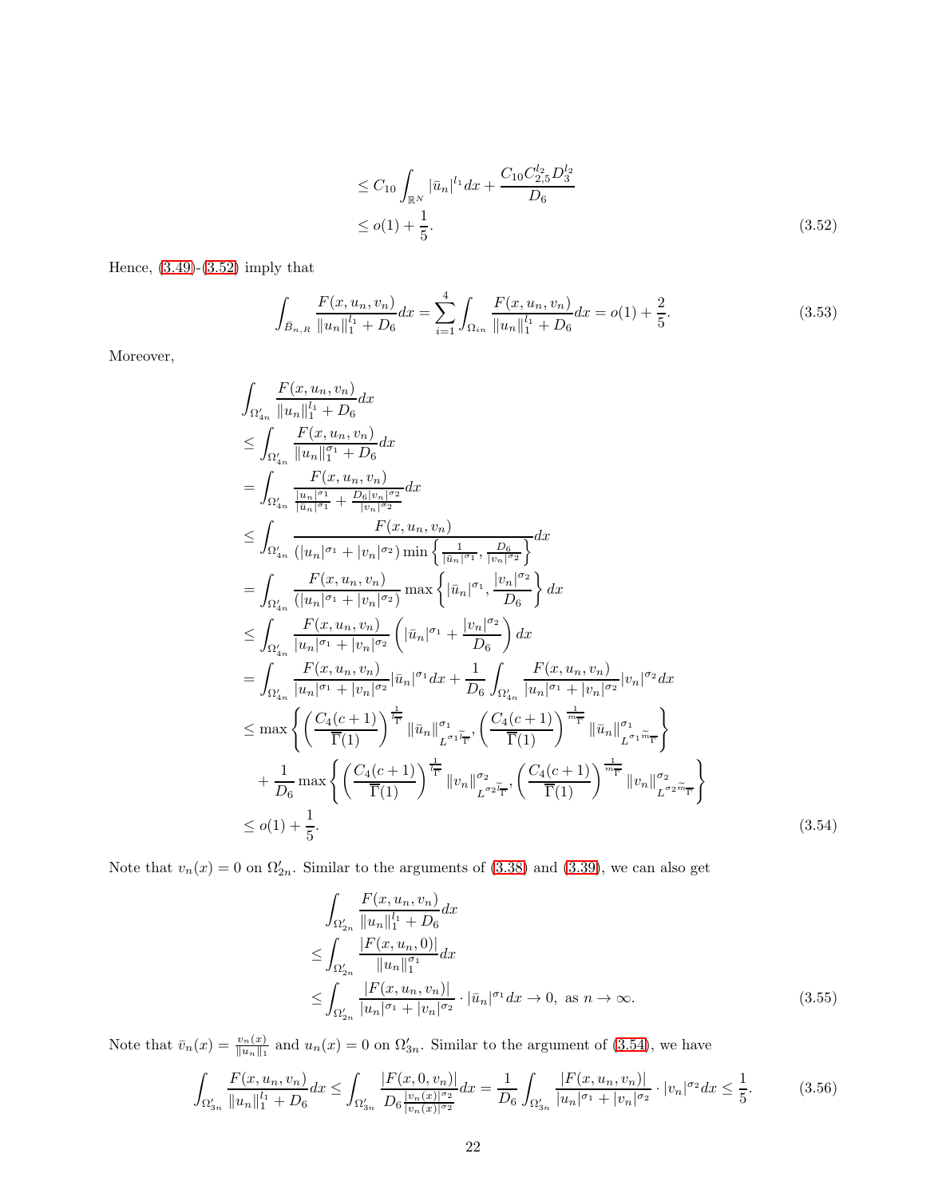$$
\begin{aligned}
&\leq C_{10}\int_{\mathbb{R}^N}|\bar{u}_n|^{l_1}dx+\frac{C_{10}C_{2,5}^{l_2}D_3^{l_2}}{D_6}\\
&\leq o(1)+\frac{1}{5}.
\end{aligned}
\tag{3.52}
$$

Hence, (3.49)-(3.52) imply that

$$
\int_{\bar{B}_{n,R}}\frac{F(x,u_n,v_n)}{\|u_n\|_1^{l_1}+D_6}dx=\sum_{i=1}^{4}\int_{\Omega_{in}}\frac{F(x,u_n,v_n)}{\|u_n\|_1^{l_1}+D_6}dx=o(1)+\frac{2}{5}.
\tag{3.53}
$$

Moreover,

$$
\begin{aligned}
&\int_{\Omega'_{4n}}\frac{F(x,u_n,v_n)}{\|u_n\|_1^{l_1}+D_6}dx\\
&\leq\int_{\Omega'_{4n}}\frac{F(x,u_n,v_n)}{\|u_n\|_1^{\sigma_1}+D_6}dx\\
&=\int_{\Omega'_{4n}}\frac{F(x,u_n,v_n)}{\frac{|u_n|^{\sigma_1}}{|\bar{u}_n|^{\sigma_1}}+\frac{D_6|v_n|^{\sigma_2}}{|v_n|^{\sigma_2}}}dx\\
&\leq\int_{\Omega'_{4n}}\frac{F(x,u_n,v_n)}{(|u_n|^{\sigma_1}+|v_n|^{\sigma_2})\min\left\{\frac{1}{|\bar{u}_n|^{\sigma_1}},\frac{D_6}{|v_n|^{\sigma_2}}\right\}}dx\\
&=\int_{\Omega'_{4n}}\frac{F(x,u_n,v_n)}{(|u_n|^{\sigma_1}+|v_n|^{\sigma_2})}\max\left\{|\bar{u}_n|^{\sigma_1},\frac{|v_n|^{\sigma_2}}{D_6}\right\}dx\\
&\leq\int_{\Omega'_{4n}}\frac{F(x,u_n,v_n)}{|u_n|^{\sigma_1}+|v_n|^{\sigma_2}}\left(|\bar{u}_n|^{\sigma_1}+\frac{|v_n|^{\sigma_2}}{D_6}\right)dx\\
&=\int_{\Omega'_{4n}}\frac{F(x,u_n,v_n)}{|u_n|^{\sigma_1}+|v_n|^{\sigma_2}}|\bar{u}_n|^{\sigma_1}dx+\frac{1}{D_6}\int_{\Omega'_{4n}}\frac{F(x,u_n,v_n)}{|u_n|^{\sigma_1}+|v_n|^{\sigma_2}}|v_n|^{\sigma_2}dx\\
&\leq\max\left\{\left(\frac{C_4(c+1)}{\overline{\Gamma}(1)}\right)^{\frac{1}{\tilde{l}_{\Gamma}}}\|\bar{u}_n\|^{\sigma_1}_{L^{\sigma_1\tilde{l}_{\overline{\Gamma}}}},\left(\frac{C_4(c+1)}{\overline{\Gamma}(1)}\right)^{\frac{1}{\tilde{m}_{\overline{\Gamma}}}}\|\bar{u}_n\|^{\sigma_1}_{L^{\sigma_1\tilde{m}_{\overline{\Gamma}}}}\right\}\\
&\quad+\frac{1}{D_6}\max\left\{\left(\frac{C_4(c+1)}{\overline{\Gamma}(1)}\right)^{\frac{1}{\tilde{l}_{\overline{\Gamma}}}}\|v_n\|^{\sigma_2}_{L^{\sigma_2\tilde{l}_{\overline{\Gamma}}}},\left(\frac{C_4(c+1)}{\overline{\Gamma}(1)}\right)^{\frac{1}{\tilde{m}_{\overline{\Gamma}}}}\|v_n\|^{\sigma_2}_{L^{\sigma_2\tilde{m}_{\overline{\Gamma}}}}\right\}\\
&\leq o(1)+\frac{1}{5}.
\end{aligned}
\tag{3.54}
$$

Note that $v_n(x)=0$ on $\Omega'_{2n}$. Similar to the arguments of (3.38) and (3.39), we can also get

$$
\begin{aligned}
&\int_{\Omega'_{2n}}\frac{F(x,u_n,v_n)}{\|u_n\|_1^{l_1}+D_6}dx\\
&\leq\int_{\Omega'_{2n}}\frac{|F(x,u_n,0)|}{\|u_n\|_1^{\sigma_1}}dx\\
&\leq\int_{\Omega'_{2n}}\frac{|F(x,u_n,v_n)|}{|u_n|^{\sigma_1}+|v_n|^{\sigma_2}}\cdot|\bar{u}_n|^{\sigma_1}dx\to 0,\ \text{as } n\to\infty.
\end{aligned}
\tag{3.55}
$$

Note that $\bar{v}_n(x)=\frac{v_n(x)}{\|u_n\|_1}$ and $u_n(x)=0$ on $\Omega'_{3n}$. Similar to the argument of (3.54), we have

$$
\int_{\Omega'_{3n}}\frac{F(x,u_n,v_n)}{\|u_n\|_1^{l_1}+D_6}dx\leq\int_{\Omega'_{3n}}\frac{|F(x,0,v_n)|}{D_6\frac{|v_n(x)|^{\sigma_2}}{|v_n(x)|^{\sigma_2}}}dx=\frac{1}{D_6}\int_{\Omega'_{3n}}\frac{|F(x,u_n,v_n)|}{|u_n|^{\sigma_1}+|v_n|^{\sigma_2}}\cdot|v_n|^{\sigma_2}dx\leq\frac{1}{5}.
\tag{3.56}
$$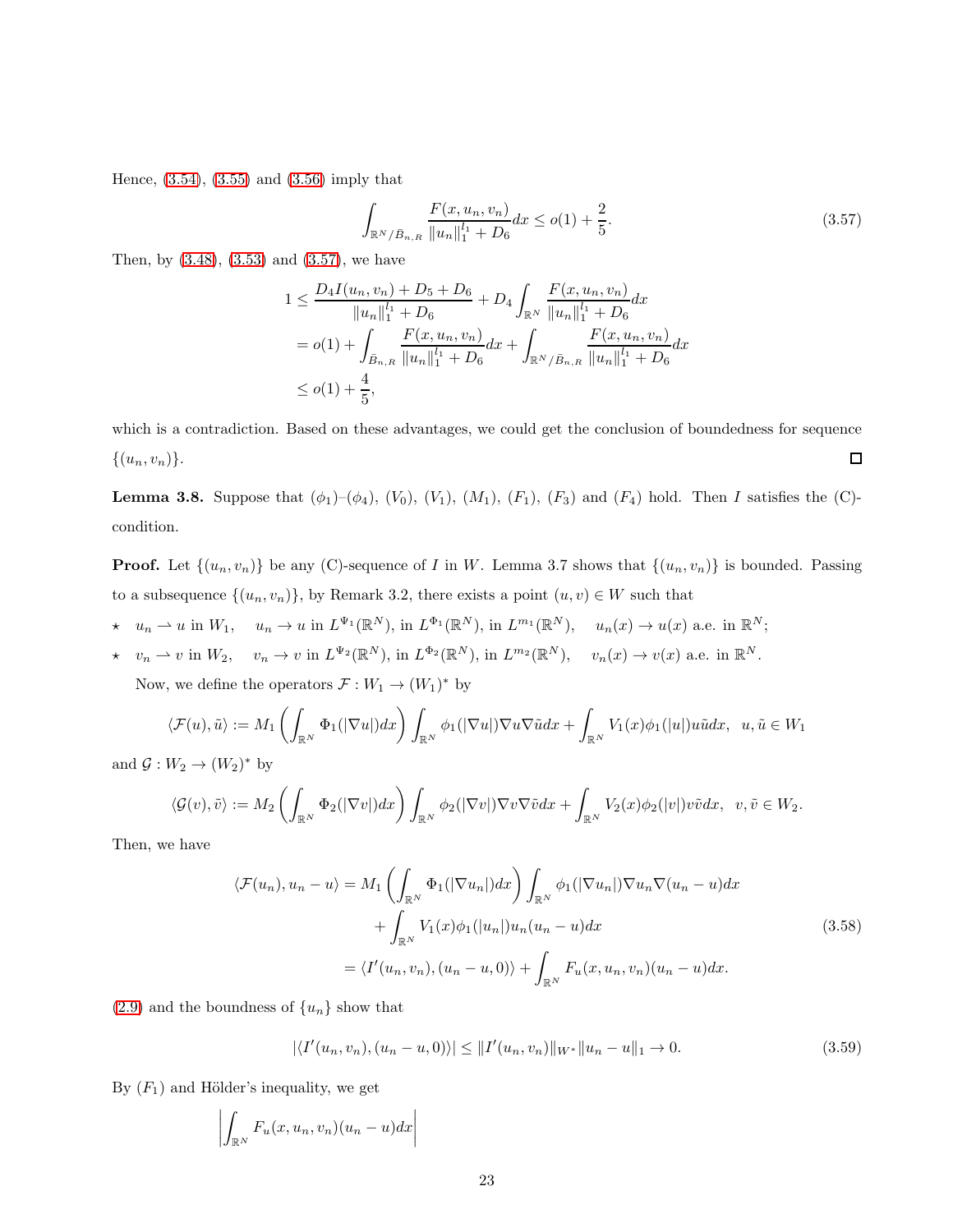Hence, (3.54), (3.55) and (3.56) imply that

$$\int_{\mathbb{R}^N/\bar{B}_{n,R}} \frac{F(x,u_n,v_n)}{\|u_n\|_1^{l_1}+D_6}dx \leq o(1)+\frac{2}{5}. \tag{3.57}$$

Then, by (3.48), (3.53) and (3.57), we have

$$\begin{aligned}
1 &\leq \frac{D_4 I(u_n,v_n)+D_5+D_6}{\|u_n\|_1^{l_1}+D_6}+D_4\int_{\mathbb{R}^N}\frac{F(x,u_n,v_n)}{\|u_n\|_1^{l_1}+D_6}dx \\
&= o(1)+\int_{\bar{B}_{n,R}}\frac{F(x,u_n,v_n)}{\|u_n\|_1^{l_1}+D_6}dx+\int_{\mathbb{R}^N/\bar{B}_{n,R}}\frac{F(x,u_n,v_n)}{\|u_n\|_1^{l_1}+D_6}dx \\
&\leq o(1)+\frac{4}{5},
\end{aligned}$$

which is a contradiction. Based on these advantages, we could get the conclusion of boundedness for sequence $\{(u_n,v_n)\}$. $\square$

**Lemma 3.8.** Suppose that $(\phi_1)$–$(\phi_4)$, $(V_0)$, $(V_1)$, $(M_1)$, $(F_1)$, $(F_3)$ and $(F_4)$ hold. Then $I$ satisfies the (C)-condition.

**Proof.** Let $\{(u_n,v_n)\}$ be any (C)-sequence of $I$ in $W$. Lemma 3.7 shows that $\{(u_n,v_n)\}$ is bounded. Passing to a subsequence $\{(u_n,v_n)\}$, by Remark 3.2, there exists a point $(u,v)\in W$ such that

- ⋆ $u_n \rightharpoonup u$ in $W_1$, $\quad u_n\to u$ in $L^{\Psi_1}(\mathbb{R}^N)$, in $L^{\Phi_1}(\mathbb{R}^N)$, in $L^{m_1}(\mathbb{R}^N)$, $\quad u_n(x)\to u(x)$ a.e. in $\mathbb{R}^N$;
- ⋆ $v_n \rightharpoonup v$ in $W_2$, $\quad v_n\to v$ in $L^{\Psi_2}(\mathbb{R}^N)$, in $L^{\Phi_2}(\mathbb{R}^N)$, in $L^{m_2}(\mathbb{R}^N)$, $\quad v_n(x)\to v(x)$ a.e. in $\mathbb{R}^N$.

Now, we define the operators $\mathcal{F}: W_1\to (W_1)^*$ by

$$\langle \mathcal{F}(u),\tilde{u}\rangle := M_1\left(\int_{\mathbb{R}^N}\Phi_1(|\nabla u|)dx\right)\int_{\mathbb{R}^N}\phi_1(|\nabla u|)\nabla u\nabla\tilde{u}dx+\int_{\mathbb{R}^N}V_1(x)\phi_1(|u|)u\tilde{u}dx,\ \ u,\tilde{u}\in W_1$$

and $\mathcal{G}: W_2\to (W_2)^*$ by

$$\langle \mathcal{G}(v),\tilde{v}\rangle := M_2\left(\int_{\mathbb{R}^N}\Phi_2(|\nabla v|)dx\right)\int_{\mathbb{R}^N}\phi_2(|\nabla v|)\nabla v\nabla\tilde{v}dx+\int_{\mathbb{R}^N}V_2(x)\phi_2(|v|)v\tilde{v}dx,\ \ v,\tilde{v}\in W_2.$$

Then, we have

$$\begin{aligned}
\langle \mathcal{F}(u_n),u_n-u\rangle &= M_1\left(\int_{\mathbb{R}^N}\Phi_1(|\nabla u_n|)dx\right)\int_{\mathbb{R}^N}\phi_1(|\nabla u_n|)\nabla u_n\nabla(u_n-u)dx \\
&\quad +\int_{\mathbb{R}^N}V_1(x)\phi_1(|u_n|)u_n(u_n-u)dx \\
&= \langle I'(u_n,v_n),(u_n-u,0)\rangle+\int_{\mathbb{R}^N}F_u(x,u_n,v_n)(u_n-u)dx.
\end{aligned} \tag{3.58}$$

(2.9) and the boundness of $\{u_n\}$ show that

$$|\langle I'(u_n,v_n),(u_n-u,0)\rangle| \leq \|I'(u_n,v_n)\|_{W^*}\|u_n-u\|_1\to 0. \tag{3.59}$$

By $(F_1)$ and Hölder's inequality, we get

$$\left|\int_{\mathbb{R}^N}F_u(x,u_n,v_n)(u_n-u)dx\right|$$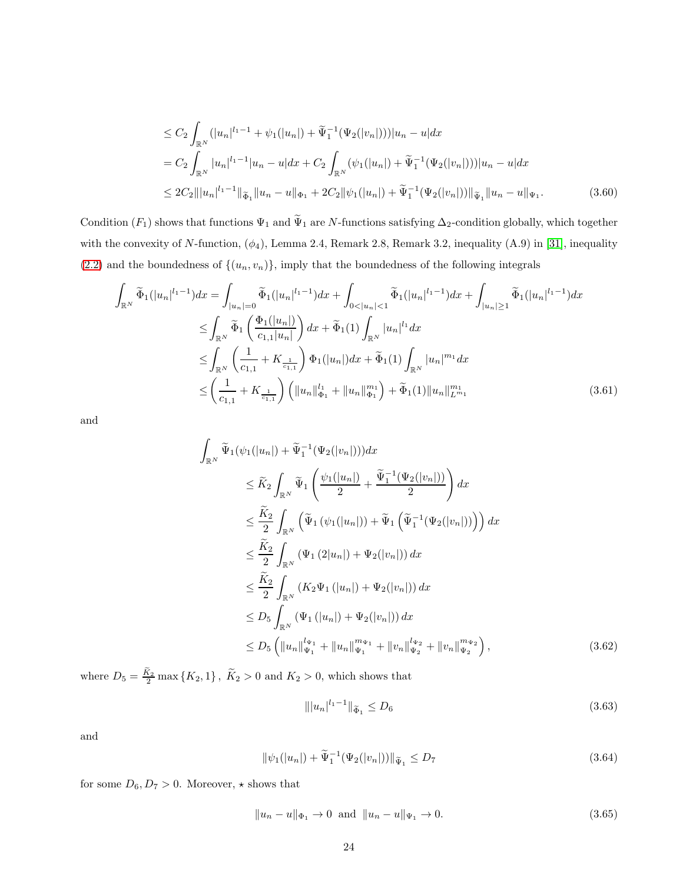$$
\begin{aligned}
&\leq C_2 \int_{\mathbb{R}^N} (|u_n|^{l_1-1} + \psi_1(|u_n|) + \widetilde{\Psi}_1^{-1}(\Psi_2(|v_n|)))|u_n - u|dx \\
&= C_2 \int_{\mathbb{R}^N} |u_n|^{l_1-1}|u_n - u|dx + C_2 \int_{\mathbb{R}^N} (\psi_1(|u_n|) + \widetilde{\Psi}_1^{-1}(\Psi_2(|v_n|)))|u_n - u|dx \\
&\leq 2C_2 \||u_n|^{l_1-1}\|_{\widetilde{\Phi}_1} \|u_n - u\|_{\Phi_1} + 2C_2 \|\psi_1(|u_n|) + \widetilde{\Psi}_1^{-1}(\Psi_2(|v_n|))\|_{\widetilde{\Psi}_1} \|u_n - u\|_{\Psi_1}. \qquad (3.60)
\end{aligned}
$$

Condition $(F_1)$ shows that functions $\Psi_1$ and $\widetilde{\Psi}_1$ are $N$-functions satisfying $\Delta_2$-condition globally, which together with the convexity of $N$-function, $(\phi_4)$, Lemma 2.4, Remark 2.8, Remark 3.2, inequality (A.9) in [31], inequality (2.2) and the boundedness of $\{(u_n, v_n)\}$, imply that the boundedness of the following integrals

$$
\begin{aligned}
\int_{\mathbb{R}^N} \widetilde{\Phi}_1(|u_n|^{l_1-1})dx &= \int_{|u_n|=0} \widetilde{\Phi}_1(|u_n|^{l_1-1})dx + \int_{0<|u_n|<1} \widetilde{\Phi}_1(|u_n|^{l_1-1})dx + \int_{|u_n|\geq 1} \widetilde{\Phi}_1(|u_n|^{l_1-1})dx \\
&\leq \int_{\mathbb{R}^N} \widetilde{\Phi}_1\left(\frac{\Phi_1(|u_n|)}{c_{1,1}|u_n|}\right)dx + \widetilde{\Phi}_1(1)\int_{\mathbb{R}^N} |u_n|^{l_1}dx \\
&\leq \int_{\mathbb{R}^N} \left(\frac{1}{c_{1,1}} + K_{\frac{1}{c_{1,1}}}\right)\Phi_1(|u_n|)dx + \widetilde{\Phi}_1(1)\int_{\mathbb{R}^N} |u_n|^{m_1}dx \\
&\leq \left(\frac{1}{c_{1,1}} + K_{\frac{1}{c_{1,1}}}\right)\left(\|u_n\|_{\Phi_1}^{l_1} + \|u_n\|_{\Phi_1}^{m_1}\right) + \widetilde{\Phi}_1(1)\|u_n\|_{L^{m_1}}^{m_1} \qquad (3.61)
\end{aligned}
$$

and

$$
\begin{aligned}
&\int_{\mathbb{R}^N} \widetilde{\Psi}_1(\psi_1(|u_n|) + \widetilde{\Psi}_1^{-1}(\Psi_2(|v_n|)))dx \\
&\qquad \leq \widetilde{K}_2 \int_{\mathbb{R}^N} \widetilde{\Psi}_1\left(\frac{\psi_1(|u_n|)}{2} + \frac{\widetilde{\Psi}_1^{-1}(\Psi_2(|v_n|))}{2}\right)dx \\
&\qquad \leq \frac{\widetilde{K}_2}{2}\int_{\mathbb{R}^N} \left(\widetilde{\Psi}_1\left(\psi_1(|u_n|)\right) + \widetilde{\Psi}_1\left(\widetilde{\Psi}_1^{-1}(\Psi_2(|v_n|))\right)\right)dx \\
&\qquad \leq \frac{\widetilde{K}_2}{2}\int_{\mathbb{R}^N} \left(\Psi_1\left(2|u_n|\right) + \Psi_2(|v_n|)\right)dx \\
&\qquad \leq \frac{\widetilde{K}_2}{2}\int_{\mathbb{R}^N} \left(K_2\Psi_1\left(|u_n|\right) + \Psi_2(|v_n|)\right)dx \\
&\qquad \leq D_5 \int_{\mathbb{R}^N} \left(\Psi_1\left(|u_n|\right) + \Psi_2(|v_n|)\right)dx \\
&\qquad \leq D_5 \left(\|u_n\|_{\Psi_1}^{l_{\Psi_1}} + \|u_n\|_{\Psi_1}^{m_{\Psi_1}} + \|v_n\|_{\Psi_2}^{l_{\Psi_2}} + \|v_n\|_{\Psi_2}^{m_{\Psi_2}}\right), \qquad (3.62)
\end{aligned}
$$

where $D_5 = \frac{\widetilde{K}_2}{2}\max\{K_2, 1\}$, $\widetilde{K}_2 > 0$ and $K_2 > 0$, which shows that

$$
\||u_n|^{l_1-1}\|_{\widetilde{\Phi}_1} \leq D_6 \qquad (3.63)
$$

and

$$
\|\psi_1(|u_n|) + \widetilde{\Psi}_1^{-1}(\Psi_2(|v_n|))\|_{\widetilde{\Psi}_1} \leq D_7 \qquad (3.64)
$$

for some $D_6, D_7 > 0$. Moreover, $\star$ shows that

$$
\|u_n - u\|_{\Phi_1} \to 0 \text{ and } \|u_n - u\|_{\Psi_1} \to 0. \qquad (3.65)
$$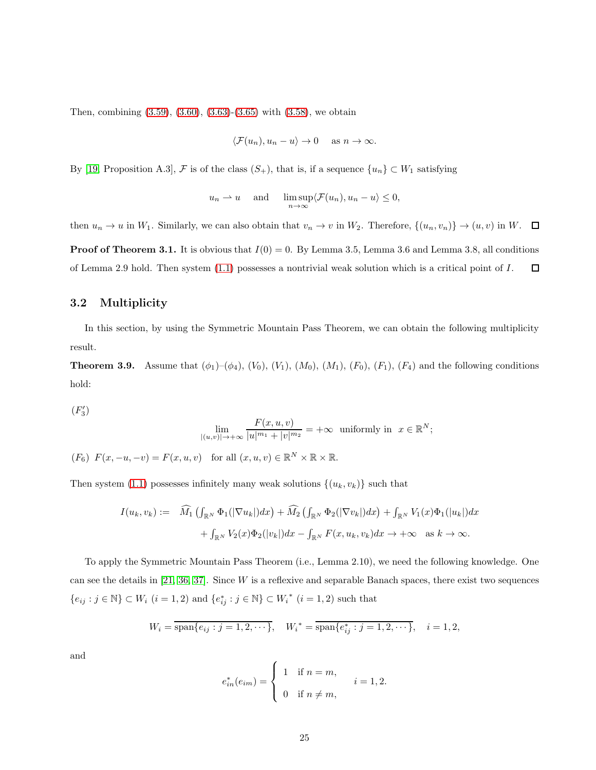Then, combining (3.59), (3.60), (3.63)-(3.65) with (3.58), we obtain

$$\langle \mathcal{F}(u_n), u_n - u \rangle \to 0 \quad \text{as } n \to \infty.$$

By [19, Proposition A.3], $\mathcal{F}$ is of the class $(S_+)$, that is, if a sequence $\{u_n\} \subset W_1$ satisfying

$$u_n \rightharpoonup u \quad \text{and} \quad \limsup_{n\to\infty} \langle \mathcal{F}(u_n), u_n - u \rangle \le 0,$$

then $u_n \to u$ in $W_1$. Similarly, we can also obtain that $v_n \to v$ in $W_2$. Therefore, $\{(u_n, v_n)\} \to (u, v)$ in $W$. $\square$

**Proof of Theorem 3.1.** It is obvious that $I(0) = 0$. By Lemma 3.5, Lemma 3.6 and Lemma 3.8, all conditions of Lemma 2.9 hold. Then system (1.1) possesses a nontrivial weak solution which is a critical point of $I$. $\square$

### 3.2 Multiplicity

In this section, by using the Symmetric Mountain Pass Theorem, we can obtain the following multiplicity result.

**Theorem 3.9.** Assume that $(\phi_1)$–$(\phi_4)$, $(V_0)$, $(V_1)$, $(M_0)$, $(M_1)$, $(F_0)$, $(F_1)$, $(F_4)$ and the following conditions hold:

$(F_3')$

$$\lim_{|(u,v)|\to+\infty} \frac{F(x,u,v)}{|u|^{m_1} + |v|^{m_2}} = +\infty \quad \text{uniformly in } x \in \mathbb{R}^N;$$

$(F_6)$ $F(x, -u, -v) = F(x, u, v)$ for all $(x, u, v) \in \mathbb{R}^N \times \mathbb{R} \times \mathbb{R}$.

Then system (1.1) possesses infinitely many weak solutions $\{(u_k, v_k)\}$ such that

$$\begin{aligned} I(u_k, v_k) := \quad & \widehat{M_1}\left(\int_{\mathbb{R}^N} \Phi_1(|\nabla u_k|)dx\right) + \widehat{M_2}\left(\int_{\mathbb{R}^N} \Phi_2(|\nabla v_k|)dx\right) + \int_{\mathbb{R}^N} V_1(x)\Phi_1(|u_k|)dx \\ & + \int_{\mathbb{R}^N} V_2(x)\Phi_2(|v_k|)dx - \int_{\mathbb{R}^N} F(x, u_k, v_k)dx \to +\infty \quad \text{as } k \to \infty. \end{aligned}$$

To apply the Symmetric Mountain Pass Theorem (i.e., Lemma 2.10), we need the following knowledge. One can see the details in [21, 36, 37]. Since $W$ is a reflexive and separable Banach spaces, there exist two sequences $\{e_{ij} : j \in \mathbb{N}\} \subset W_i$ $(i = 1, 2)$ and $\{e_{ij}^* : j \in \mathbb{N}\} \subset {W_i}^*$ $(i = 1, 2)$ such that

$$W_i = \overline{\text{span}\{e_{ij} : j = 1, 2, \cdots\}}, \quad {W_i}^* = \overline{\text{span}\{e_{ij}^* : j = 1, 2, \cdots\}}, \quad i = 1, 2,$$

and

$$e_{in}^*(e_{im}) = \begin{cases} 1 & \text{if } n = m, \\ 0 & \text{if } n \ne m, \end{cases} \qquad i = 1, 2.$$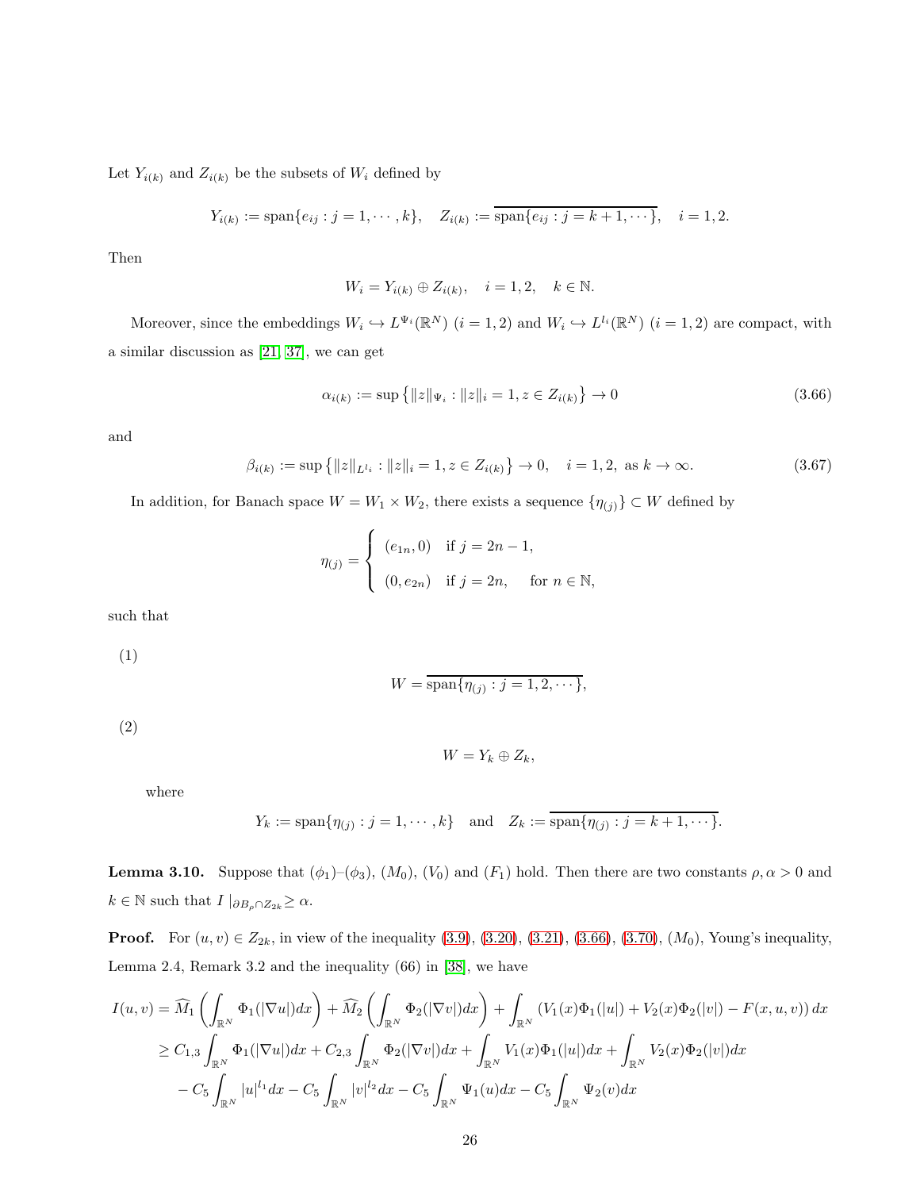Let $Y_{i(k)}$ and $Z_{i(k)}$ be the subsets of $W_i$ defined by

$$Y_{i(k)} := \operatorname{span}\{e_{ij} : j = 1, \cdots, k\}, \quad Z_{i(k)} := \overline{\operatorname{span}\{e_{ij} : j = k+1, \cdots\}}, \quad i = 1, 2.$$

Then

$$W_i = Y_{i(k)} \oplus Z_{i(k)}, \quad i = 1, 2, \quad k \in \mathbb{N}.$$

Moreover, since the embeddings $W_i \hookrightarrow L^{\Psi_i}(\mathbb{R}^N)$ $(i = 1, 2)$ and $W_i \hookrightarrow L^{l_i}(\mathbb{R}^N)$ $(i = 1, 2)$ are compact, with a similar discussion as [21, 37], we can get

$$\alpha_{i(k)} := \sup\left\{\|z\|_{\Psi_i} : \|z\|_i = 1, z \in Z_{i(k)}\right\} \to 0 \tag{3.66}$$

and

$$\beta_{i(k)} := \sup\left\{\|z\|_{L^{l_i}} : \|z\|_i = 1, z \in Z_{i(k)}\right\} \to 0, \quad i = 1, 2, \text{ as } k \to \infty. \tag{3.67}$$

In addition, for Banach space $W = W_1 \times W_2$, there exists a sequence $\{\eta_{(j)}\} \subset W$ defined by

$$\eta_{(j)} = \begin{cases} (e_{1n}, 0) & \text{if } j = 2n-1, \\ (0, e_{2n}) & \text{if } j = 2n, \quad \text{for } n \in \mathbb{N}, \end{cases}$$

such that

(1)

$$W = \overline{\operatorname{span}\{\eta_{(j)} : j = 1, 2, \cdots\}},$$

(2)

$$W = Y_k \oplus Z_k,$$

where

$$Y_k := \operatorname{span}\{\eta_{(j)} : j = 1, \cdots, k\} \quad \text{and} \quad Z_k := \overline{\operatorname{span}\{\eta_{(j)} : j = k+1, \cdots\}}.$$

**Lemma 3.10.** Suppose that $(\phi_1)$–$(\phi_3)$, $(M_0)$, $(V_0)$ and $(F_1)$ hold. Then there are two constants $\rho, \alpha > 0$ and $k \in \mathbb{N}$ such that $I\mid_{\partial B_\rho \cap Z_{2k}} \geq \alpha$.

**Proof.** For $(u, v) \in Z_{2k}$, in view of the inequality (3.9), (3.20), (3.21), (3.66), (3.70), $(M_0)$, Young's inequality, Lemma 2.4, Remark 3.2 and the inequality (66) in [38], we have

$$\begin{aligned}
I(u, v) &= \widehat{M}_1\left(\int_{\mathbb{R}^N} \Phi_1(|\nabla u|)dx\right) + \widehat{M}_2\left(\int_{\mathbb{R}^N} \Phi_2(|\nabla v|)dx\right) + \int_{\mathbb{R}^N} \left(V_1(x)\Phi_1(|u|) + V_2(x)\Phi_2(|v|) - F(x, u, v)\right)dx \\
&\geq C_{1,3}\int_{\mathbb{R}^N} \Phi_1(|\nabla u|)dx + C_{2,3}\int_{\mathbb{R}^N} \Phi_2(|\nabla v|)dx + \int_{\mathbb{R}^N} V_1(x)\Phi_1(|u|)dx + \int_{\mathbb{R}^N} V_2(x)\Phi_2(|v|)dx \\
&\quad - C_5\int_{\mathbb{R}^N} |u|^{l_1}dx - C_5\int_{\mathbb{R}^N} |v|^{l_2}dx - C_5\int_{\mathbb{R}^N} \Psi_1(u)dx - C_5\int_{\mathbb{R}^N} \Psi_2(v)dx
\end{aligned}$$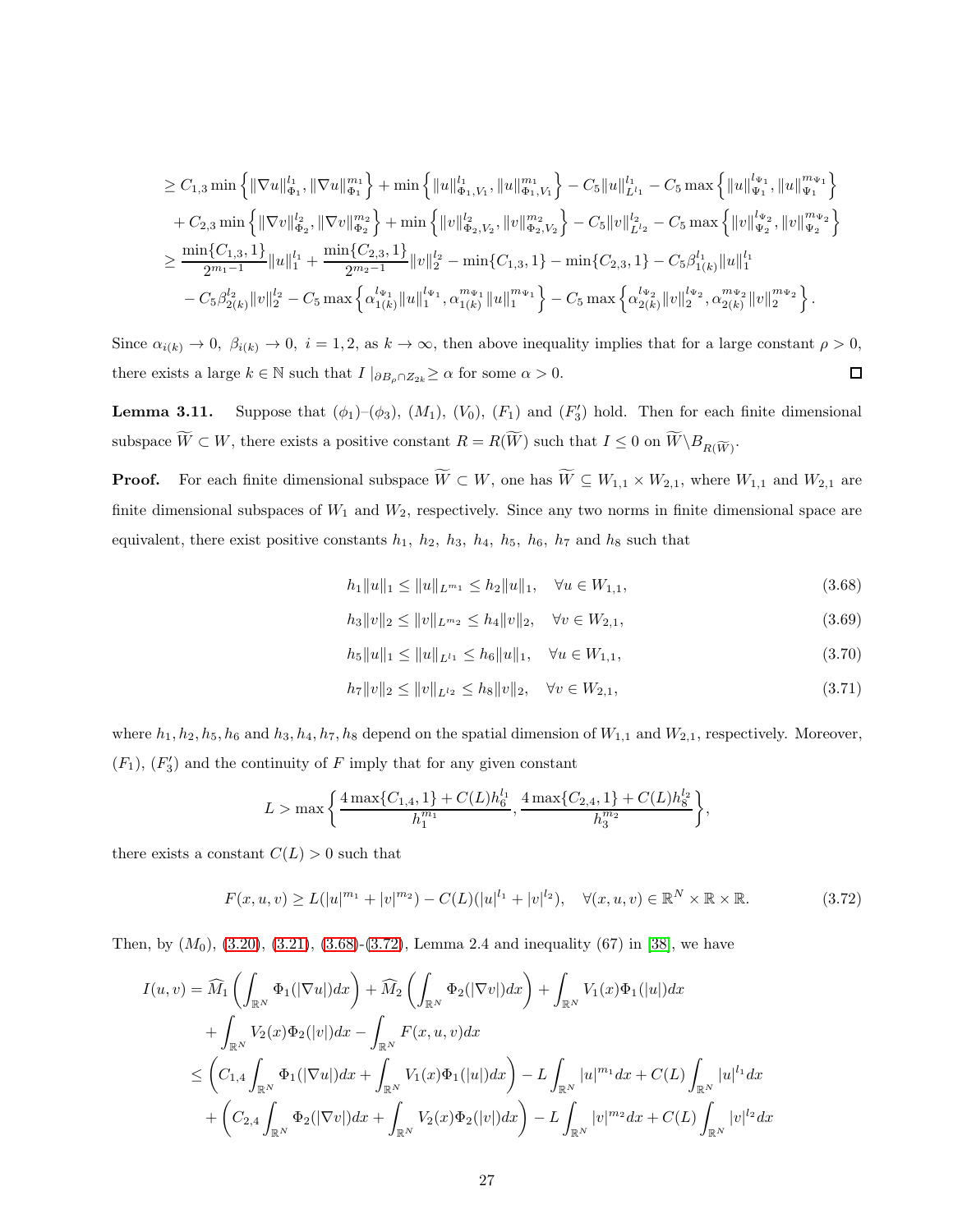$$
\begin{aligned}
&\geq C_{1,3}\min\left\{\|\nabla u\|_{\Phi_1}^{l_1},\|\nabla u\|_{\Phi_1}^{m_1}\right\}+\min\left\{\|u\|_{\Phi_1,V_1}^{l_1},\|u\|_{\Phi_1,V_1}^{m_1}\right\}-C_5\|u\|_{L^{l_1}}^{l_1}-C_5\max\left\{\|u\|_{\Psi_1}^{l_{\Psi_1}},\|u\|_{\Psi_1}^{m_{\Psi_1}}\right\}\\
&\quad+C_{2,3}\min\left\{\|\nabla v\|_{\Phi_2}^{l_2},\|\nabla v\|_{\Phi_2}^{m_2}\right\}+\min\left\{\|v\|_{\Phi_2,V_2}^{l_2},\|v\|_{\Phi_2,V_2}^{m_2}\right\}-C_5\|v\|_{L^{l_2}}^{l_2}-C_5\max\left\{\|v\|_{\Psi_2}^{l_{\Psi_2}},\|v\|_{\Psi_2}^{m_{\Psi_2}}\right\}\\
&\geq\frac{\min\{C_{1,3},1\}}{2^{m_1-1}}\|u\|_1^{l_1}+\frac{\min\{C_{2,3},1\}}{2^{m_2-1}}\|v\|_2^{l_2}-\min\{C_{1,3},1\}-\min\{C_{2,3},1\}-C_5\beta_{1(k)}^{l_1}\|u\|_1^{l_1}\\
&\quad-C_5\beta_{2(k)}^{l_2}\|v\|_2^{l_2}-C_5\max\left\{\alpha_{1(k)}^{l_{\Psi_1}}\|u\|_1^{l_{\Psi_1}},\alpha_{1(k)}^{m_{\Psi_1}}\|u\|_1^{m_{\Psi_1}}\right\}-C_5\max\left\{\alpha_{2(k)}^{l_{\Psi_2}}\|v\|_2^{l_{\Psi_2}},\alpha_{2(k)}^{m_{\Psi_2}}\|v\|_2^{m_{\Psi_2}}\right\}.
\end{aligned}
$$

Since $\alpha_{i(k)}\to 0,\ \beta_{i(k)}\to 0,\ i=1,2$, as $k\to\infty$, then above inequality implies that for a large constant $\rho>0$, there exists a large $k\in\mathbb{N}$ such that $I\mid_{\partial B_\rho\cap Z_{2k}}\geq\alpha$ for some $\alpha>0$. □

**Lemma 3.11.** Suppose that $(\phi_1)$–$(\phi_3)$, $(M_1)$, $(V_0)$, $(F_1)$ and $(F_3')$ hold. Then for each finite dimensional subspace $\widetilde{W}\subset W$, there exists a positive constant $R=R(\widetilde{W})$ such that $I\leq 0$ on $\widetilde{W}\backslash B_{R(\widetilde{W})}$.

**Proof.** For each finite dimensional subspace $\widetilde{W}\subset W$, one has $\widetilde{W}\subseteq W_{1,1}\times W_{2,1}$, where $W_{1,1}$ and $W_{2,1}$ are finite dimensional subspaces of $W_1$ and $W_2$, respectively. Since any two norms in finite dimensional space are equivalent, there exist positive constants $h_1,\ h_2,\ h_3,\ h_4,\ h_5,\ h_6,\ h_7$ and $h_8$ such that

$$h_1\|u\|_1\leq\|u\|_{L^{m_1}}\leq h_2\|u\|_1,\quad\forall u\in W_{1,1},\tag{3.68}$$

$$h_3\|v\|_2\leq\|v\|_{L^{m_2}}\leq h_4\|v\|_2,\quad\forall v\in W_{2,1},\tag{3.69}$$

$$h_5\|u\|_1\leq\|u\|_{L^{l_1}}\leq h_6\|u\|_1,\quad\forall u\in W_{1,1},\tag{3.70}$$

$$h_7\|v\|_2\leq\|v\|_{L^{l_2}}\leq h_8\|v\|_2,\quad\forall v\in W_{2,1},\tag{3.71}$$

where $h_1,h_2,h_5$ and $h_6$ and $h_3,h_4,h_7,h_8$ depend on the spatial dimension of $W_{1,1}$ and $W_{2,1}$, respectively. Moreover, $(F_1)$, $(F_3')$ and the continuity of $F$ imply that for any given constant

$$L>\max\left\{\frac{4\max\{C_{1,4},1\}+C(L)h_6^{l_1}}{h_1^{m_1}},\frac{4\max\{C_{2,4},1\}+C(L)h_8^{l_2}}{h_3^{m_2}}\right\},$$

there exists a constant $C(L)>0$ such that

$$F(x,u,v)\geq L(|u|^{m_1}+|v|^{m_2})-C(L)(|u|^{l_1}+|v|^{l_2}),\quad\forall(x,u,v)\in\mathbb{R}^N\times\mathbb{R}\times\mathbb{R}.\tag{3.72}$$

Then, by $(M_0)$, (3.20), (3.21), (3.68)-(3.72), Lemma 2.4 and inequality (67) in [38], we have

$$
\begin{aligned}
I(u,v)&=\widehat{M}_1\left(\int_{\mathbb{R}^N}\Phi_1(|\nabla u|)dx\right)+\widehat{M}_2\left(\int_{\mathbb{R}^N}\Phi_2(|\nabla v|)dx\right)+\int_{\mathbb{R}^N}V_1(x)\Phi_1(|u|)dx\\
&\quad+\int_{\mathbb{R}^N}V_2(x)\Phi_2(|v|)dx-\int_{\mathbb{R}^N}F(x,u,v)dx\\
&\leq\left(C_{1,4}\int_{\mathbb{R}^N}\Phi_1(|\nabla u|)dx+\int_{\mathbb{R}^N}V_1(x)\Phi_1(|u|)dx\right)-L\int_{\mathbb{R}^N}|u|^{m_1}dx+C(L)\int_{\mathbb{R}^N}|u|^{l_1}dx\\
&\quad+\left(C_{2,4}\int_{\mathbb{R}^N}\Phi_2(|\nabla v|)dx+\int_{\mathbb{R}^N}V_2(x)\Phi_2(|v|)dx\right)-L\int_{\mathbb{R}^N}|v|^{m_2}dx+C(L)\int_{\mathbb{R}^N}|v|^{l_2}dx
\end{aligned}
$$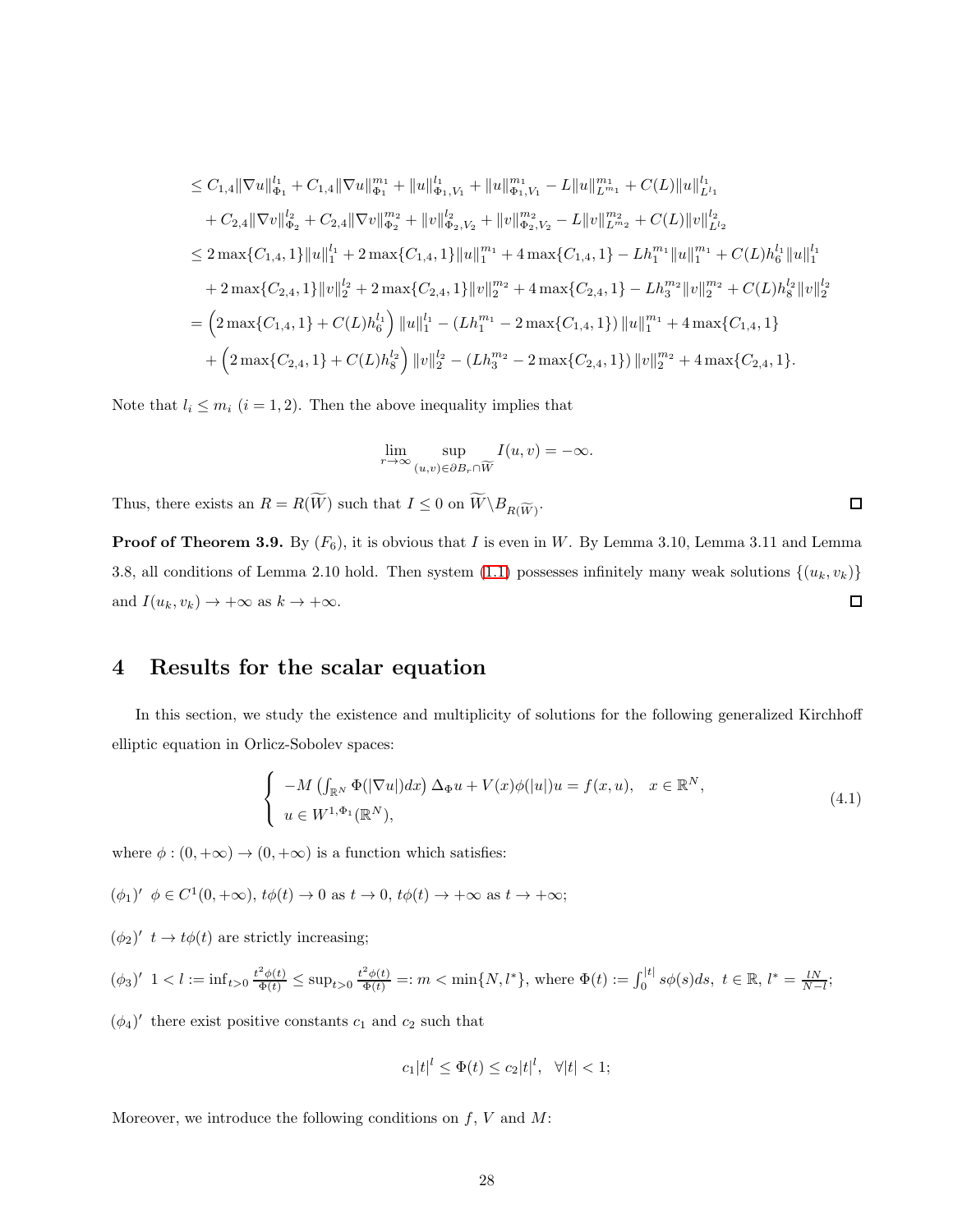$$
\begin{aligned}
&\le C_{1,4}\|\nabla u\|_{\Phi_1}^{l_1} + C_{1,4}\|\nabla u\|_{\Phi_1}^{m_1} + \|u\|_{\Phi_1,V_1}^{l_1} + \|u\|_{\Phi_1,V_1}^{m_1} - L\|u\|_{L^{m_1}}^{m_1} + C(L)\|u\|_{L^{l_1}}^{l_1} \\
&\quad + C_{2,4}\|\nabla v\|_{\Phi_2}^{l_2} + C_{2,4}\|\nabla v\|_{\Phi_2}^{m_2} + \|v\|_{\Phi_2,V_2}^{l_2} + \|v\|_{\Phi_2,V_2}^{m_2} - L\|v\|_{L^{m_2}}^{m_2} + C(L)\|v\|_{L^{l_2}}^{l_2} \\
&\le 2\max\{C_{1,4},1\}\|u\|_1^{l_1} + 2\max\{C_{1,4},1\}\|u\|_1^{m_1} + 4\max\{C_{1,4},1\} - Lh_1^{m_1}\|u\|_1^{m_1} + C(L)h_6^{l_1}\|u\|_1^{l_1} \\
&\quad + 2\max\{C_{2,4},1\}\|v\|_2^{l_2} + 2\max\{C_{2,4},1\}\|v\|_2^{m_2} + 4\max\{C_{2,4},1\} - Lh_3^{m_2}\|v\|_2^{m_2} + C(L)h_8^{l_2}\|v\|_2^{l_2} \\
&= \left(2\max\{C_{1,4},1\} + C(L)h_6^{l_1}\right)\|u\|_1^{l_1} - \left(Lh_1^{m_1} - 2\max\{C_{1,4},1\}\right)\|u\|_1^{m_1} + 4\max\{C_{1,4},1\} \\
&\quad + \left(2\max\{C_{2,4},1\} + C(L)h_8^{l_2}\right)\|v\|_2^{l_2} - \left(Lh_3^{m_2} - 2\max\{C_{2,4},1\}\right)\|v\|_2^{m_2} + 4\max\{C_{2,4},1\}.
\end{aligned}
$$

Note that $l_i \le m_i$ $(i = 1,2)$. Then the above inequality implies that

$$
\lim_{r\to\infty} \sup_{(u,v)\in\partial B_r\cap\widetilde{W}} I(u,v) = -\infty.
$$

Thus, there exists an $R = R(\widetilde{W})$ such that $I \le 0$ on $\widetilde{W}\backslash B_{R(\widetilde{W})}$. □

**Proof of Theorem 3.9.** By $(F_6)$, it is obvious that $I$ is even in $W$. By Lemma 3.10, Lemma 3.11 and Lemma 3.8, all conditions of Lemma 2.10 hold. Then system (1.1) possesses infinitely many weak solutions $\{(u_k, v_k)\}$ and $I(u_k, v_k) \to +\infty$ as $k \to +\infty$. □

## 4 Results for the scalar equation

In this section, we study the existence and multiplicity of solutions for the following generalized Kirchhoff elliptic equation in Orlicz-Sobolev spaces:

$$
\begin{cases}
-M\left(\int_{\mathbb{R}^N}\Phi(|\nabla u|)dx\right)\Delta_\Phi u + V(x)\phi(|u|)u = f(x,u), & x \in \mathbb{R}^N, \\
u \in W^{1,\Phi_1}(\mathbb{R}^N),
\end{cases}
\tag{4.1}
$$

where $\phi : (0,+\infty) \to (0,+\infty)$ is a function which satisfies:

$(\phi_1)'$ $\phi \in C^1(0,+\infty)$, $t\phi(t) \to 0$ as $t \to 0$, $t\phi(t) \to +\infty$ as $t \to +\infty$;

$(\phi_2)'$ $t \to t\phi(t)$ are strictly increasing;

$(\phi_3)'$ $1 < l := \inf_{t>0}\frac{t^2\phi(t)}{\Phi(t)} \le \sup_{t>0}\frac{t^2\phi(t)}{\Phi(t)} =: m < \min\{N, l^*\}$, where $\Phi(t) := \int_0^{|t|} s\phi(s)ds$, $t \in \mathbb{R}$, $l^* = \frac{lN}{N-l}$;

$(\phi_4)'$ there exist positive constants $c_1$ and $c_2$ such that

$$
c_1|t|^l \le \Phi(t) \le c_2|t|^l, \quad \forall |t| < 1;
$$

Moreover, we introduce the following conditions on $f$, $V$ and $M$: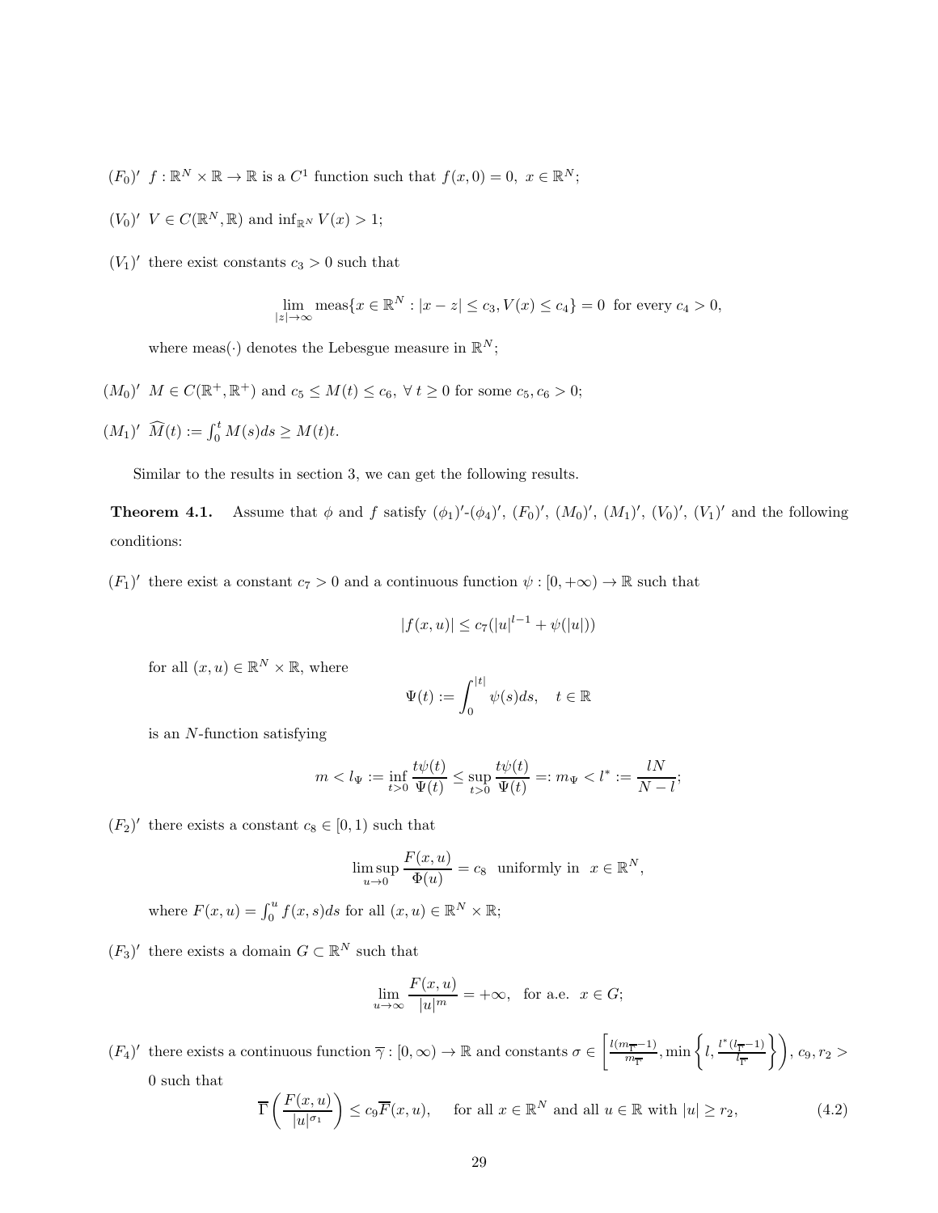$(F_0)'$ $f : \mathbb{R}^N \times \mathbb{R} \to \mathbb{R}$ is a $C^1$ function such that $f(x, 0) = 0,\ x \in \mathbb{R}^N$;

$(V_0)'$ $V \in C(\mathbb{R}^N, \mathbb{R})$ and $\inf_{\mathbb{R}^N} V(x) > 1$;

$(V_1)'$ there exist constants $c_3 > 0$ such that

$$\lim_{|z|\to\infty} \text{meas}\{x \in \mathbb{R}^N : |x - z| \le c_3, V(x) \le c_4\} = 0 \text{ for every } c_4 > 0,$$

where meas$(\cdot)$ denotes the Lebesgue measure in $\mathbb{R}^N$;

$(M_0)'$ $M \in C(\mathbb{R}^+, \mathbb{R}^+)$ and $c_5 \le M(t) \le c_6,\ \forall\ t \ge 0$ for some $c_5, c_6 > 0$;

$(M_1)'$ $\widehat{M}(t) := \int_0^t M(s)ds \ge M(t)t$.

Similar to the results in section 3, we can get the following results.

**Theorem 4.1.** Assume that $\phi$ and $f$ satisfy $(\phi_1)'$-$(\phi_4)'$, $(F_0)'$, $(M_0)'$, $(M_1)'$, $(V_0)'$, $(V_1)'$ and the following conditions:

$(F_1)'$ there exist a constant $c_7 > 0$ and a continuous function $\psi : [0, +\infty) \to \mathbb{R}$ such that

$$|f(x, u)| \le c_7(|u|^{l-1} + \psi(|u|))$$

for all $(x, u) \in \mathbb{R}^N \times \mathbb{R}$, where

$$\Psi(t) := \int_0^{|t|} \psi(s)ds, \quad t \in \mathbb{R}$$

is an $N$-function satisfying

$$m < l_\Psi := \inf_{t>0} \frac{t\psi(t)}{\Psi(t)} \le \sup_{t>0} \frac{t\psi(t)}{\Psi(t)} =: m_\Psi < l^* := \frac{lN}{N-l};$$

$(F_2)'$ there exists a constant $c_8 \in [0, 1)$ such that

$$\limsup_{u\to 0} \frac{F(x, u)}{\Phi(u)} = c_8 \text{ uniformly in } x \in \mathbb{R}^N,$$

where $F(x, u) = \int_0^u f(x, s)ds$ for all $(x, u) \in \mathbb{R}^N \times \mathbb{R}$;

$(F_3)'$ there exists a domain $G \subset \mathbb{R}^N$ such that

$$\lim_{u\to\infty} \frac{F(x, u)}{|u|^m} = +\infty, \quad \text{for a.e. } x \in G;$$

$(F_4)'$ there exists a continuous function $\overline{\gamma} : [0, \infty) \to \mathbb{R}$ and constants $\sigma \in \left[\frac{l(m_{\overline{\Gamma}}-1)}{m_{\overline{\Gamma}}}, \min\left\{l, \frac{l^*(l_{\overline{\Gamma}}-1)}{l_{\overline{\Gamma}}}\right\}\right)$, $c_9, r_2 > 0$ such that

$$\overline{\Gamma}\left(\frac{F(x, u)}{|u|^{\sigma_1}}\right) \le c_9 \overline{F}(x, u), \quad \text{for all } x \in \mathbb{R}^N \text{ and all } u \in \mathbb{R} \text{ with } |u| \ge r_2, \tag{4.2}$$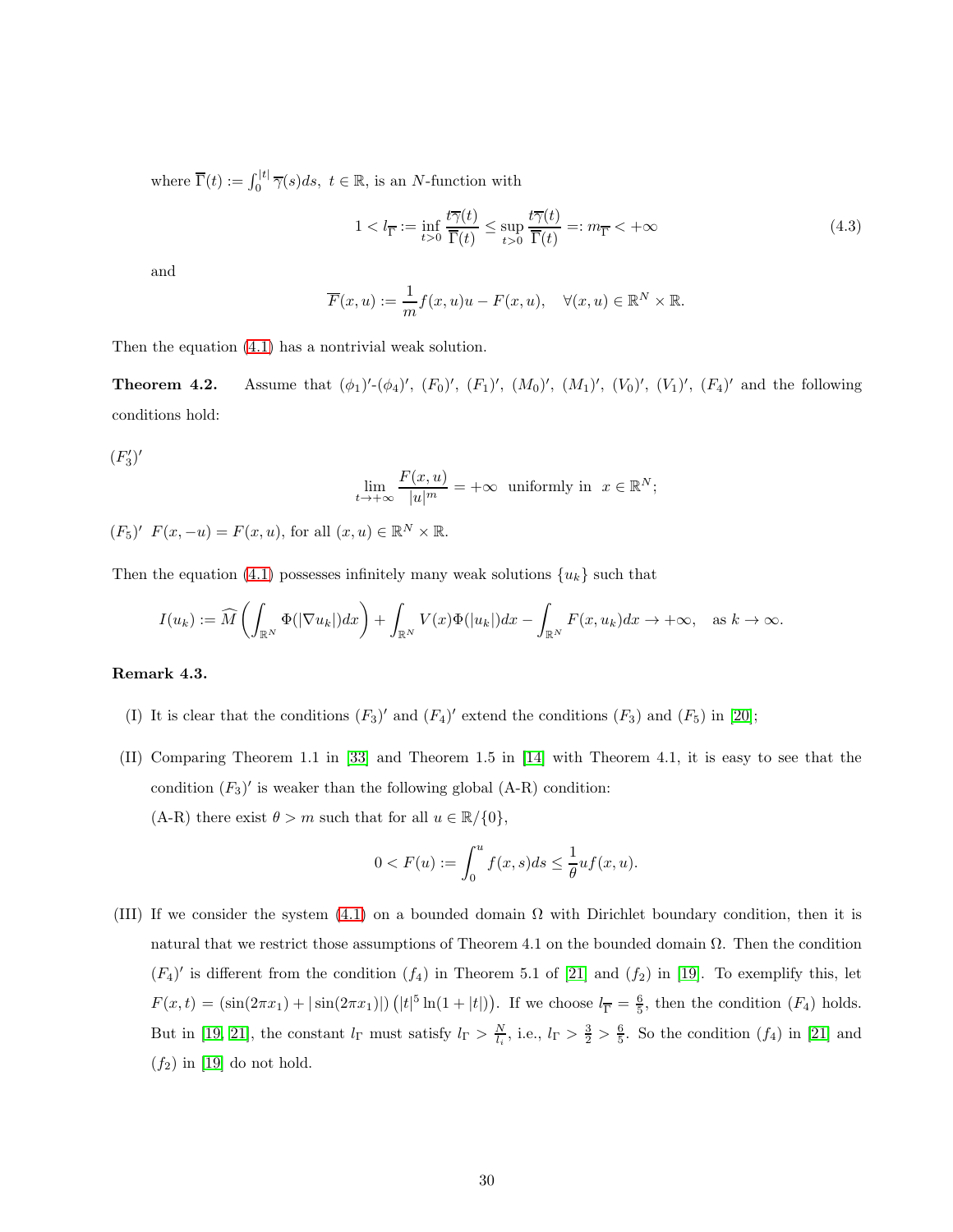where $\overline{\Gamma}(t) := \int_0^{|t|} \overline{\gamma}(s)ds,\ t \in \mathbb{R}$, is an $N$-function with

$$1 < l_{\overline{\Gamma}} := \inf_{t>0} \frac{t\overline{\gamma}(t)}{\overline{\Gamma}(t)} \leq \sup_{t>0} \frac{t\overline{\gamma}(t)}{\overline{\Gamma}(t)} =: m_{\overline{\Gamma}} < +\infty \tag{4.3}$$

and

$$\overline{F}(x,u) := \frac{1}{m} f(x,u)u - F(x,u), \quad \forall (x,u) \in \mathbb{R}^N \times \mathbb{R}.$$

Then the equation (4.1) has a nontrivial weak solution.

**Theorem 4.2.** Assume that $(\phi_1)'$-$(\phi_4)'$, $(F_0)'$, $(F_1)'$, $(M_0)'$, $(M_1)'$, $(V_0)'$, $(V_1)'$, $(F_4)'$ and the following conditions hold:

$(F_3')'$

$$\lim_{t\to+\infty} \frac{F(x,u)}{|u|^m} = +\infty \text{ uniformly in } x \in \mathbb{R}^N;$$

$(F_5)'$ $F(x,-u) = F(x,u)$, for all $(x,u) \in \mathbb{R}^N \times \mathbb{R}$.

Then the equation (4.1) possesses infinitely many weak solutions $\{u_k\}$ such that

$$I(u_k) := \widehat{M}\left(\int_{\mathbb{R}^N} \Phi(|\nabla u_k|)dx\right) + \int_{\mathbb{R}^N} V(x)\Phi(|u_k|)dx - \int_{\mathbb{R}^N} F(x,u_k)dx \to +\infty, \quad \text{as } k \to \infty.$$

**Remark 4.3.**

(I) It is clear that the conditions $(F_3)'$ and $(F_4)'$ extend the conditions $(F_3)$ and $(F_5)$ in [20];

(II) Comparing Theorem 1.1 in [33] and Theorem 1.5 in [14] with Theorem 4.1, it is easy to see that the condition $(F_3)'$ is weaker than the following global (A-R) condition:

(A-R) there exist $\theta > m$ such that for all $u \in \mathbb{R}/\{0\}$,

$$0 < F(u) := \int_0^u f(x,s)ds \leq \frac{1}{\theta} uf(x,u).$$

(III) If we consider the system (4.1) on a bounded domain $\Omega$ with Dirichlet boundary condition, then it is natural that we restrict those assumptions of Theorem 4.1 on the bounded domain $\Omega$. Then the condition $(F_4)'$ is different from the condition $(f_4)$ in Theorem 5.1 of [21] and $(f_2)$ in [19]. To exemplify this, let $F(x,t) = (\sin(2\pi x_1) + |\sin(2\pi x_1)|)\left(|t|^5 \ln(1+|t|)\right)$. If we choose $l_{\overline{\Gamma}} = \frac{6}{5}$, then the condition $(F_4)$ holds. But in [19, 21], the constant $l_\Gamma$ must satisfy $l_\Gamma > \frac{N}{l_i}$, i.e., $l_\Gamma > \frac{3}{2} > \frac{6}{5}$. So the condition $(f_4)$ in [21] and $(f_2)$ in [19] do not hold.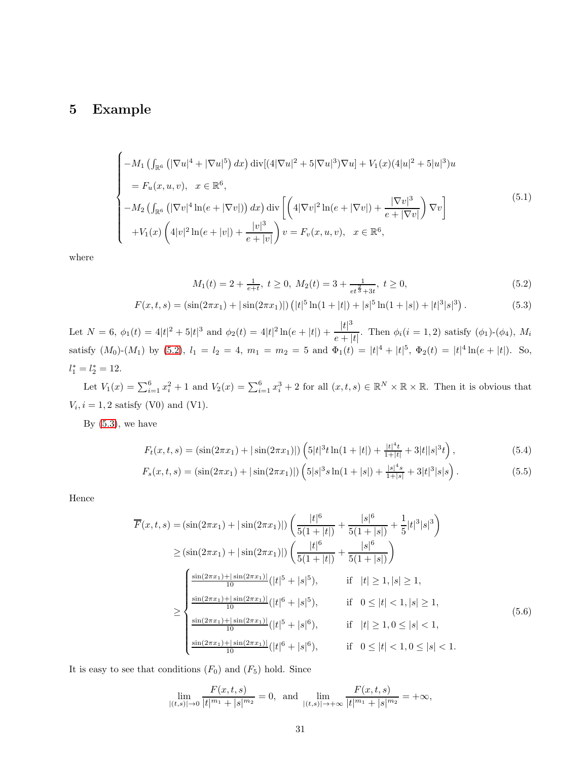# 5 Example

$$
\begin{cases}
-M_1\left(\int_{\mathbb{R}^6}\left(|\nabla u|^4+|\nabla u|^5\right)dx\right)\operatorname{div}[(4|\nabla u|^2+5|\nabla u|^3)\nabla u]+V_1(x)(4|u|^2+5|u|^3)u \\
\quad = F_u(x,u,v), \quad x\in\mathbb{R}^6, \\
-M_2\left(\int_{\mathbb{R}^6}\left(|\nabla v|^4\ln(e+|\nabla v|)\right)dx\right)\operatorname{div}\left[\left(4|\nabla v|^2\ln(e+|\nabla v|)+\dfrac{|\nabla v|^3}{e+|\nabla v|}\right)\nabla v\right] \\
\quad +V_1(x)\left(4|v|^2\ln(e+|v|)+\dfrac{|v|^3}{e+|v|}\right)v = F_v(x,u,v), \quad x\in\mathbb{R}^6,
\end{cases}
\tag{5.1}
$$

where

$$
M_1(t)=2+\tfrac{1}{e+t},\ t\geq 0,\ M_2(t)=3+\tfrac{1}{et^{\frac{2}{3}}+3t},\ t\geq 0, \tag{5.2}
$$

$$
F(x,t,s)=(\sin(2\pi x_1)+|\sin(2\pi x_1)|)\left(|t|^5\ln(1+|t|)+|s|^5\ln(1+|s|)+|t|^3|s|^3\right). \tag{5.3}
$$

Let $N=6$, $\phi_1(t)=4|t|^2+5|t|^3$ and $\phi_2(t)=4|t|^2\ln(e+|t|)+\dfrac{|t|^3}{e+|t|}$. Then $\phi_i(i=1,2)$ satisfy $(\phi_1)$-$(\phi_4)$, $M_i$ satisfy $(M_0)$-$(M_1)$ by (5.2), $l_1=l_2=4$, $m_1=m_2=5$ and $\Phi_1(t)=|t|^4+|t|^5$, $\Phi_2(t)=|t|^4\ln(e+|t|)$. So, $l_1^*=l_2^*=12$.

Let $V_1(x)=\sum_{i=1}^6 x_i^2+1$ and $V_2(x)=\sum_{i=1}^6 x_i^3+2$ for all $(x,t,s)\in\mathbb{R}^N\times\mathbb{R}\times\mathbb{R}$. Then it is obvious that $V_i, i=1,2$ satisfy (V0) and (V1).

By (5.3), we have

$$
F_t(x,t,s)=(\sin(2\pi x_1)+|\sin(2\pi x_1)|)\left(5|t|^3t\ln(1+|t|)+\tfrac{|t|^4t}{1+|t|}+3|t||s|^3t\right), \tag{5.4}
$$

$$
F_s(x,t,s)=(\sin(2\pi x_1)+|\sin(2\pi x_1)|)\left(5|s|^3s\ln(1+|s|)+\tfrac{|s|^4s}{1+|s|}+3|t|^3|s|s\right). \tag{5.5}
$$

Hence

$$
\begin{aligned}
\overline{F}(x,t,s) &= (\sin(2\pi x_1)+|\sin(2\pi x_1)|)\left(\frac{|t|^6}{5(1+|t|)}+\frac{|s|^6}{5(1+|s|)}+\frac{1}{5}|t|^3|s|^3\right)\\
&\geq (\sin(2\pi x_1)+|\sin(2\pi x_1)|)\left(\frac{|t|^6}{5(1+|t|)}+\frac{|s|^6}{5(1+|s|)}\right)\\
&\geq \begin{cases}
\frac{\sin(2\pi x_1)+|\sin(2\pi x_1)|}{10}(|t|^5+|s|^5), & \text{if } \ |t|\geq 1, |s|\geq 1,\\
\frac{\sin(2\pi x_1)+|\sin(2\pi x_1)|}{10}(|t|^6+|s|^5), & \text{if } \ 0\leq |t|<1, |s|\geq 1,\\
\frac{\sin(2\pi x_1)+|\sin(2\pi x_1)|}{10}(|t|^5+|s|^6), & \text{if } \ |t|\geq 1, 0\leq |s|<1,\\
\frac{\sin(2\pi x_1)+|\sin(2\pi x_1)|}{10}(|t|^6+|s|^6), & \text{if } \ 0\leq |t|<1, 0\leq |s|<1.
\end{cases}
\end{aligned}
\tag{5.6}
$$

It is easy to see that conditions $(F_0)$ and $(F_5)$ hold. Since

$$
\lim_{|(t,s)|\to 0}\frac{F(x,t,s)}{|t|^{m_1}+|s|^{m_2}}=0, \ \text{ and } \lim_{|(t,s)|\to +\infty}\frac{F(x,t,s)}{|t|^{m_1}+|s|^{m_2}}=+\infty,
$$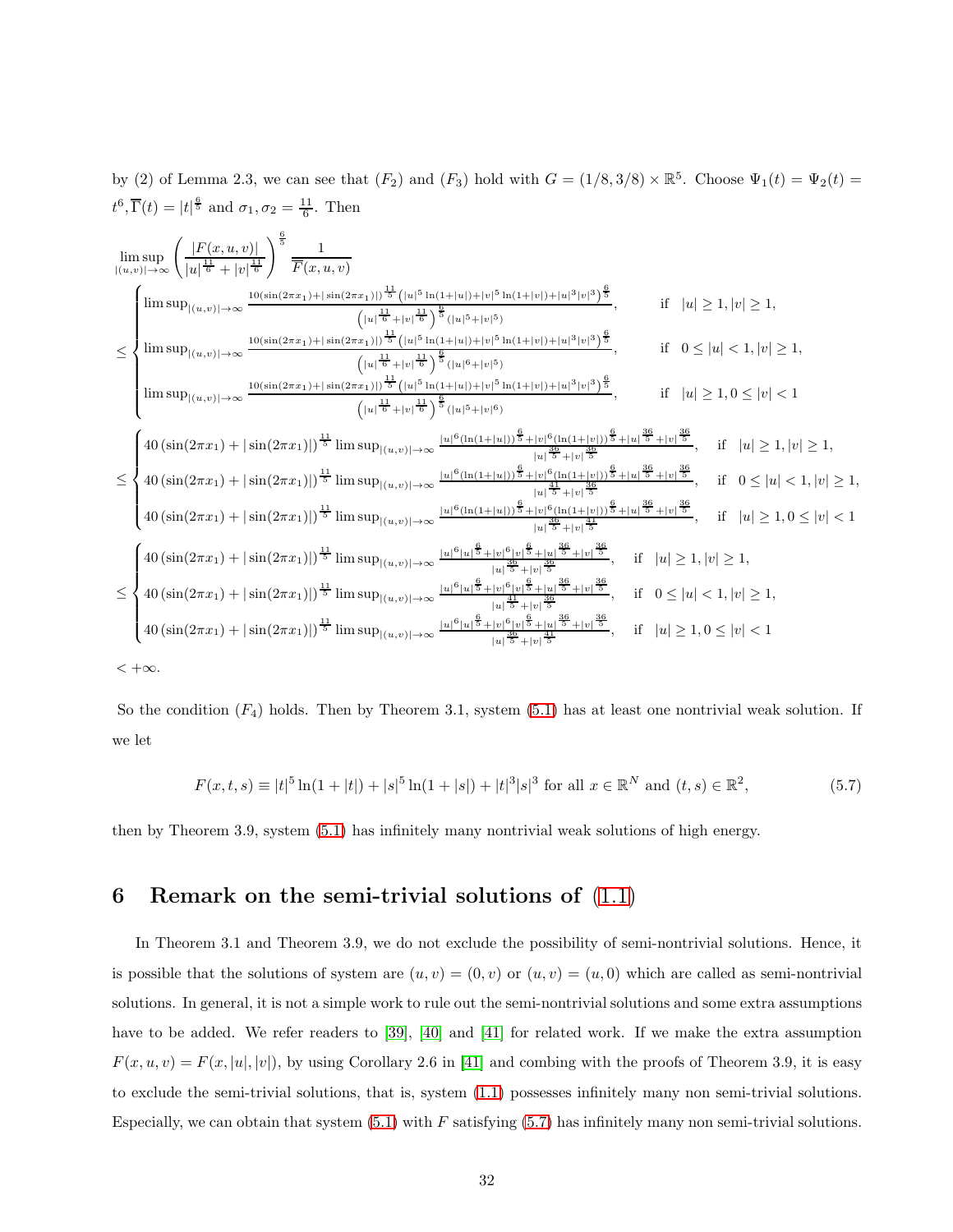by (2) of Lemma 2.3, we can see that $(F_2)$ and $(F_3)$ hold with $G = (1/8, 3/8) \times \mathbb{R}^5$. Choose $\Psi_1(t) = \Psi_2(t) = t^6, \overline{\Gamma}(t) = |t|^{\frac{6}{5}}$ and $\sigma_1, \sigma_2 = \frac{11}{6}$. Then

$$
\begin{aligned}
&\limsup_{|(u,v)|\to\infty} \left( \frac{|F(x,u,v)|}{|u|^{\frac{11}{6}} + |v|^{\frac{11}{6}}} \right)^{\frac{6}{5}} \frac{1}{\overline{F}(x,u,v)} \\
\le &\begin{cases}
\limsup_{|(u,v)|\to\infty} \frac{10(\sin(2\pi x_1)+|\sin(2\pi x_1)|)^{\frac{11}{5}}\left(|u|^5\ln(1+|u|)+|v|^5\ln(1+|v|)+|u|^3|v|^3\right)^{\frac{6}{5}}}{\left(|u|^{\frac{11}{6}}+|v|^{\frac{11}{6}}\right)^{\frac{6}{5}}(|u|^5+|v|^5)}, & \text{if} \quad |u|\ge 1, |v|\ge 1, \\
\limsup_{|(u,v)|\to\infty} \frac{10(\sin(2\pi x_1)+|\sin(2\pi x_1)|)^{\frac{11}{5}}\left(|u|^5\ln(1+|u|)+|v|^5\ln(1+|v|)+|u|^3|v|^3\right)^{\frac{6}{5}}}{\left(|u|^{\frac{11}{6}}+|v|^{\frac{11}{6}}\right)^{\frac{6}{5}}(|u|^6+|v|^5)}, & \text{if} \quad 0\le |u|< 1, |v|\ge 1, \\
\limsup_{|(u,v)|\to\infty} \frac{10(\sin(2\pi x_1)+|\sin(2\pi x_1)|)^{\frac{11}{5}}\left(|u|^5\ln(1+|u|)+|v|^5\ln(1+|v|)+|u|^3|v|^3\right)^{\frac{6}{5}}}{\left(|u|^{\frac{11}{6}}+|v|^{\frac{11}{6}}\right)^{\frac{6}{5}}(|u|^5+|v|^6)}, & \text{if} \quad |u|\ge 1, 0\le |v|< 1
\end{cases} \\
\le &\begin{cases}
40\left(\sin(2\pi x_1)+|\sin(2\pi x_1)|\right)^{\frac{11}{5}} \limsup_{|(u,v)|\to\infty} \frac{|u|^6(\ln(1+|u|))^{\frac{6}{5}}+|v|^6(\ln(1+|v|))^{\frac{6}{5}}+|u|^{\frac{36}{5}}+|v|^{\frac{36}{5}}}{|u|^{\frac{36}{5}}+|v|^{\frac{36}{5}}}, & \text{if} \quad |u|\ge 1, |v|\ge 1, \\
40\left(\sin(2\pi x_1)+|\sin(2\pi x_1)|\right)^{\frac{11}{5}} \limsup_{|(u,v)|\to\infty} \frac{|u|^6(\ln(1+|u|))^{\frac{6}{5}}+|v|^6(\ln(1+|v|))^{\frac{6}{5}}+|u|^{\frac{36}{5}}+|v|^{\frac{36}{5}}}{|u|^{\frac{41}{5}}+|v|^{\frac{36}{5}}}, & \text{if} \quad 0\le |u|< 1, |v|\ge 1, \\
40\left(\sin(2\pi x_1)+|\sin(2\pi x_1)|\right)^{\frac{11}{5}} \limsup_{|(u,v)|\to\infty} \frac{|u|^6(\ln(1+|u|))^{\frac{6}{5}}+|v|^6(\ln(1+|v|))^{\frac{6}{5}}+|u|^{\frac{36}{5}}+|v|^{\frac{36}{5}}}{|u|^{\frac{36}{5}}+|v|^{\frac{41}{5}}}, & \text{if} \quad |u|\ge 1, 0\le |v|< 1
\end{cases} \\
\le &\begin{cases}
40\left(\sin(2\pi x_1)+|\sin(2\pi x_1)|\right)^{\frac{11}{5}} \limsup_{|(u,v)|\to\infty} \frac{|u|^6|u|^{\frac{6}{5}}+|v|^6|v|^{\frac{6}{5}}+|u|^{\frac{36}{5}}+|v|^{\frac{36}{5}}}{|u|^{\frac{36}{5}}+|v|^{\frac{36}{5}}}, & \text{if} \quad |u|\ge 1, |v|\ge 1, \\
40\left(\sin(2\pi x_1)+|\sin(2\pi x_1)|\right)^{\frac{11}{5}} \limsup_{|(u,v)|\to\infty} \frac{|u|^6|u|^{\frac{6}{5}}+|v|^6|v|^{\frac{6}{5}}+|u|^{\frac{36}{5}}+|v|^{\frac{36}{5}}}{|u|^{\frac{41}{5}}+|v|^{\frac{36}{5}}}, & \text{if} \quad 0\le |u|< 1, |v|\ge 1, \\
40\left(\sin(2\pi x_1)+|\sin(2\pi x_1)|\right)^{\frac{11}{5}} \limsup_{|(u,v)|\to\infty} \frac{|u|^6|u|^{\frac{6}{5}}+|v|^6|v|^{\frac{6}{5}}+|u|^{\frac{36}{5}}+|v|^{\frac{36}{5}}}{|u|^{\frac{36}{5}}+|v|^{\frac{41}{5}}}, & \text{if} \quad |u|\ge 1, 0\le |v|< 1
\end{cases} \\
< &+\infty.
\end{aligned}
$$

So the condition $(F_4)$ holds. Then by Theorem 3.1, system (5.1) has at least one nontrivial weak solution. If we let

$$
F(x,t,s) \equiv |t|^5\ln(1+|t|) + |s|^5\ln(1+|s|) + |t|^3|s|^3 \text{ for all } x\in\mathbb{R}^N \text{ and } (t,s)\in\mathbb{R}^2, \tag{5.7}
$$

then by Theorem 3.9, system (5.1) has infinitely many nontrivial weak solutions of high energy.

# 6 Remark on the semi-trivial solutions of (1.1)

In Theorem 3.1 and Theorem 3.9, we do not exclude the possibility of semi-nontrivial solutions. Hence, it is possible that the solutions of system are $(u,v) = (0,v)$ or $(u,v) = (u,0)$ which are called as semi-nontrivial solutions. In general, it is not a simple work to rule out the semi-nontrivial solutions and some extra assumptions have to be added. We refer readers to [39], [40] and [41] for related work. If we make the extra assumption $F(x,u,v) = F(x,|u|,|v|)$, by using Corollary 2.6 in [41] and combing with the proofs of Theorem 3.9, it is easy to exclude the semi-trivial solutions, that is, system (1.1) possesses infinitely many non semi-trivial solutions. Especially, we can obtain that system (5.1) with $F$ satisfying (5.7) has infinitely many non semi-trivial solutions.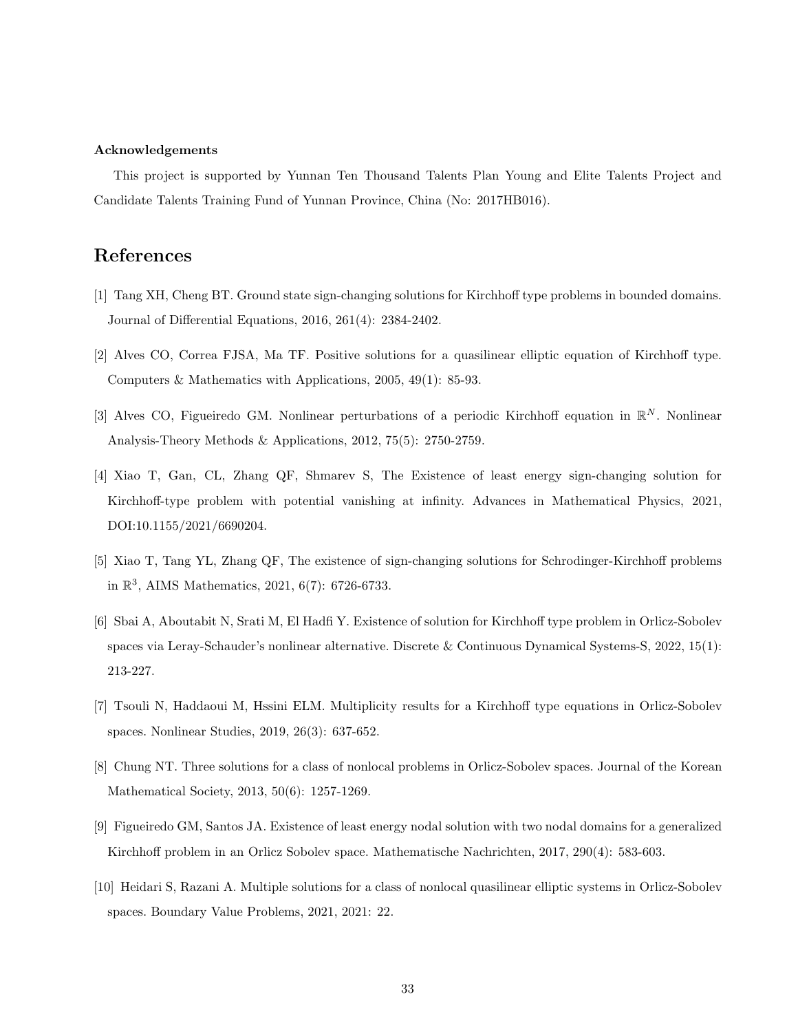**Acknowledgements**

This project is supported by Yunnan Ten Thousand Talents Plan Young and Elite Talents Project and Candidate Talents Training Fund of Yunnan Province, China (No: 2017HB016).

# References

[1] Tang XH, Cheng BT. Ground state sign-changing solutions for Kirchhoff type problems in bounded domains. Journal of Differential Equations, 2016, 261(4): 2384-2402.

[2] Alves CO, Correa FJSA, Ma TF. Positive solutions for a quasilinear elliptic equation of Kirchhoff type. Computers & Mathematics with Applications, 2005, 49(1): 85-93.

[3] Alves CO, Figueiredo GM. Nonlinear perturbations of a periodic Kirchhoff equation in $\mathbb{R}^N$. Nonlinear Analysis-Theory Methods & Applications, 2012, 75(5): 2750-2759.

[4] Xiao T, Gan, CL, Zhang QF, Shmarev S, The Existence of least energy sign-changing solution for Kirchhoff-type problem with potential vanishing at infinity. Advances in Mathematical Physics, 2021, DOI:10.1155/2021/6690204.

[5] Xiao T, Tang YL, Zhang QF, The existence of sign-changing solutions for Schrodinger-Kirchhoff problems in $\mathbb{R}^3$, AIMS Mathematics, 2021, 6(7): 6726-6733.

[6] Sbai A, Aboutabit N, Srati M, El Hadfi Y. Existence of solution for Kirchhoff type problem in Orlicz-Sobolev spaces via Leray-Schauder's nonlinear alternative. Discrete & Continuous Dynamical Systems-S, 2022, 15(1): 213-227.

[7] Tsouli N, Haddaoui M, Hssini ELM. Multiplicity results for a Kirchhoff type equations in Orlicz-Sobolev spaces. Nonlinear Studies, 2019, 26(3): 637-652.

[8] Chung NT. Three solutions for a class of nonlocal problems in Orlicz-Sobolev spaces. Journal of the Korean Mathematical Society, 2013, 50(6): 1257-1269.

[9] Figueiredo GM, Santos JA. Existence of least energy nodal solution with two nodal domains for a generalized Kirchhoff problem in an Orlicz Sobolev space. Mathematische Nachrichten, 2017, 290(4): 583-603.

[10] Heidari S, Razani A. Multiple solutions for a class of nonlocal quasilinear elliptic systems in Orlicz-Sobolev spaces. Boundary Value Problems, 2021, 2021: 22.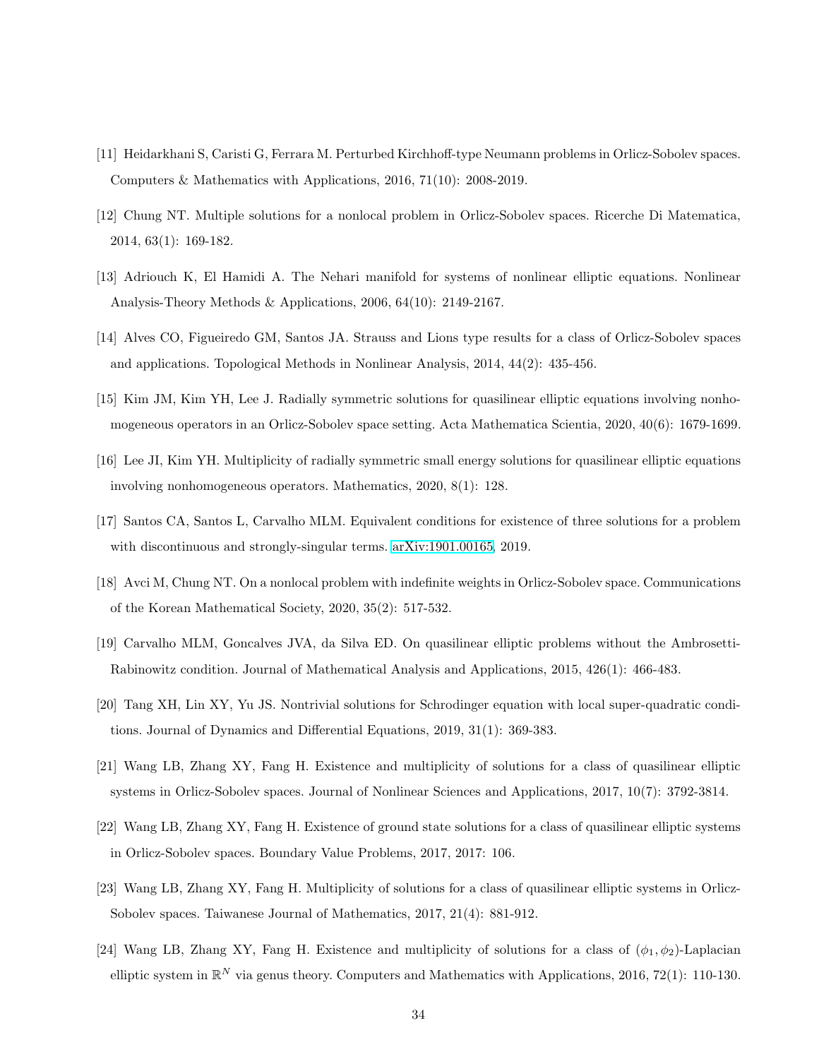[11] Heidarkhani S, Caristi G, Ferrara M. Perturbed Kirchhoff-type Neumann problems in Orlicz-Sobolev spaces. Computers & Mathematics with Applications, 2016, 71(10): 2008-2019.

[12] Chung NT. Multiple solutions for a nonlocal problem in Orlicz-Sobolev spaces. Ricerche Di Matematica, 2014, 63(1): 169-182.

[13] Adriouch K, El Hamidi A. The Nehari manifold for systems of nonlinear elliptic equations. Nonlinear Analysis-Theory Methods & Applications, 2006, 64(10): 2149-2167.

[14] Alves CO, Figueiredo GM, Santos JA. Strauss and Lions type results for a class of Orlicz-Sobolev spaces and applications. Topological Methods in Nonlinear Analysis, 2014, 44(2): 435-456.

[15] Kim JM, Kim YH, Lee J. Radially symmetric solutions for quasilinear elliptic equations involving nonhomogeneous operators in an Orlicz-Sobolev space setting. Acta Mathematica Scientia, 2020, 40(6): 1679-1699.

[16] Lee JI, Kim YH. Multiplicity of radially symmetric small energy solutions for quasilinear elliptic equations involving nonhomogeneous operators. Mathematics, 2020, 8(1): 128.

[17] Santos CA, Santos L, Carvalho MLM. Equivalent conditions for existence of three solutions for a problem with discontinuous and strongly-singular terms. arXiv:1901.00165, 2019.

[18] Avci M, Chung NT. On a nonlocal problem with indefinite weights in Orlicz-Sobolev space. Communications of the Korean Mathematical Society, 2020, 35(2): 517-532.

[19] Carvalho MLM, Goncalves JVA, da Silva ED. On quasilinear elliptic problems without the Ambrosetti-Rabinowitz condition. Journal of Mathematical Analysis and Applications, 2015, 426(1): 466-483.

[20] Tang XH, Lin XY, Yu JS. Nontrivial solutions for Schrodinger equation with local super-quadratic conditions. Journal of Dynamics and Differential Equations, 2019, 31(1): 369-383.

[21] Wang LB, Zhang XY, Fang H. Existence and multiplicity of solutions for a class of quasilinear elliptic systems in Orlicz-Sobolev spaces. Journal of Nonlinear Sciences and Applications, 2017, 10(7): 3792-3814.

[22] Wang LB, Zhang XY, Fang H. Existence of ground state solutions for a class of quasilinear elliptic systems in Orlicz-Sobolev spaces. Boundary Value Problems, 2017, 2017: 106.

[23] Wang LB, Zhang XY, Fang H. Multiplicity of solutions for a class of quasilinear elliptic systems in Orlicz-Sobolev spaces. Taiwanese Journal of Mathematics, 2017, 21(4): 881-912.

[24] Wang LB, Zhang XY, Fang H. Existence and multiplicity of solutions for a class of $(\phi_1, \phi_2)$-Laplacian elliptic system in $\mathbb{R}^N$ via genus theory. Computers and Mathematics with Applications, 2016, 72(1): 110-130.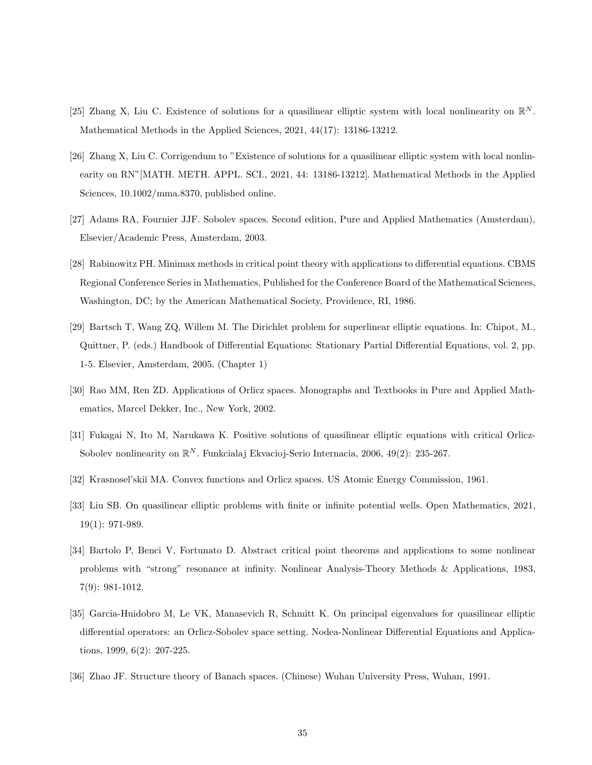[25] Zhang X, Liu C. Existence of solutions for a quasilinear elliptic system with local nonlinearity on $\mathbb{R}^N$. Mathematical Methods in the Applied Sciences, 2021, 44(17): 13186-13212.

[26] Zhang X, Liu C. Corrigendum to "Existence of solutions for a quasilinear elliptic system with local nonlinearity on RN"[MATH. METH. APPL. SCI., 2021, 44: 13186-13212]. Mathematical Methods in the Applied Sciences, 10.1002/mma.8370, published online.

[27] Adams RA, Fournier JJF. Sobolev spaces. Second edition, Pure and Applied Mathematics (Amsterdam), Elsevier/Academic Press, Amsterdam, 2003.

[28] Rabinowitz PH. Minimax methods in critical point theory with applications to differential equations. CBMS Regional Conference Series in Mathematics, Published for the Conference Board of the Mathematical Sciences, Washington, DC; by the American Mathematical Society, Providence, RI, 1986.

[29] Bartsch T, Wang ZQ, Willem M. The Dirichlet problem for superlinear elliptic equations. In: Chipot, M., Quittner, P. (eds.) Handbook of Differential Equations: Stationary Partial Differential Equations, vol. 2, pp. 1-5. Elsevier, Amsterdam, 2005. (Chapter 1)

[30] Rao MM, Ren ZD. Applications of Orlicz spaces. Monographs and Textbooks in Pure and Applied Mathematics, Marcel Dekker, Inc., New York, 2002.

[31] Fukagai N, Ito M, Narukawa K. Positive solutions of quasilinear elliptic equations with critical Orlicz-Sobolev nonlinearity on $\mathbb{R}^N$. Funkcialaj Ekvacioj-Serio Internacia, 2006, 49(2): 235-267.

[32] Krasnosel'skiĭ MA. Convex functions and Orlicz spaces. US Atomic Energy Commission, 1961.

[33] Liu SB. On quasilinear elliptic problems with finite or infinite potential wells. Open Mathematics, 2021, 19(1): 971-989.

[34] Bartolo P, Benci V, Fortunato D. Abstract critical point theorems and applications to some nonlinear problems with "strong" resonance at infinity. Nonlinear Analysis-Theory Methods & Applications, 1983, 7(9): 981-1012.

[35] Garcia-Huidobro M, Le VK, Manasevich R, Schmitt K. On principal eigenvalues for quasilinear elliptic differential operators: an Orlicz-Sobolev space setting. Nodea-Nonlinear Differential Equations and Applications, 1999, 6(2): 207-225.

[36] Zhao JF. Structure theory of Banach spaces. (Chinese) Wuhan University Press, Wuhan, 1991.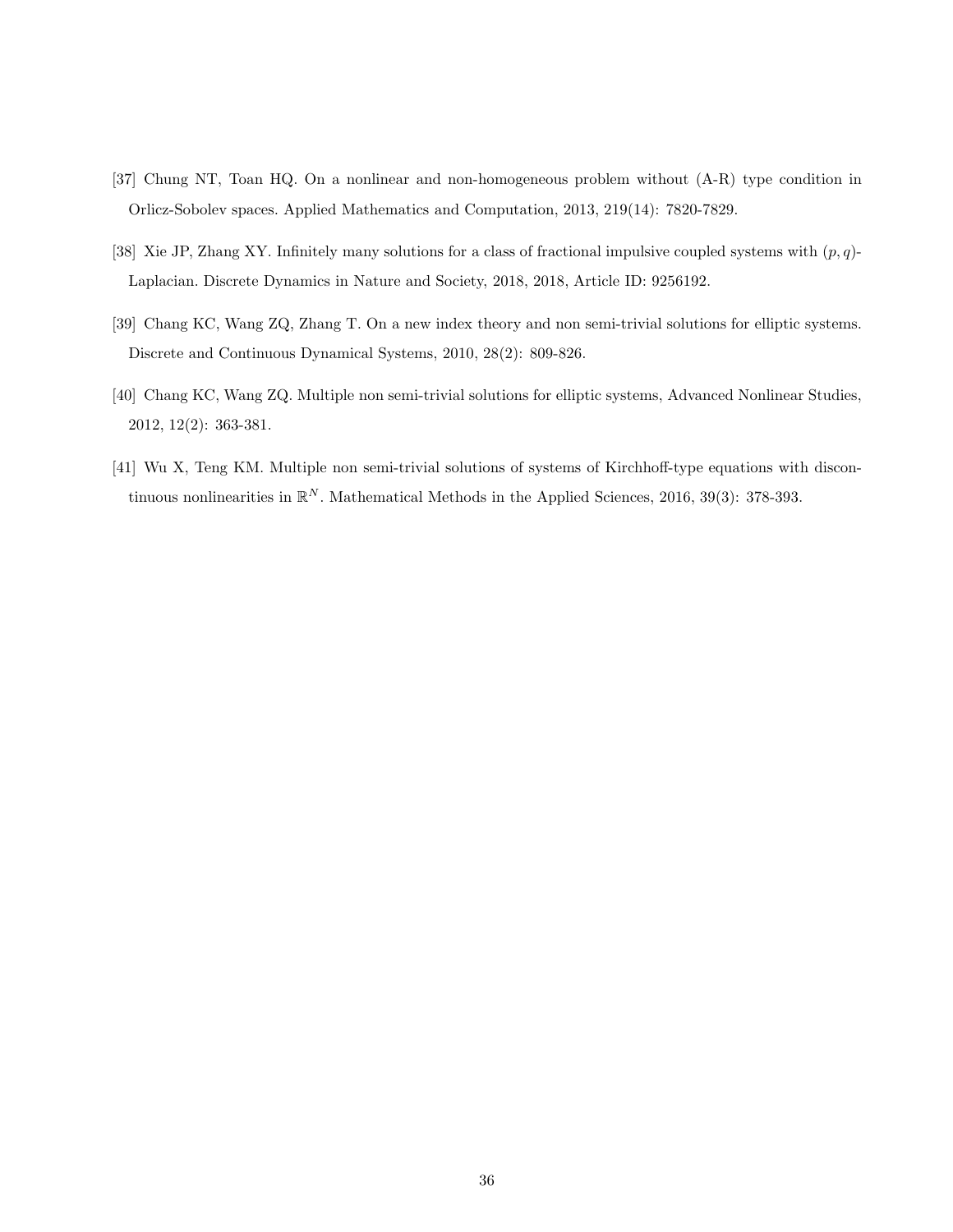[37] Chung NT, Toan HQ. On a nonlinear and non-homogeneous problem without (A-R) type condition in Orlicz-Sobolev spaces. Applied Mathematics and Computation, 2013, 219(14): 7820-7829.

[38] Xie JP, Zhang XY. Infinitely many solutions for a class of fractional impulsive coupled systems with $(p, q)$-Laplacian. Discrete Dynamics in Nature and Society, 2018, 2018, Article ID: 9256192.

[39] Chang KC, Wang ZQ, Zhang T. On a new index theory and non semi-trivial solutions for elliptic systems. Discrete and Continuous Dynamical Systems, 2010, 28(2): 809-826.

[40] Chang KC, Wang ZQ. Multiple non semi-trivial solutions for elliptic systems, Advanced Nonlinear Studies, 2012, 12(2): 363-381.

[41] Wu X, Teng KM. Multiple non semi-trivial solutions of systems of Kirchhoff-type equations with discontinuous nonlinearities in $\mathbb{R}^N$. Mathematical Methods in the Applied Sciences, 2016, 39(3): 378-393.